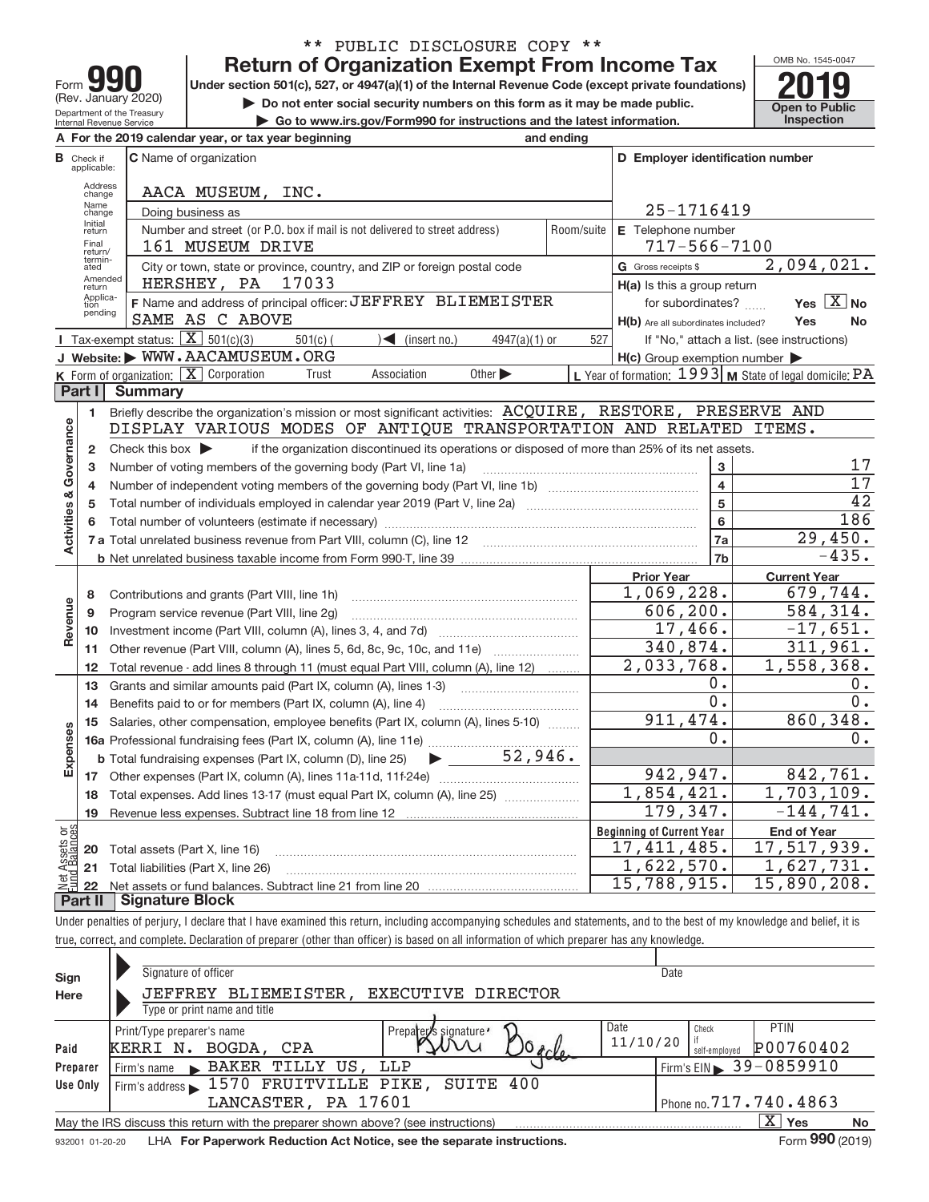\*\* PUBLIC DISCLOSURE COPY \*\*

# Form 990 — Return of Organization Exempt From Income Tax (2019)

Form **990** (Rev. January 2020)
Department of the Treasury
Internal Revenue Service

**Return of Organization Exempt From Income Tax**

Under section 501(c), 527, or 4947(a)(1) of the Internal Revenue Code (except private foundations)

▶ Do not enter social security numbers on this form as it may be made public.

▶ Go to www.irs.gov/Form990 for instructions and the latest information.

OMB No. 1545-0047

**2019**

**Open to Public Inspection**

**A** For the 2019 calendar year, or tax year beginning and ending

**B** Check if applicable: Address change, Name change, Initial return, Final return/terminated, Amended return, Application pending

**C** Name of organization: AACA MUSEUM, INC.

Doing business as

Number and street (or P.O. box if mail is not delivered to street address): 161 MUSEUM DRIVE — Room/suite

City or town, state or province, country, and ZIP or foreign postal code: HERSHEY, PA 17033

**D** Employer identification number: 25-1716419

**E** Telephone number: 717-566-7100

**G** Gross receipts $ 2,094,021.

**F** Name and address of principal officer: JEFFREY BLIEMEISTER, SAME AS C ABOVE

**H(a)** Is this a group return for subordinates? Yes [ ] No [X]

**H(b)** Are all subordinates included? Yes No — If "No," attach a list. (see instructions)

**H(c)** Group exemption number ▶

**I** Tax-exempt status: [X] 501(c)(3) [ ] 501(c) ( ) ◀ (insert no.) [ ] 4947(a)(1) or [ ] 527

**J** Website: ▶ WWW.AACAMUSEUM.ORG

**K** Form of organization: [X] Corporation [ ] Trust [ ] Association [ ] Other ▶

**L** Year of formation: 1993 **M** State of legal domicile: PA

## Part I Summary

**Activities & Governance**

1. Briefly describe the organization's mission or most significant activities: ACQUIRE, RESTORE, PRESERVE AND DISPLAY VARIOUS MODES OF ANTIQUE TRANSPORTATION AND RELATED ITEMS.
2. Check this box ▶ [ ] if the organization discontinued its operations or disposed of more than 25% of its net assets.

| | | Line | Value |
|---|---|---|---|
| 3 | Number of voting members of the governing body (Part VI, line 1a) | 3 | 17 |
| 4 | Number of independent voting members of the governing body (Part VI, line 1b) | 4 | 17 |
| 5 | Total number of individuals employed in calendar year 2019 (Part V, line 2a) | 5 | 42 |
| 6 | Total number of volunteers (estimate if necessary) | 6 | 186 |
| 7a | Total unrelated business revenue from Part VIII, column (C), line 12 | 7a | 29,450. |
| 7b | Net unrelated business taxable income from Form 990-T, line 39 | 7b | -435. |

**Revenue / Expenses**

| | | Prior Year | Current Year |
|---|---|---|---|
| 8 | Contributions and grants (Part VIII, line 1h) | 1,069,228. | 679,744. |
| 9 | Program service revenue (Part VIII, line 2g) | 606,200. | 584,314. |
| 10 | Investment income (Part VIII, column (A), lines 3, 4, and 7d) | 17,466. | -17,651. |
| 11 | Other revenue (Part VIII, column (A), lines 5, 6d, 8c, 9c, 10c, and 11e) | 340,874. | 311,961. |
| 12 | Total revenue - add lines 8 through 11 (must equal Part VIII, column (A), line 12) | 2,033,768. | 1,558,368. |
| 13 | Grants and similar amounts paid (Part IX, column (A), lines 1-3) | 0. | 0. |
| 14 | Benefits paid to or for members (Part IX, column (A), line 4) | 0. | 0. |
| 15 | Salaries, other compensation, employee benefits (Part IX, column (A), lines 5-10) | 911,474. | 860,348. |
| 16a | Professional fundraising fees (Part IX, column (A), line 11e) | 0. | 0. |
| b | Total fundraising expenses (Part IX, column (D), line 25) ▶ 52,946. | | |
| 17 | Other expenses (Part IX, column (A), lines 11a-11d, 11f-24e) | 942,947. | 842,761. |
| 18 | Total expenses. Add lines 13-17 (must equal Part IX, column (A), line 25) | 1,854,421. | 1,703,109. |
| 19 | Revenue less expenses. Subtract line 18 from line 12 | 179,347. | -144,741. |

**Net Assets or Fund Balances**

| | | Beginning of Current Year | End of Year |
|---|---|---|---|
| 20 | Total assets (Part X, line 16) | 17,411,485. | 17,517,939. |
| 21 | Total liabilities (Part X, line 26) | 1,622,570. | 1,627,731. |
| 22 | Net assets or fund balances. Subtract line 21 from line 20 | 15,788,915. | 15,890,208. |

## Part II Signature Block

Under penalties of perjury, I declare that I have examined this return, including accompanying schedules and statements, and to the best of my knowledge and belief, it is true, correct, and complete. Declaration of preparer (other than officer) is based on all information of which preparer has any knowledge.

**Sign Here**

Signature of officer — Date

JEFFREY BLIEMEISTER, EXECUTIVE DIRECTOR
Type or print name and title

**Paid Preparer Use Only**

| Print/Type preparer's name | Preparer's signature | Date | Check if self-employed | PTIN |
|---|---|---|---|---|
| KERRI N. BOGDA, CPA | Kerri Bogda | 11/10/20 | | P00760402 |

Firm's name ▶ BAKER TILLY US, LLP — Firm's EIN ▶ 39-0859910

Firm's address ▶ 1570 FRUITVILLE PIKE, SUITE 400, LANCASTER, PA 17601 — Phone no. 717.740.4863

May the IRS discuss this return with the preparer shown above? (see instructions) [X] Yes [ ] No

932001 01-20-20 LHA For Paperwork Reduction Act Notice, see the separate instructions. Form **990** (2019)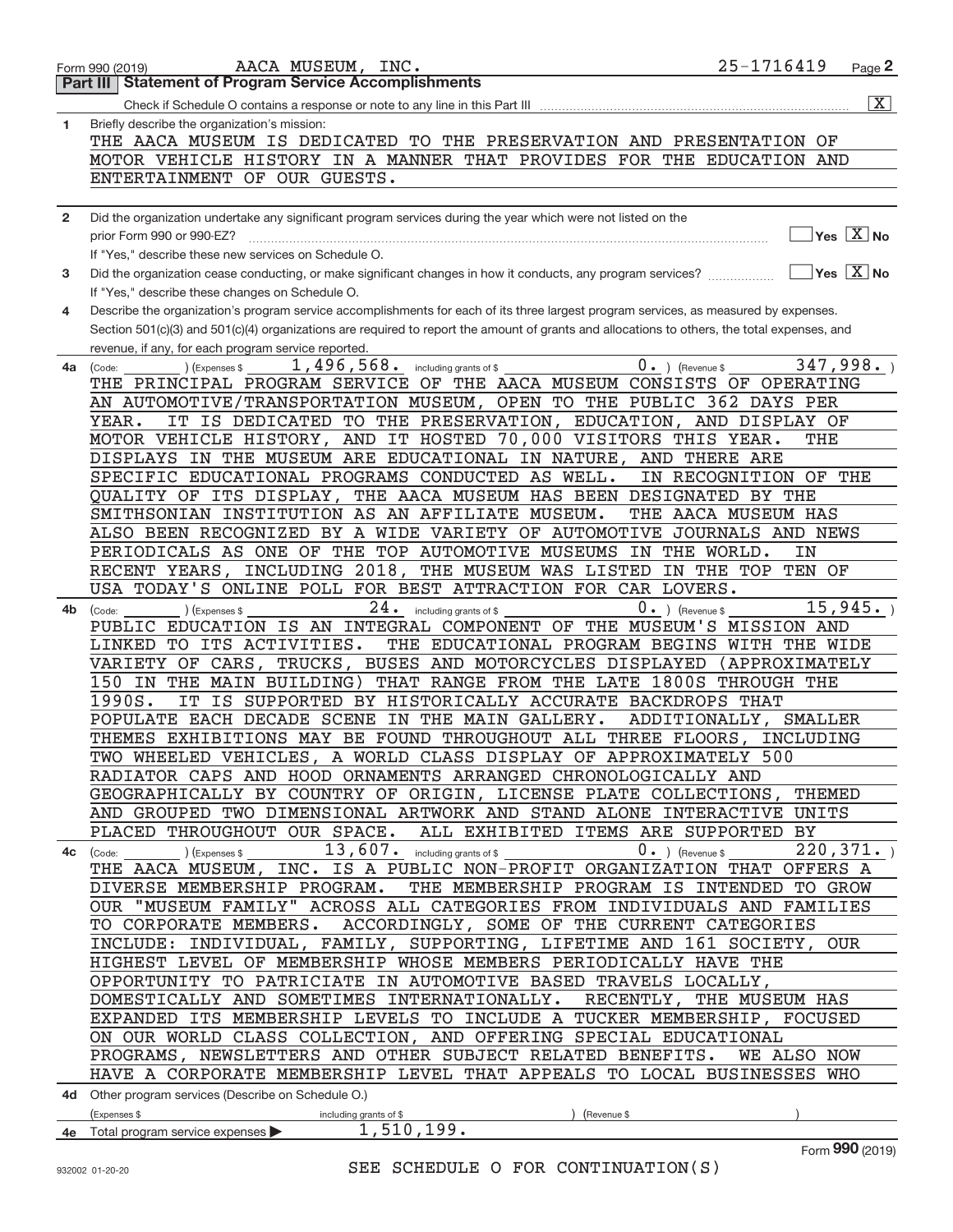Form 990 (2019) AACA MUSEUM, INC. 25-1716419 Page 2

## Part III | Statement of Program Service Accomplishments

Check if Schedule O contains a response or note to any line in this Part III [X]

**1** Briefly describe the organization's mission:

THE AACA MUSEUM IS DEDICATED TO THE PRESERVATION AND PRESENTATION OF MOTOR VEHICLE HISTORY IN A MANNER THAT PROVIDES FOR THE EDUCATION AND ENTERTAINMENT OF OUR GUESTS.

**2** Did the organization undertake any significant program services during the year which were not listed on the prior Form 990 or 990-EZ? [ ] Yes [X] No

If "Yes," describe these new services on Schedule O.

**3** Did the organization cease conducting, or make significant changes in how it conducts, any program services? [ ] Yes [X] No

If "Yes," describe these changes on Schedule O.

**4** Describe the organization's program service accomplishments for each of its three largest program services, as measured by expenses. Section 501(c)(3) and 501(c)(4) organizations are required to report the amount of grants and allocations to others, the total expenses, and revenue, if any, for each program service reported.

**4a** (Code: ) (Expenses $ 1,496,568. including grants of $ 0. ) (Revenue $ 347,998. )

THE PRINCIPAL PROGRAM SERVICE OF THE AACA MUSEUM CONSISTS OF OPERATING AN AUTOMOTIVE/TRANSPORTATION MUSEUM, OPEN TO THE PUBLIC 362 DAYS PER YEAR. IT IS DEDICATED TO THE PRESERVATION, EDUCATION, AND DISPLAY OF MOTOR VEHICLE HISTORY, AND IT HOSTED 70,000 VISITORS THIS YEAR. THE DISPLAYS IN THE MUSEUM ARE EDUCATIONAL IN NATURE, AND THERE ARE SPECIFIC EDUCATIONAL PROGRAMS CONDUCTED AS WELL. IN RECOGNITION OF THE QUALITY OF ITS DISPLAY, THE AACA MUSEUM HAS BEEN DESIGNATED BY THE SMITHSONIAN INSTITUTION AS AN AFFILIATE MUSEUM. THE AACA MUSEUM HAS ALSO BEEN RECOGNIZED BY A WIDE VARIETY OF AUTOMOTIVE JOURNALS AND NEWS PERIODICALS AS ONE OF THE TOP AUTOMOTIVE MUSEUMS IN THE WORLD. IN RECENT YEARS, INCLUDING 2018, THE MUSEUM WAS LISTED IN THE TOP TEN OF USA TODAY'S ONLINE POLL FOR BEST ATTRACTION FOR CAR LOVERS.

**4b** (Code: ) (Expenses $ 24. including grants of $ 0. ) (Revenue $ 15,945. )

PUBLIC EDUCATION IS AN INTEGRAL COMPONENT OF THE MUSEUM'S MISSION AND LINKED TO ITS ACTIVITIES. THE EDUCATIONAL PROGRAM BEGINS WITH THE WIDE VARIETY OF CARS, TRUCKS, BUSES AND MOTORCYCLES DISPLAYED (APPROXIMATELY 150 IN THE MAIN BUILDING) THAT RANGE FROM THE LATE 1800S THROUGH THE 1990S. IT IS SUPPORTED BY HISTORICALLY ACCURATE BACKDROPS THAT POPULATE EACH DECADE SCENE IN THE MAIN GALLERY. ADDITIONALLY, SMALLER THEMES EXHIBITIONS MAY BE FOUND THROUGHOUT ALL THREE FLOORS, INCLUDING TWO WHEELED VEHICLES, A WORLD CLASS DISPLAY OF APPROXIMATELY 500 RADIATOR CAPS AND HOOD ORNAMENTS ARRANGED CHRONOLOGICALLY AND GEOGRAPHICALLY BY COUNTRY OF ORIGIN, LICENSE PLATE COLLECTIONS, THEMED AND GROUPED TWO DIMENSIONAL ARTWORK AND STAND ALONE INTERACTIVE UNITS PLACED THROUGHOUT OUR SPACE. ALL EXHIBITED ITEMS ARE SUPPORTED BY

**4c** (Code: ) (Expenses $ 13,607. including grants of $ 0. ) (Revenue $ 220,371. )

THE AACA MUSEUM, INC. IS A PUBLIC NON-PROFIT ORGANIZATION THAT OFFERS A DIVERSE MEMBERSHIP PROGRAM. THE MEMBERSHIP PROGRAM IS INTENDED TO GROW OUR "MUSEUM FAMILY" ACROSS ALL CATEGORIES FROM INDIVIDUALS AND FAMILIES TO CORPORATE MEMBERS. ACCORDINGLY, SOME OF THE CURRENT CATEGORIES INCLUDE: INDIVIDUAL, FAMILY, SUPPORTING, LIFETIME AND 161 SOCIETY, OUR HIGHEST LEVEL OF MEMBERSHIP WHOSE MEMBERS PERIODICALLY HAVE THE OPPORTUNITY TO PATRICIATE IN AUTOMOTIVE BASED TRAVELS LOCALLY, DOMESTICALLY AND SOMETIMES INTERNATIONALLY. RECENTLY, THE MUSEUM HAS EXPANDED ITS MEMBERSHIP LEVELS TO INCLUDE A TUCKER MEMBERSHIP, FOCUSED ON OUR WORLD CLASS COLLECTION, AND OFFERING SPECIAL EDUCATIONAL PROGRAMS, NEWSLETTERS AND OTHER SUBJECT RELATED BENEFITS. WE ALSO NOW HAVE A CORPORATE MEMBERSHIP LEVEL THAT APPEALS TO LOCAL BUSINESSES WHO

**4d** Other program services (Describe on Schedule O.)

(Expenses $ including grants of $ ) (Revenue $ )

**4e** Total program service expenses ▶ 1,510,199.

Form **990** (2019)

SEE SCHEDULE O FOR CONTINUATION(S)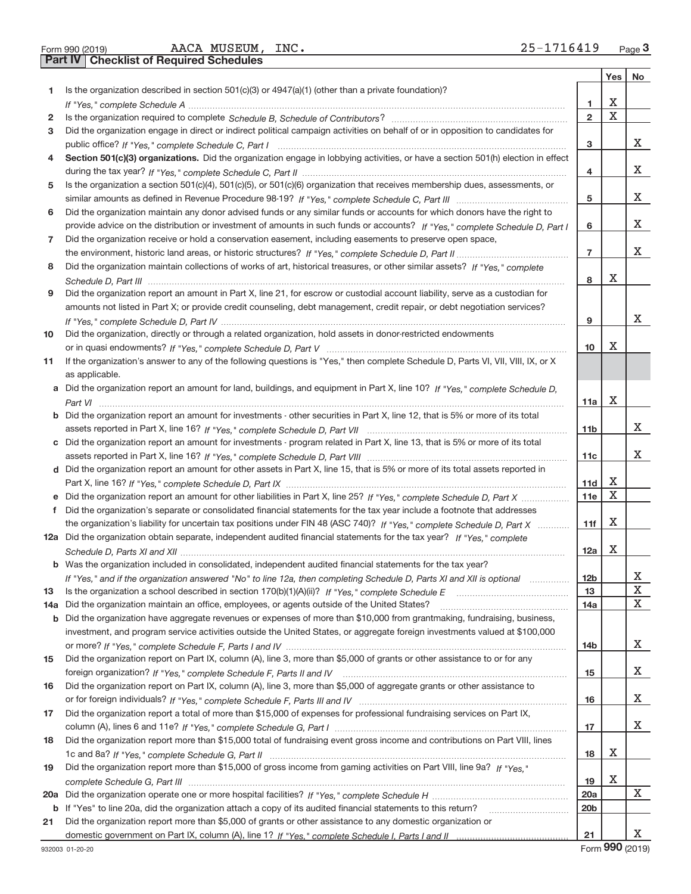Form 990 (2019) AACA MUSEUM, INC. 25-1716419 Page **3**

## Part IV | Checklist of Required Schedules

| | | | Yes | No |
|---|---|---|---|---|
| **1** | Is the organization described in section 501(c)(3) or 4947(a)(1) (other than a private foundation)? *If "Yes," complete Schedule A* | **1** | X | |
| **2** | Is the organization required to complete *Schedule B, Schedule of Contributors*? | **2** | X | |
| **3** | Did the organization engage in direct or indirect political campaign activities on behalf of or in opposition to candidates for public office? *If "Yes," complete Schedule C, Part I* | **3** | | X |
| **4** | **Section 501(c)(3) organizations.** Did the organization engage in lobbying activities, or have a section 501(h) election in effect during the tax year? *If "Yes," complete Schedule C, Part II* | **4** | | X |
| **5** | Is the organization a section 501(c)(4), 501(c)(5), or 501(c)(6) organization that receives membership dues, assessments, or similar amounts as defined in Revenue Procedure 98-19? *If "Yes," complete Schedule C, Part III* | **5** | | X |
| **6** | Did the organization maintain any donor advised funds or any similar funds or accounts for which donors have the right to provide advice on the distribution or investment of amounts in such funds or accounts? *If "Yes," complete Schedule D, Part I* | **6** | | X |
| **7** | Did the organization receive or hold a conservation easement, including easements to preserve open space, the environment, historic land areas, or historic structures? *If "Yes," complete Schedule D, Part II* | **7** | | X |
| **8** | Did the organization maintain collections of works of art, historical treasures, or other similar assets? *If "Yes," complete Schedule D, Part III* | **8** | X | |
| **9** | Did the organization report an amount in Part X, line 21, for escrow or custodial account liability, serve as a custodian for amounts not listed in Part X; or provide credit counseling, debt management, credit repair, or debt negotiation services? *If "Yes," complete Schedule D, Part IV* | **9** | | X |
| **10** | Did the organization, directly or through a related organization, hold assets in donor-restricted endowments or in quasi endowments? *If "Yes," complete Schedule D, Part V* | **10** | X | |
| **11** | If the organization's answer to any of the following questions is "Yes," then complete Schedule D, Parts VI, VII, VIII, IX, or X as applicable. | | | |
| **a** | Did the organization report an amount for land, buildings, and equipment in Part X, line 10? *If "Yes," complete Schedule D, Part VI* | **11a** | X | |
| **b** | Did the organization report an amount for investments - other securities in Part X, line 12, that is 5% or more of its total assets reported in Part X, line 16? *If "Yes," complete Schedule D, Part VII* | **11b** | | X |
| **c** | Did the organization report an amount for investments - program related in Part X, line 13, that is 5% or more of its total assets reported in Part X, line 16? *If "Yes," complete Schedule D, Part VIII* | **11c** | | X |
| **d** | Did the organization report an amount for other assets in Part X, line 15, that is 5% or more of its total assets reported in Part X, line 16? *If "Yes," complete Schedule D, Part IX* | **11d** | X | |
| **e** | Did the organization report an amount for other liabilities in Part X, line 25? *If "Yes," complete Schedule D, Part X* | **11e** | X | |
| **f** | Did the organization's separate or consolidated financial statements for the tax year include a footnote that addresses the organization's liability for uncertain tax positions under FIN 48 (ASC 740)? *If "Yes," complete Schedule D, Part X* | **11f** | X | |
| **12a** | Did the organization obtain separate, independent audited financial statements for the tax year? *If "Yes," complete Schedule D, Parts XI and XII* | **12a** | X | |
| **b** | Was the organization included in consolidated, independent audited financial statements for the tax year? *If "Yes," and if the organization answered "No" to line 12a, then completing Schedule D, Parts XI and XII is optional* | **12b** | | X |
| **13** | Is the organization a school described in section 170(b)(1)(A)(ii)? *If "Yes," complete Schedule E* | **13** | | X |
| **14a** | Did the organization maintain an office, employees, or agents outside of the United States? | **14a** | | X |
| **b** | Did the organization have aggregate revenues or expenses of more than $10,000 from grantmaking, fundraising, business, investment, and program service activities outside the United States, or aggregate foreign investments valued at $100,000 or more? *If "Yes," complete Schedule F, Parts I and IV* | **14b** | | X |
| **15** | Did the organization report on Part IX, column (A), line 3, more than $5,000 of grants or other assistance to or for any foreign organization? *If "Yes," complete Schedule F, Parts II and IV* | **15** | | X |
| **16** | Did the organization report on Part IX, column (A), line 3, more than $5,000 of aggregate grants or other assistance to or for foreign individuals? *If "Yes," complete Schedule F, Parts III and IV* | **16** | | X |
| **17** | Did the organization report a total of more than $15,000 of expenses for professional fundraising services on Part IX, column (A), lines 6 and 11e? *If "Yes," complete Schedule G, Part I* | **17** | | X |
| **18** | Did the organization report more than $15,000 total of fundraising event gross income and contributions on Part VIII, lines 1c and 8a? *If "Yes," complete Schedule G, Part II* | **18** | X | |
| **19** | Did the organization report more than $15,000 of gross income from gaming activities on Part VIII, line 9a? *If "Yes," complete Schedule G, Part III* | **19** | X | |
| **20a** | Did the organization operate one or more hospital facilities? *If "Yes," complete Schedule H* | **20a** | | X |
| **b** | If "Yes" to line 20a, did the organization attach a copy of its audited financial statements to this return? | **20b** | | |
| **21** | Did the organization report more than $5,000 of grants or other assistance to any domestic organization or domestic government on Part IX, column (A), line 1? *If "Yes," complete Schedule I, Parts I and II* | **21** | | X |

932003 01-20-20 Form **990** (2019)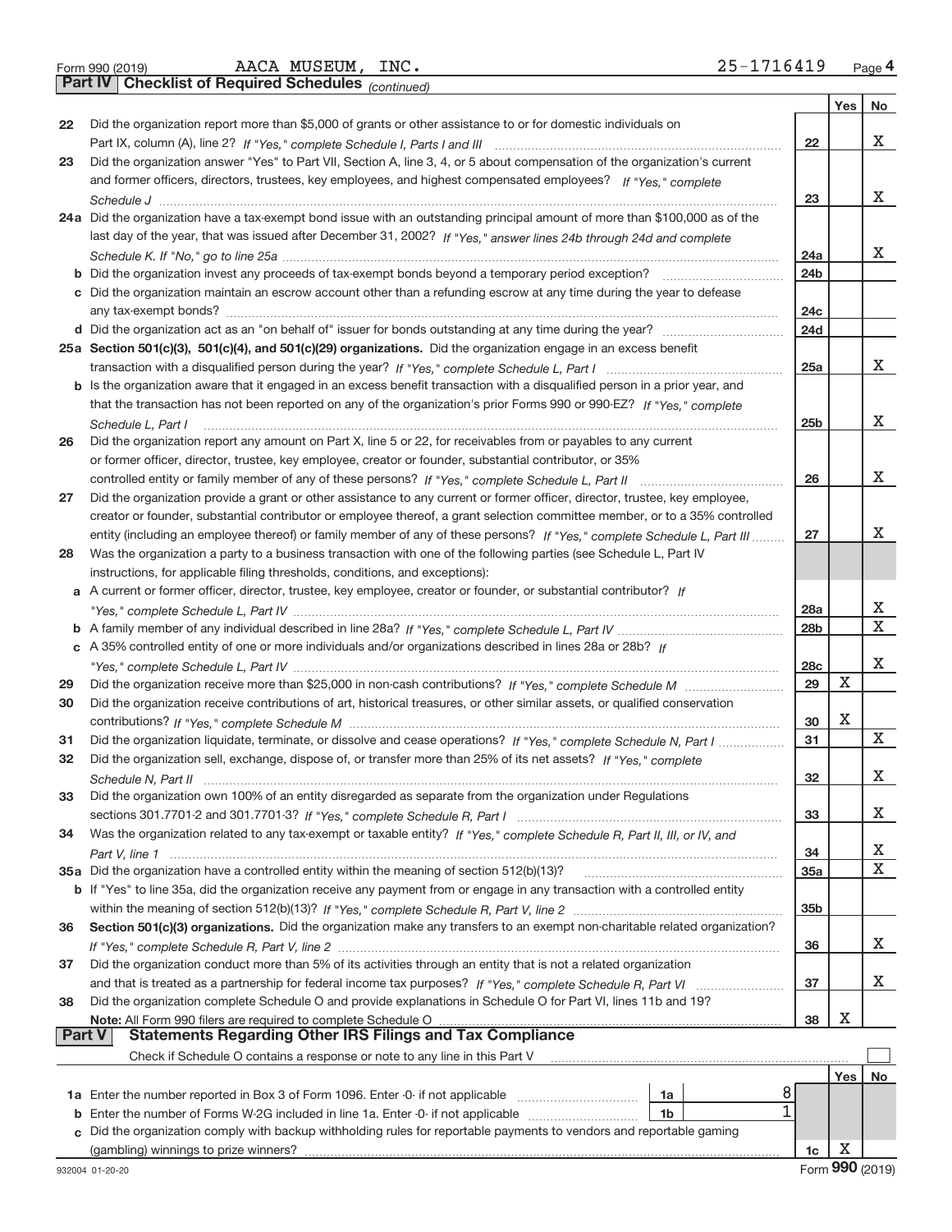Form 990 (2019) AACA MUSEUM, INC. 25-1716419 Page 4

## Part IV Checklist of Required Schedules *(continued)*

| | | | Yes | No |
|---|---|---|---|---|
| 22 | Did the organization report more than $5,000 of grants or other assistance to or for domestic individuals on Part IX, column (A), line 2? *If "Yes," complete Schedule I, Parts I and III* | 22 | | X |
| 23 | Did the organization answer "Yes" to Part VII, Section A, line 3, 4, or 5 about compensation of the organization's current and former officers, directors, trustees, key employees, and highest compensated employees? *If "Yes," complete Schedule J* | 23 | | X |
| 24a | Did the organization have a tax-exempt bond issue with an outstanding principal amount of more than $100,000 as of the last day of the year, that was issued after December 31, 2002? *If "Yes," answer lines 24b through 24d and complete Schedule K. If "No," go to line 25a* | 24a | | X |
| b | Did the organization invest any proceeds of tax-exempt bonds beyond a temporary period exception? | 24b | | |
| c | Did the organization maintain an escrow account other than a refunding escrow at any time during the year to defease any tax-exempt bonds? | 24c | | |
| d | Did the organization act as an "on behalf of" issuer for bonds outstanding at any time during the year? | 24d | | |
| 25a | **Section 501(c)(3), 501(c)(4), and 501(c)(29) organizations.** Did the organization engage in an excess benefit transaction with a disqualified person during the year? *If "Yes," complete Schedule L, Part I* | 25a | | X |
| b | Is the organization aware that it engaged in an excess benefit transaction with a disqualified person in a prior year, and that the transaction has not been reported on any of the organization's prior Forms 990 or 990-EZ? *If "Yes," complete Schedule L, Part I* | 25b | | X |
| 26 | Did the organization report any amount on Part X, line 5 or 22, for receivables from or payables to any current or former officer, director, trustee, key employee, creator or founder, substantial contributor, or 35% controlled entity or family member of any of these persons? *If "Yes," complete Schedule L, Part II* | 26 | | X |
| 27 | Did the organization provide a grant or other assistance to any current or former officer, director, trustee, key employee, creator or founder, substantial contributor or employee thereof, a grant selection committee member, or to a 35% controlled entity (including an employee thereof) or family member of any of these persons? *If "Yes," complete Schedule L, Part III* | 27 | | X |
| 28 | Was the organization a party to a business transaction with one of the following parties (see Schedule L, Part IV instructions, for applicable filing thresholds, conditions, and exceptions): | | | |
| a | A current or former officer, director, trustee, key employee, creator or founder, or substantial contributor? *If "Yes," complete Schedule L, Part IV* | 28a | | X |
| b | A family member of any individual described in line 28a? *If "Yes," complete Schedule L, Part IV* | 28b | | X |
| c | A 35% controlled entity of one or more individuals and/or organizations described in lines 28a or 28b? *If "Yes," complete Schedule L, Part IV* | 28c | | X |
| 29 | Did the organization receive more than $25,000 in non-cash contributions? *If "Yes," complete Schedule M* | 29 | X | |
| 30 | Did the organization receive contributions of art, historical treasures, or other similar assets, or qualified conservation contributions? *If "Yes," complete Schedule M* | 30 | X | |
| 31 | Did the organization liquidate, terminate, or dissolve and cease operations? *If "Yes," complete Schedule N, Part I* | 31 | | X |
| 32 | Did the organization sell, exchange, dispose of, or transfer more than 25% of its net assets? *If "Yes," complete Schedule N, Part II* | 32 | | X |
| 33 | Did the organization own 100% of an entity disregarded as separate from the organization under Regulations sections 301.7701-2 and 301.7701-3? *If "Yes," complete Schedule R, Part I* | 33 | | X |
| 34 | Was the organization related to any tax-exempt or taxable entity? *If "Yes," complete Schedule R, Part II, III, or IV, and Part V, line 1* | 34 | | X |
| 35a | Did the organization have a controlled entity within the meaning of section 512(b)(13)? | 35a | | X |
| b | If "Yes" to line 35a, did the organization receive any payment from or engage in any transaction with a controlled entity within the meaning of section 512(b)(13)? *If "Yes," complete Schedule R, Part V, line 2* | 35b | | |
| 36 | **Section 501(c)(3) organizations.** Did the organization make any transfers to an exempt non-charitable related organization? *If "Yes," complete Schedule R, Part V, line 2* | 36 | | X |
| 37 | Did the organization conduct more than 5% of its activities through an entity that is not a related organization and that is treated as a partnership for federal income tax purposes? *If "Yes," complete Schedule R, Part VI* | 37 | | X |
| 38 | Did the organization complete Schedule O and provide explanations in Schedule O for Part VI, lines 11b and 19? **Note:** All Form 990 filers are required to complete Schedule O | 38 | X | |

## Part V Statements Regarding Other IRS Filings and Tax Compliance

Check if Schedule O contains a response or note to any line in this Part V ☐

| | | | | | Yes | No |
|---|---|---|---|---|---|---|
| 1a | Enter the number reported in Box 3 of Form 1096. Enter -0- if not applicable | 1a | 8 | | | |
| b | Enter the number of Forms W-2G included in line 1a. Enter -0- if not applicable | 1b | 1 | | | |
| c | Did the organization comply with backup withholding rules for reportable payments to vendors and reportable gaming (gambling) winnings to prize winners? | | | 1c | X | |

932004 01-20-20 Form **990** (2019)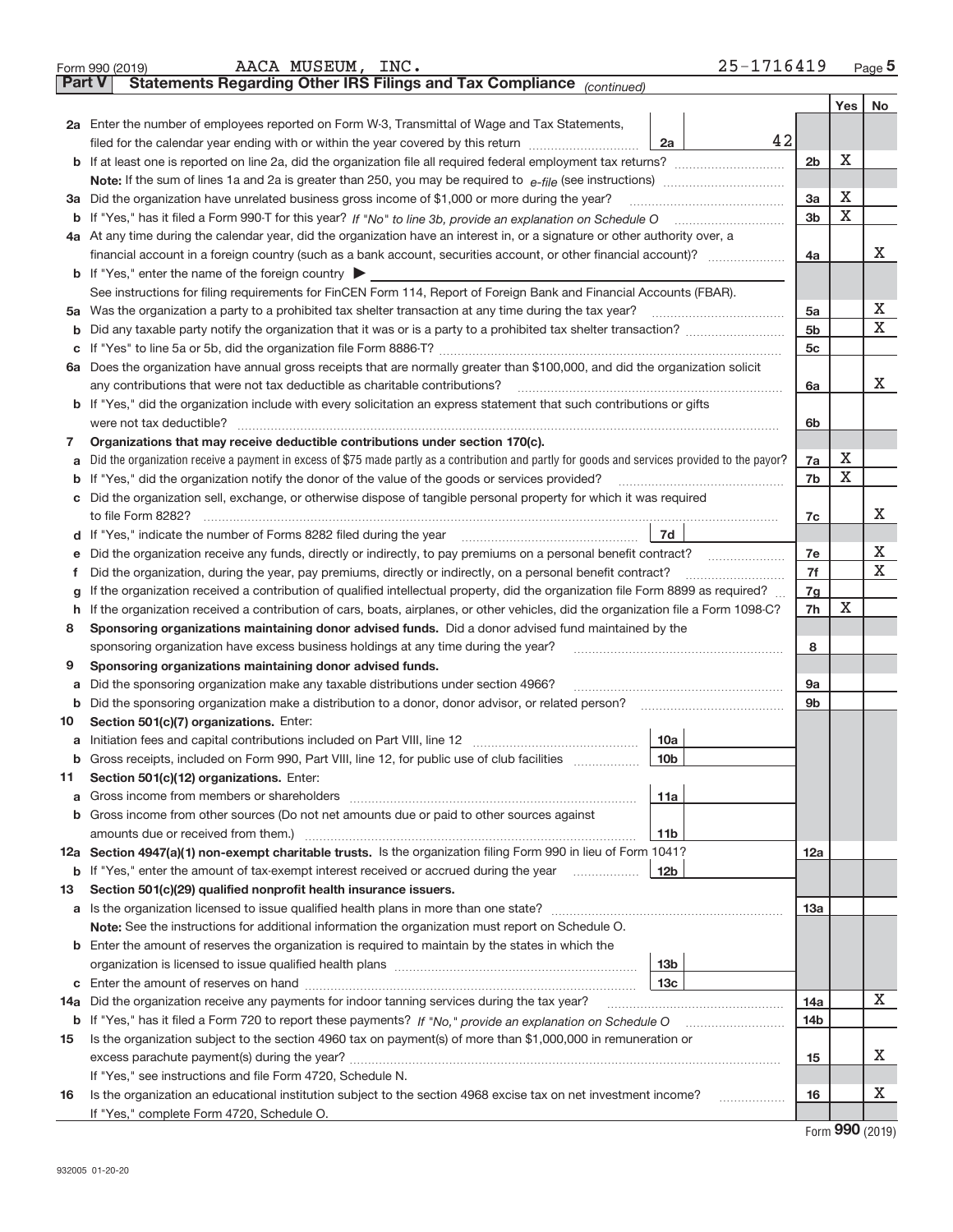Form 990 (2019) AACA MUSEUM, INC. 25-1716419 Page **5**

## Part V Statements Regarding Other IRS Filings and Tax Compliance *(continued)*

| | | | | | Yes | No |
|---|---|---|---|---|---|---|
| **2a** | Enter the number of employees reported on Form W-3, Transmittal of Wage and Tax Statements, filed for the calendar year ending with or within the year covered by this return | 2a | 42 | | | |
| **b** | If at least one is reported on line 2a, did the organization file all required federal employment tax returns? | | | 2b | X | |
| | **Note:** If the sum of lines 1a and 2a is greater than 250, you may be required to *e-file* (see instructions) | | | | | |
| **3a** | Did the organization have unrelated business gross income of $1,000 or more during the year? | | | 3a | X | |
| **b** | If "Yes," has it filed a Form 990-T for this year? *If "No" to line 3b, provide an explanation on Schedule O* | | | 3b | X | |
| **4a** | At any time during the calendar year, did the organization have an interest in, or a signature or other authority over, a financial account in a foreign country (such as a bank account, securities account, or other financial account)? | | | 4a | | X |
| **b** | If "Yes," enter the name of the foreign country ▶ | | | | | |
| | See instructions for filing requirements for FinCEN Form 114, Report of Foreign Bank and Financial Accounts (FBAR). | | | | | |
| **5a** | Was the organization a party to a prohibited tax shelter transaction at any time during the tax year? | | | 5a | | X |
| **b** | Did any taxable party notify the organization that it was or is a party to a prohibited tax shelter transaction? | | | 5b | | X |
| **c** | If "Yes" to line 5a or 5b, did the organization file Form 8886-T? | | | 5c | | |
| **6a** | Does the organization have annual gross receipts that are normally greater than $100,000, and did the organization solicit any contributions that were not tax deductible as charitable contributions? | | | 6a | | X |
| **b** | If "Yes," did the organization include with every solicitation an express statement that such contributions or gifts were not tax deductible? | | | 6b | | |
| **7** | **Organizations that may receive deductible contributions under section 170(c).** | | | | | |
| **a** | Did the organization receive a payment in excess of $75 made partly as a contribution and partly for goods and services provided to the payor? | | | 7a | X | |
| **b** | If "Yes," did the organization notify the donor of the value of the goods or services provided? | | | 7b | X | |
| **c** | Did the organization sell, exchange, or otherwise dispose of tangible personal property for which it was required to file Form 8282? | | | 7c | | X |
| **d** | If "Yes," indicate the number of Forms 8282 filed during the year | 7d | | | | |
| **e** | Did the organization receive any funds, directly or indirectly, to pay premiums on a personal benefit contract? | | | 7e | | X |
| **f** | Did the organization, during the year, pay premiums, directly or indirectly, on a personal benefit contract? | | | 7f | | X |
| **g** | If the organization received a contribution of qualified intellectual property, did the organization file Form 8899 as required? | | | 7g | | |
| **h** | If the organization received a contribution of cars, boats, airplanes, or other vehicles, did the organization file a Form 1098-C? | | | 7h | X | |
| **8** | **Sponsoring organizations maintaining donor advised funds.** Did a donor advised fund maintained by the sponsoring organization have excess business holdings at any time during the year? | | | 8 | | |
| **9** | **Sponsoring organizations maintaining donor advised funds.** | | | | | |
| **a** | Did the sponsoring organization make any taxable distributions under section 4966? | | | 9a | | |
| **b** | Did the sponsoring organization make a distribution to a donor, donor advisor, or related person? | | | 9b | | |
| **10** | **Section 501(c)(7) organizations.** Enter: | | | | | |
| **a** | Initiation fees and capital contributions included on Part VIII, line 12 | 10a | | | | |
| **b** | Gross receipts, included on Form 990, Part VIII, line 12, for public use of club facilities | 10b | | | | |
| **11** | **Section 501(c)(12) organizations.** Enter: | | | | | |
| **a** | Gross income from members or shareholders | 11a | | | | |
| **b** | Gross income from other sources (Do not net amounts due or paid to other sources against amounts due or received from them.) | 11b | | | | |
| **12a** | **Section 4947(a)(1) non-exempt charitable trusts.** Is the organization filing Form 990 in lieu of Form 1041? | | | 12a | | |
| **b** | If "Yes," enter the amount of tax-exempt interest received or accrued during the year | 12b | | | | |
| **13** | **Section 501(c)(29) qualified nonprofit health insurance issuers.** | | | | | |
| **a** | Is the organization licensed to issue qualified health plans in more than one state? | | | 13a | | |
| | **Note:** See the instructions for additional information the organization must report on Schedule O. | | | | | |
| **b** | Enter the amount of reserves the organization is required to maintain by the states in which the organization is licensed to issue qualified health plans | 13b | | | | |
| **c** | Enter the amount of reserves on hand | 13c | | | | |
| **14a** | Did the organization receive any payments for indoor tanning services during the tax year? | | | 14a | | X |
| **b** | If "Yes," has it filed a Form 720 to report these payments? *If "No," provide an explanation on Schedule O* | | | 14b | | |
| **15** | Is the organization subject to the section 4960 tax on payment(s) of more than $1,000,000 in remuneration or excess parachute payment(s) during the year? | | | 15 | | X |
| | If "Yes," see instructions and file Form 4720, Schedule N. | | | | | |
| **16** | Is the organization an educational institution subject to the section 4968 excise tax on net investment income? | | | 16 | | X |
| | If "Yes," complete Form 4720, Schedule O. | | | | | |

Form **990** (2019)

932005 01-20-20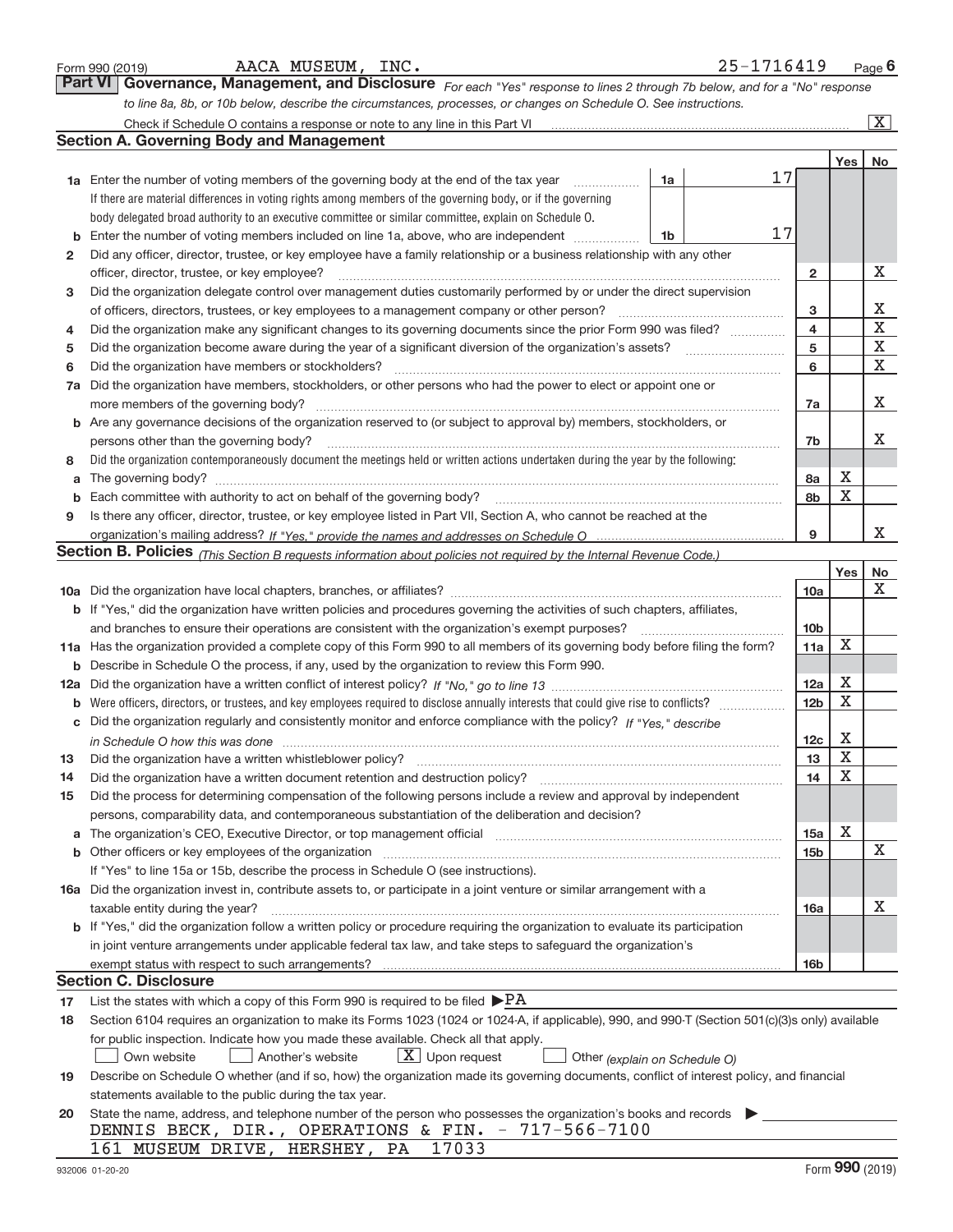Form 990 (2019) AACA MUSEUM, INC. 25-1716419

## Part VI Governance, Management, and Disclosure

*For each "Yes" response to lines 2 through 7b below, and for a "No" response to line 8a, 8b, or 10b below, describe the circumstances, processes, or changes on Schedule O. See instructions.*

Check if Schedule O contains a response or note to any line in this Part VI [X]

### Section A. Governing Body and Management

| | | | | Yes | No |
|---|---|---|---|---|---|
| 1a | Enter the number of voting members of the governing body at the end of the tax year. If there are material differences in voting rights among members of the governing body, or if the governing body delegated broad authority to an executive committee or similar committee, explain on Schedule O. | 1a | 17 | | |
| b | Enter the number of voting members included on line 1a, above, who are independent | 1b | 17 | | |
| 2 | Did any officer, director, trustee, or key employee have a family relationship or a business relationship with any other officer, director, trustee, or key employee? | 2 | | | X |
| 3 | Did the organization delegate control over management duties customarily performed by or under the direct supervision of officers, directors, trustees, or key employees to a management company or other person? | 3 | | | X |
| 4 | Did the organization make any significant changes to its governing documents since the prior Form 990 was filed? | 4 | | | X |
| 5 | Did the organization become aware during the year of a significant diversion of the organization's assets? | 5 | | | X |
| 6 | Did the organization have members or stockholders? | 6 | | | X |
| 7a | Did the organization have members, stockholders, or other persons who had the power to elect or appoint one or more members of the governing body? | 7a | | | X |
| b | Are any governance decisions of the organization reserved to (or subject to approval by) members, stockholders, or persons other than the governing body? | 7b | | | X |
| 8 | Did the organization contemporaneously document the meetings held or written actions undertaken during the year by the following: | | | | |
| a | The governing body? | 8a | | X | |
| b | Each committee with authority to act on behalf of the governing body? | 8b | | X | |
| 9 | Is there any officer, director, trustee, or key employee listed in Part VII, Section A, who cannot be reached at the organization's mailing address? *If "Yes," provide the names and addresses on Schedule O* | 9 | | | X |

### Section B. Policies *(This Section B requests information about policies not required by the Internal Revenue Code.)*

| | | | Yes | No |
|---|---|---|---|---|
| 10a | Did the organization have local chapters, branches, or affiliates? | 10a | | X |
| b | If "Yes," did the organization have written policies and procedures governing the activities of such chapters, affiliates, and branches to ensure their operations are consistent with the organization's exempt purposes? | 10b | | |
| 11a | Has the organization provided a complete copy of this Form 990 to all members of its governing body before filing the form? | 11a | X | |
| b | Describe in Schedule O the process, if any, used by the organization to review this Form 990. | | | |
| 12a | Did the organization have a written conflict of interest policy? *If "No," go to line 13* | 12a | X | |
| b | Were officers, directors, or trustees, and key employees required to disclose annually interests that could give rise to conflicts? | 12b | X | |
| c | Did the organization regularly and consistently monitor and enforce compliance with the policy? *If "Yes," describe in Schedule O how this was done* | 12c | X | |
| 13 | Did the organization have a written whistleblower policy? | 13 | X | |
| 14 | Did the organization have a written document retention and destruction policy? | 14 | X | |
| 15 | Did the process for determining compensation of the following persons include a review and approval by independent persons, comparability data, and contemporaneous substantiation of the deliberation and decision? | | | |
| a | The organization's CEO, Executive Director, or top management official | 15a | X | |
| b | Other officers or key employees of the organization | 15b | | X |
| | If "Yes" to line 15a or 15b, describe the process in Schedule O (see instructions). | | | |
| 16a | Did the organization invest in, contribute assets to, or participate in a joint venture or similar arrangement with a taxable entity during the year? | 16a | | X |
| b | If "Yes," did the organization follow a written policy or procedure requiring the organization to evaluate its participation in joint venture arrangements under applicable federal tax law, and take steps to safeguard the organization's exempt status with respect to such arrangements? | 16b | | |

### Section C. Disclosure

17 List the states with which a copy of this Form 990 is required to be filed ▶PA

18 Section 6104 requires an organization to make its Forms 1023 (1024 or 1024-A, if applicable), 990, and 990-T (Section 501(c)(3)s only) available for public inspection. Indicate how you made these available. Check all that apply.

[ ] Own website [ ] Another's website [X] Upon request [ ] Other *(explain on Schedule O)*

19 Describe on Schedule O whether (and if so, how) the organization made its governing documents, conflict of interest policy, and financial statements available to the public during the tax year.

20 State the name, address, and telephone number of the person who possesses the organization's books and records ▶

DENNIS BECK, DIR., OPERATIONS & FIN. - 717-566-7100
161 MUSEUM DRIVE, HERSHEY, PA 17033

932006 01-20-20 Form **990** (2019)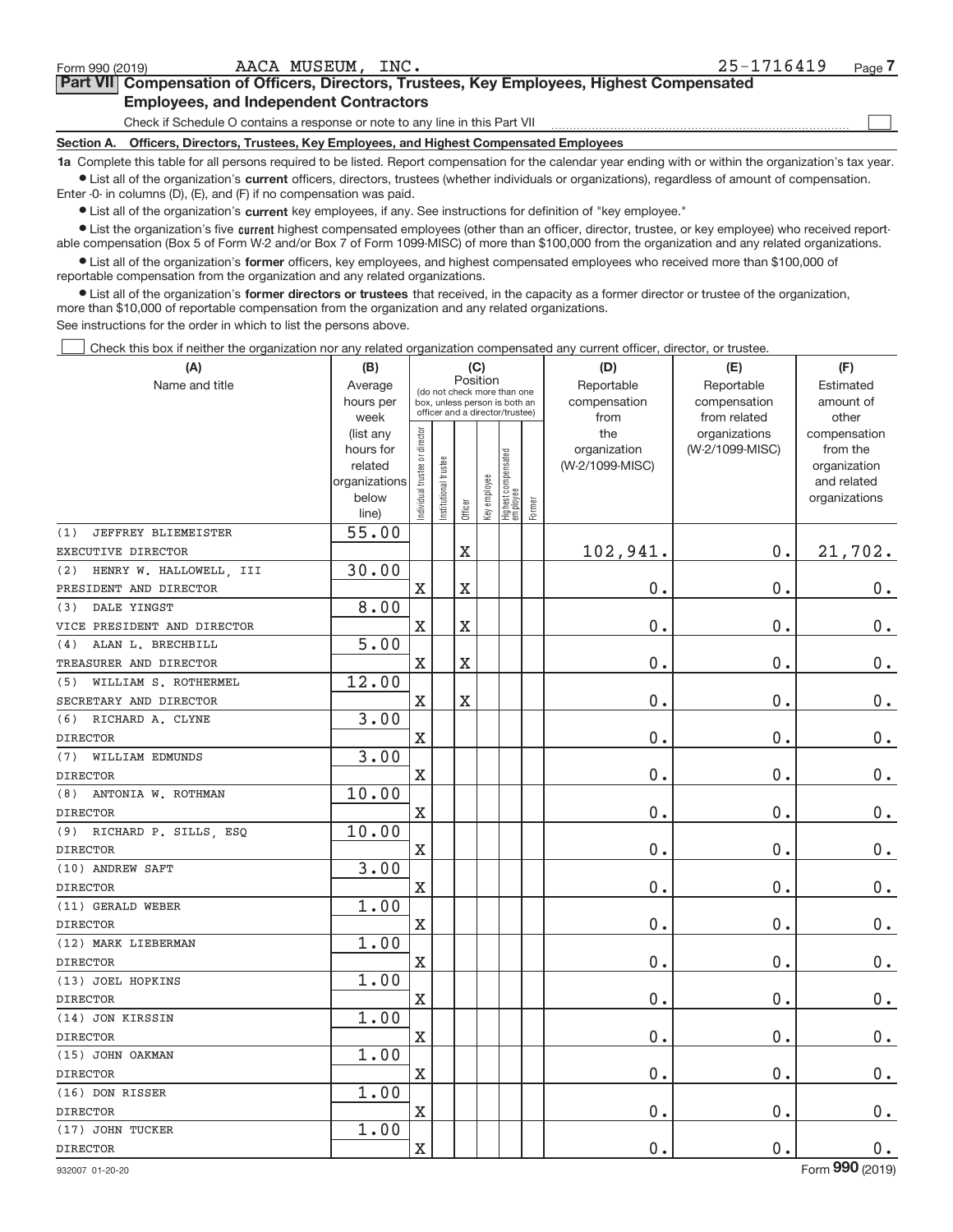Form 990 (2019) AACA MUSEUM, INC. 25-1716419 Page 7

**Part VII Compensation of Officers, Directors, Trustees, Key Employees, Highest Compensated Employees, and Independent Contractors**

Check if Schedule O contains a response or note to any line in this Part VII ☐

**Section A. Officers, Directors, Trustees, Key Employees, and Highest Compensated Employees**

**1a** Complete this table for all persons required to be listed. Report compensation for the calendar year ending with or within the organization's tax year.

- List all of the organization's **current** officers, directors, trustees (whether individuals or organizations), regardless of amount of compensation. Enter -0- in columns (D), (E), and (F) if no compensation was paid.
- List all of the organization's **current** key employees, if any. See instructions for definition of "key employee."
- List the organization's five **current** highest compensated employees (other than an officer, director, trustee, or key employee) who received reportable compensation (Box 5 of Form W-2 and/or Box 7 of Form 1099-MISC) of more than $100,000 from the organization and any related organizations.
- List all of the organization's **former** officers, key employees, and highest compensated employees who received more than $100,000 of reportable compensation from the organization and any related organizations.
- List all of the organization's **former directors or trustees** that received, in the capacity as a former director or trustee of the organization, more than $10,000 of reportable compensation from the organization and any related organizations.

See instructions for the order in which to list the persons above.

☐ Check this box if neither the organization nor any related organization compensated any current officer, director, or trustee.

| (A) Name and title | (B) Average hours per week (list any hours for related organizations below line) | (C) Position: Individual trustee or director | Institutional trustee | Officer | Key employee | Highest compensated employee | Former | (D) Reportable compensation from the organization (W-2/1099-MISC) | (E) Reportable compensation from related organizations (W-2/1099-MISC) | (F) Estimated amount of other compensation from the organization and related organizations |
|---|---|---|---|---|---|---|---|---|---|---|
| (1) JEFFREY BLIEMEISTER<br>EXECUTIVE DIRECTOR | 55.00 | | | X | | | | 102,941. | 0. | 21,702. |
| (2) HENRY W. HALLOWELL, III<br>PRESIDENT AND DIRECTOR | 30.00 | X | | X | | | | 0. | 0. | 0. |
| (3) DALE YINGST<br>VICE PRESIDENT AND DIRECTOR | 8.00 | X | | X | | | | 0. | 0. | 0. |
| (4) ALAN L. BRECHBILL<br>TREASURER AND DIRECTOR | 5.00 | X | | X | | | | 0. | 0. | 0. |
| (5) WILLIAM S. ROTHERMEL<br>SECRETARY AND DIRECTOR | 12.00 | X | | X | | | | 0. | 0. | 0. |
| (6) RICHARD A. CLYNE<br>DIRECTOR | 3.00 | X | | | | | | 0. | 0. | 0. |
| (7) WILLIAM EDMUNDS<br>DIRECTOR | 3.00 | X | | | | | | 0. | 0. | 0. |
| (8) ANTONIA W. ROTHMAN<br>DIRECTOR | 10.00 | X | | | | | | 0. | 0. | 0. |
| (9) RICHARD P. SILLS, ESQ<br>DIRECTOR | 10.00 | X | | | | | | 0. | 0. | 0. |
| (10) ANDREW SAFT<br>DIRECTOR | 3.00 | X | | | | | | 0. | 0. | 0. |
| (11) GERALD WEBER<br>DIRECTOR | 1.00 | X | | | | | | 0. | 0. | 0. |
| (12) MARK LIEBERMAN<br>DIRECTOR | 1.00 | X | | | | | | 0. | 0. | 0. |
| (13) JOEL HOPKINS<br>DIRECTOR | 1.00 | X | | | | | | 0. | 0. | 0. |
| (14) JON KIRSSIN<br>DIRECTOR | 1.00 | X | | | | | | 0. | 0. | 0. |
| (15) JOHN OAKMAN<br>DIRECTOR | 1.00 | X | | | | | | 0. | 0. | 0. |
| (16) DON RISSER<br>DIRECTOR | 1.00 | X | | | | | | 0. | 0. | 0. |
| (17) JOHN TUCKER<br>DIRECTOR | 1.00 | X | | | | | | 0. | 0. | 0. |

932007 01-20-20 Form 990 (2019)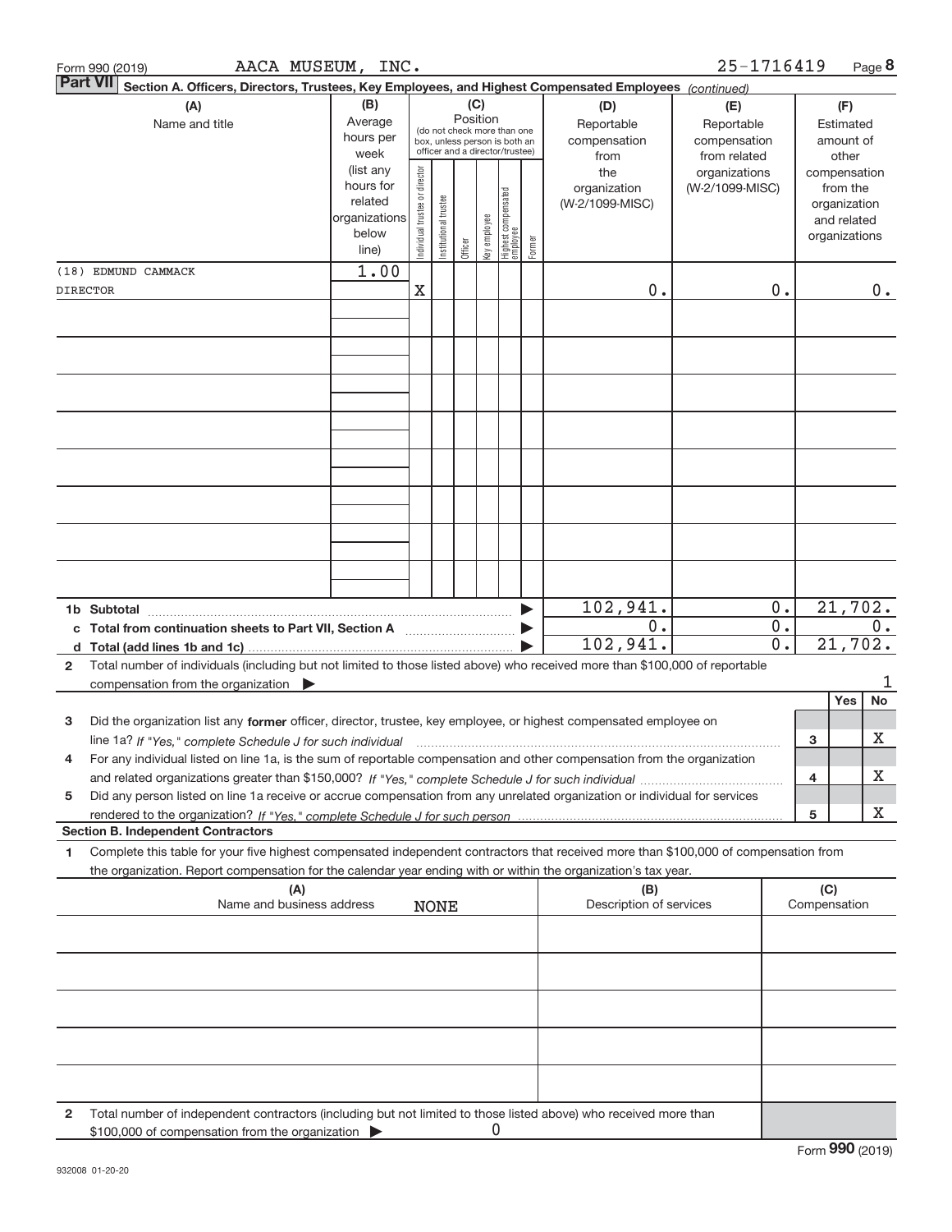Form 990 (2019) AACA MUSEUM, INC. 25-1716419 Page **8**

**Part VII** **Section A. Officers, Directors, Trustees, Key Employees, and Highest Compensated Employees** *(continued)*

| (A) Name and title | (B) Average hours per week (list any hours for related organizations below line) | (C) Position (do not check more than one box, unless person is both an officer and a director/trustee): Individual trustee or director | Institutional trustee | Officer | Key employee | Highest compensated employee | Former | (D) Reportable compensation from the organization (W-2/1099-MISC) | (E) Reportable compensation from related organizations (W-2/1099-MISC) | (F) Estimated amount of other compensation from the organization and related organizations |
|---|---|---|---|---|---|---|---|---|---|---|
| (18) EDMUND CAMMACK | 1.00 | | | | | | | | | |
| DIRECTOR | | X | | | | | | 0. | 0. | 0. |
| | | | | | | | | | | |
| | | | | | | | | | | |
| | | | | | | | | | | |
| | | | | | | | | | | |
| | | | | | | | | | | |
| | | | | | | | | | | |
| | | | | | | | | | | |
| | | | | | | | | | | |

| | (D) | (E) | (F) |
|---|---|---|---|
| **1b Subtotal** ▶ | 102,941. | 0. | 21,702. |
| **c Total from continuation sheets to Part VII, Section A** ▶ | 0. | 0. | 0. |
| **d Total (add lines 1b and 1c)** ▶ | 102,941. | 0. | 21,702. |

**2** Total number of individuals (including but not limited to those listed above) who received more than $100,000 of reportable compensation from the organization ▶ 1

| | | Yes | No |
|---|---|---|---|
| **3** Did the organization list any **former** officer, director, trustee, key employee, or highest compensated employee on line 1a? *If "Yes," complete Schedule J for such individual* | 3 | | X |
| **4** For any individual listed on line 1a, is the sum of reportable compensation and other compensation from the organization and related organizations greater than $150,000? *If "Yes," complete Schedule J for such individual* | 4 | | X |
| **5** Did any person listed on line 1a receive or accrue compensation from any unrelated organization or individual for services rendered to the organization? *If "Yes," complete Schedule J for such person* | 5 | | X |

**Section B. Independent Contractors**

**1** Complete this table for your five highest compensated independent contractors that received more than $100,000 of compensation from the organization. Report compensation for the calendar year ending with or within the organization's tax year.

| (A) Name and business address | (B) Description of services | (C) Compensation |
|---|---|---|
| NONE | | |
| | | |
| | | |
| | | |
| | | |

**2** Total number of independent contractors (including but not limited to those listed above) who received more than $100,000 of compensation from the organization ▶ 0

Form **990** (2019)

932008 01-20-20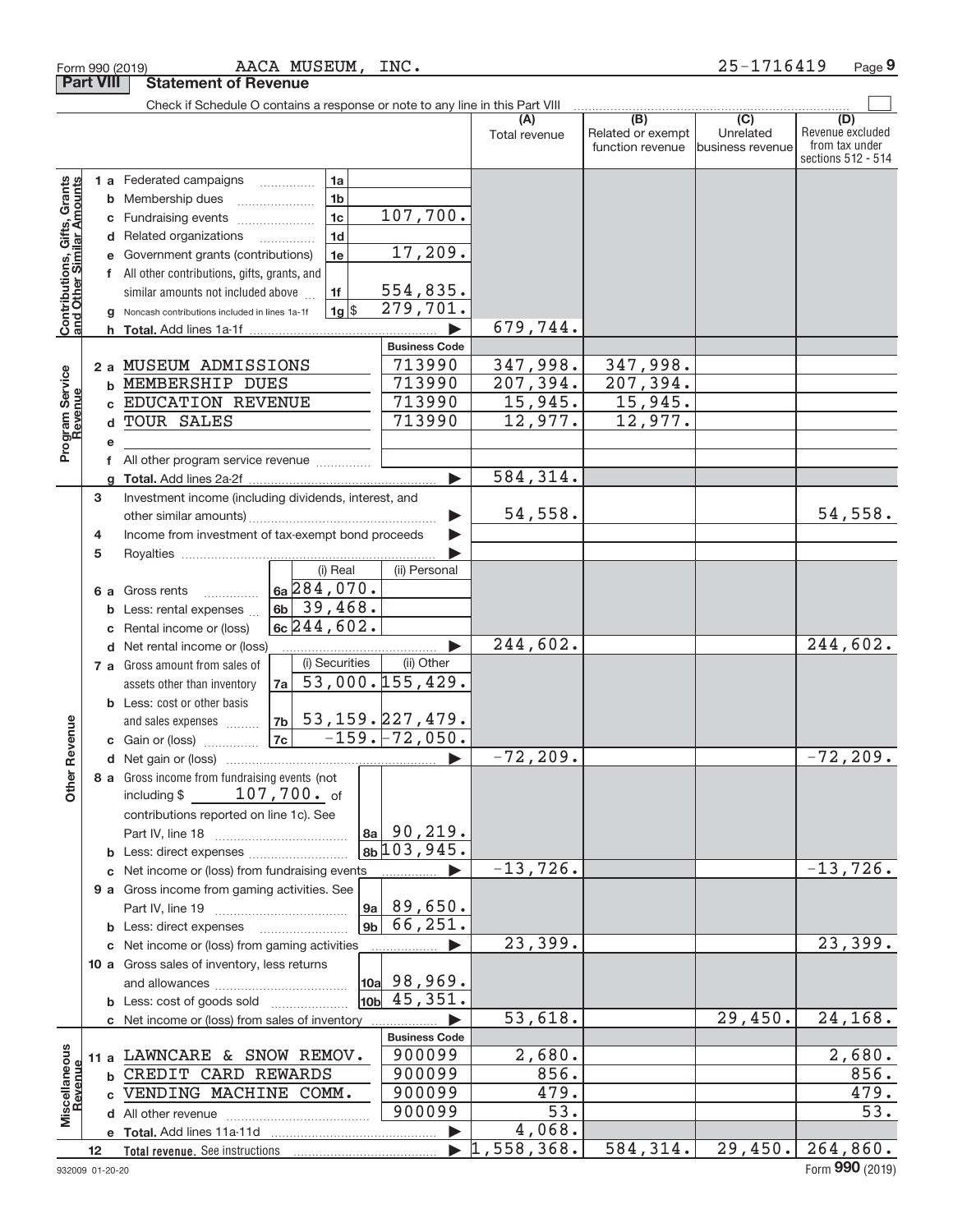Form 990 (2019) AACA MUSEUM, INC. 25-1716419 Page 9

## Part VIII Statement of Revenue

Check if Schedule O contains a response or note to any line in this Part VIII

| | | | (A) Total revenue | (B) Related or exempt function revenue | (C) Unrelated business revenue | (D) Revenue excluded from tax under sections 512 - 514 |
|---|---|---|---|---|---|---|
| **Contributions, Gifts, Grants and Other Similar Amounts** | 1a Federated campaigns | 1a | | | | |
| | b Membership dues | 1b | | | | |
| | c Fundraising events | 1c 107,700. | | | | |
| | d Related organizations | 1d | | | | |
| | e Government grants (contributions) | 1e 17,209. | | | | |
| | f All other contributions, gifts, grants, and similar amounts not included above | 1f 554,835. | | | | |
| | g Noncash contributions included in lines 1a-1f | 1g $ 279,701. | | | | |
| | h Total. Add lines 1a-1f | | 679,744. | | | |
| **Program Service Revenue** | | Business Code | | | | |
| | 2a MUSEUM ADMISSIONS | 713990 | 347,998. | 347,998. | | |
| | b MEMBERSHIP DUES | 713990 | 207,394. | 207,394. | | |
| | c EDUCATION REVENUE | 713990 | 15,945. | 15,945. | | |
| | d TOUR SALES | 713990 | 12,977. | 12,977. | | |
| | e | | | | | |
| | f All other program service revenue | | | | | |
| | g Total. Add lines 2a-2f | | 584,314. | | | |
| **Other Revenue** | 3 Investment income (including dividends, interest, and other similar amounts) | | 54,558. | | | 54,558. |
| | 4 Income from investment of tax-exempt bond proceeds | | | | | |
| | 5 Royalties | | | | | |
| | | (i) Real / (ii) Personal | | | | |
| | 6a Gross rents | 6a (i) 284,070. | | | | |
| | b Less: rental expenses | 6b (i) 39,468. | | | | |
| | c Rental income or (loss) | 6c (i) 244,602. | | | | |
| | d Net rental income or (loss) | | 244,602. | | | 244,602. |
| | | (i) Securities / (ii) Other | | | | |
| | 7a Gross amount from sales of assets other than inventory | 7a (i) 53,000. (ii) 155,429. | | | | |
| | b Less: cost or other basis and sales expenses | 7b (i) 53,159. (ii) 227,479. | | | | |
| | c Gain or (loss) | 7c (i) -159. (ii) -72,050. | | | | |
| | d Net gain or (loss) | | -72,209. | | | -72,209. |
| | 8a Gross income from fundraising events (not including $ 107,700. of contributions reported on line 1c). See Part IV, line 18 | 8a 90,219. | | | | |
| | b Less: direct expenses | 8b 103,945. | | | | |
| | c Net income or (loss) from fundraising events | | -13,726. | | | -13,726. |
| | 9a Gross income from gaming activities. See Part IV, line 19 | 9a 89,650. | | | | |
| | b Less: direct expenses | 9b 66,251. | | | | |
| | c Net income or (loss) from gaming activities | | 23,399. | | | 23,399. |
| | 10a Gross sales of inventory, less returns and allowances | 10a 98,969. | | | | |
| | b Less: cost of goods sold | 10b 45,351. | | | | |
| | c Net income or (loss) from sales of inventory | | 53,618. | | 29,450. | 24,168. |
| **Miscellaneous Revenue** | | Business Code | | | | |
| | 11a LAWNCARE & SNOW REMOV. | 900099 | 2,680. | | | 2,680. |
| | b CREDIT CARD REWARDS | 900099 | 856. | | | 856. |
| | c VENDING MACHINE COMM. | 900099 | 479. | | | 479. |
| | d All other revenue | 900099 | 53. | | | 53. |
| | e Total. Add lines 11a-11d | | 4,068. | | | |
| | 12 Total revenue. See instructions | | 1,558,368. | 584,314. | 29,450. | 264,860. |

932009 01-20-20 Form 990 (2019)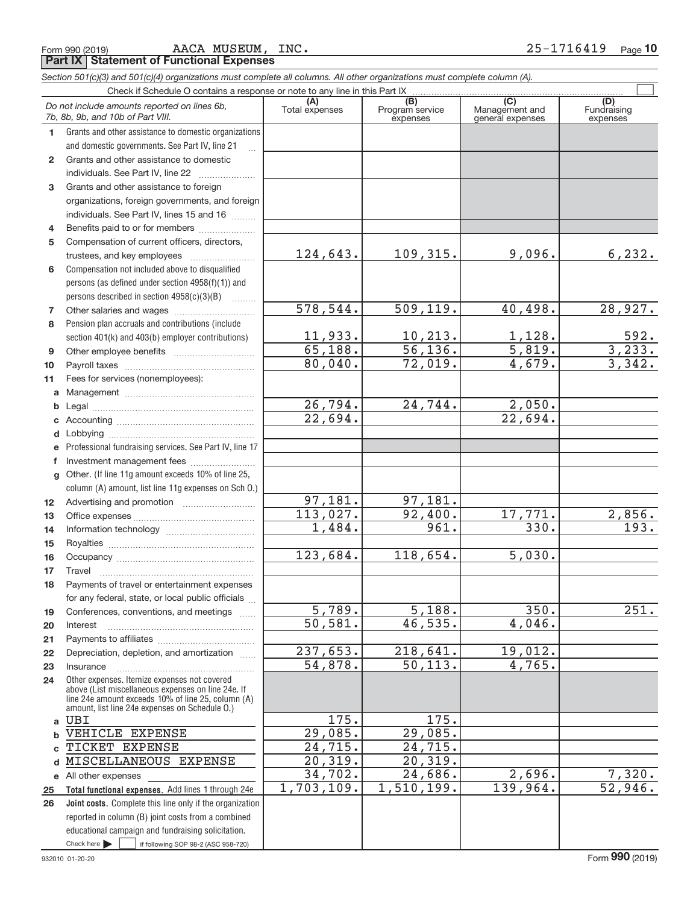Form 990 (2019) AACA MUSEUM, INC. 25-1716419 Page 10

**Part IX Statement of Functional Expenses**

*Section 501(c)(3) and 501(c)(4) organizations must complete all columns. All other organizations must complete column (A).*

Check if Schedule O contains a response or note to any line in this Part IX ☐

| *Do not include amounts reported on lines 6b, 7b, 8b, 9b, and 10b of Part VIII.* | (A) Total expenses | (B) Program service expenses | (C) Management and general expenses | (D) Fundraising expenses |
|---|---|---|---|---|
| 1 Grants and other assistance to domestic organizations and domestic governments. See Part IV, line 21 | | | | |
| 2 Grants and other assistance to domestic individuals. See Part IV, line 22 | | | | |
| 3 Grants and other assistance to foreign organizations, foreign governments, and foreign individuals. See Part IV, lines 15 and 16 | | | | |
| 4 Benefits paid to or for members | | | | |
| 5 Compensation of current officers, directors, trustees, and key employees | 124,643. | 109,315. | 9,096. | 6,232. |
| 6 Compensation not included above to disqualified persons (as defined under section 4958(f)(1)) and persons described in section 4958(c)(3)(B) | | | | |
| 7 Other salaries and wages | 578,544. | 509,119. | 40,498. | 28,927. |
| 8 Pension plan accruals and contributions (include section 401(k) and 403(b) employer contributions) | 11,933. | 10,213. | 1,128. | 592. |
| 9 Other employee benefits | 65,188. | 56,136. | 5,819. | 3,233. |
| 10 Payroll taxes | 80,040. | 72,019. | 4,679. | 3,342. |
| 11 Fees for services (nonemployees): | | | | |
| a Management | | | | |
| b Legal | 26,794. | 24,744. | 2,050. | |
| c Accounting | 22,694. | | 22,694. | |
| d Lobbying | | | | |
| e Professional fundraising services. See Part IV, line 17 | | | | |
| f Investment management fees | | | | |
| g Other. (If line 11g amount exceeds 10% of line 25, column (A) amount, list line 11g expenses on Sch O.) | | | | |
| 12 Advertising and promotion | 97,181. | 97,181. | | |
| 13 Office expenses | 113,027. | 92,400. | 17,771. | 2,856. |
| 14 Information technology | 1,484. | 961. | 330. | 193. |
| 15 Royalties | | | | |
| 16 Occupancy | 123,684. | 118,654. | 5,030. | |
| 17 Travel | | | | |
| 18 Payments of travel or entertainment expenses for any federal, state, or local public officials | | | | |
| 19 Conferences, conventions, and meetings | 5,789. | 5,188. | 350. | 251. |
| 20 Interest | 50,581. | 46,535. | 4,046. | |
| 21 Payments to affiliates | | | | |
| 22 Depreciation, depletion, and amortization | 237,653. | 218,641. | 19,012. | |
| 23 Insurance | 54,878. | 50,113. | 4,765. | |
| 24 Other expenses. Itemize expenses not covered above (List miscellaneous expenses on line 24e. If line 24e amount exceeds 10% of line 25, column (A) amount, list line 24e expenses on Schedule O.) | | | | |
| a UBI | 175. | 175. | | |
| b VEHICLE EXPENSE | 29,085. | 29,085. | | |
| c TICKET EXPENSE | 24,715. | 24,715. | | |
| d MISCELLANEOUS EXPENSE | 20,319. | 20,319. | | |
| e All other expenses | 34,702. | 24,686. | 2,696. | 7,320. |
| 25 **Total functional expenses.** Add lines 1 through 24e | 1,703,109. | 1,510,199. | 139,964. | 52,946. |
| 26 **Joint costs.** Complete this line only if the organization reported in column (B) joint costs from a combined educational campaign and fundraising solicitation. Check here ☐ if following SOP 98-2 (ASC 958-720) | | | | |

932010 01-20-20 Form **990** (2019)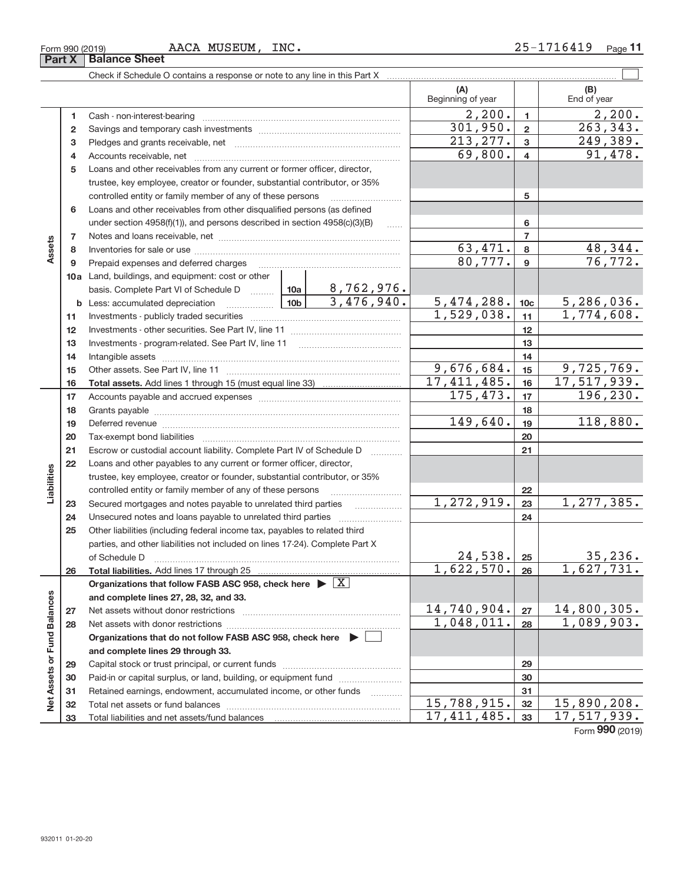Form 990 (2019) AACA MUSEUM, INC. 25-1716419 Page 11

## Part X Balance Sheet

Check if Schedule O contains a response or note to any line in this Part X ☐

| Section | Line | Description | (A) Beginning of year | Line | (B) End of year |
|---|---|---|---|---|---|
| Assets | 1 | Cash - non-interest-bearing | 2,200. | 1 | 2,200. |
| | 2 | Savings and temporary cash investments | 301,950. | 2 | 263,343. |
| | 3 | Pledges and grants receivable, net | 213,277. | 3 | 249,389. |
| | 4 | Accounts receivable, net | 69,800. | 4 | 91,478. |
| | 5 | Loans and other receivables from any current or former officer, director, trustee, key employee, creator or founder, substantial contributor, or 35% controlled entity or family member of any of these persons | | 5 | |
| | 6 | Loans and other receivables from other disqualified persons (as defined under section 4958(f)(1)), and persons described in section 4958(c)(3)(B) | | 6 | |
| | 7 | Notes and loans receivable, net | | 7 | |
| | 8 | Inventories for sale or use | 63,471. | 8 | 48,344. |
| | 9 | Prepaid expenses and deferred charges | 80,777. | 9 | 76,772. |
| | 10a | Land, buildings, and equipment: cost or other basis. Complete Part VI of Schedule D — 10a: 8,762,976. | | | |
| | b | Less: accumulated depreciation — 10b: 3,476,940. | 5,474,288. | 10c | 5,286,036. |
| | 11 | Investments - publicly traded securities | 1,529,038. | 11 | 1,774,608. |
| | 12 | Investments - other securities. See Part IV, line 11 | | 12 | |
| | 13 | Investments - program-related. See Part IV, line 11 | | 13 | |
| | 14 | Intangible assets | | 14 | |
| | 15 | Other assets. See Part IV, line 11 | 9,676,684. | 15 | 9,725,769. |
| | 16 | **Total assets.** Add lines 1 through 15 (must equal line 33) | 17,411,485. | 16 | 17,517,939. |
| Liabilities | 17 | Accounts payable and accrued expenses | 175,473. | 17 | 196,230. |
| | 18 | Grants payable | | 18 | |
| | 19 | Deferred revenue | 149,640. | 19 | 118,880. |
| | 20 | Tax-exempt bond liabilities | | 20 | |
| | 21 | Escrow or custodial account liability. Complete Part IV of Schedule D | | 21 | |
| | 22 | Loans and other payables to any current or former officer, director, trustee, key employee, creator or founder, substantial contributor, or 35% controlled entity or family member of any of these persons | | 22 | |
| | 23 | Secured mortgages and notes payable to unrelated third parties | 1,272,919. | 23 | 1,277,385. |
| | 24 | Unsecured notes and loans payable to unrelated third parties | | 24 | |
| | 25 | Other liabilities (including federal income tax, payables to related third parties, and other liabilities not included on lines 17-24). Complete Part X of Schedule D | 24,538. | 25 | 35,236. |
| | 26 | **Total liabilities.** Add lines 17 through 25 | 1,622,570. | 26 | 1,627,731. |
| Net Assets or Fund Balances | | **Organizations that follow FASB ASC 958, check here ▶ ☒ and complete lines 27, 28, 32, and 33.** | | | |
| | 27 | Net assets without donor restrictions | 14,740,904. | 27 | 14,800,305. |
| | 28 | Net assets with donor restrictions | 1,048,011. | 28 | 1,089,903. |
| | | **Organizations that do not follow FASB ASC 958, check here ▶ ☐ and complete lines 29 through 33.** | | | |
| | 29 | Capital stock or trust principal, or current funds | | 29 | |
| | 30 | Paid-in or capital surplus, or land, building, or equipment fund | | 30 | |
| | 31 | Retained earnings, endowment, accumulated income, or other funds | | 31 | |
| | 32 | Total net assets or fund balances | 15,788,915. | 32 | 15,890,208. |
| | 33 | Total liabilities and net assets/fund balances | 17,411,485. | 33 | 17,517,939. |

Form **990** (2019)

932011 01-20-20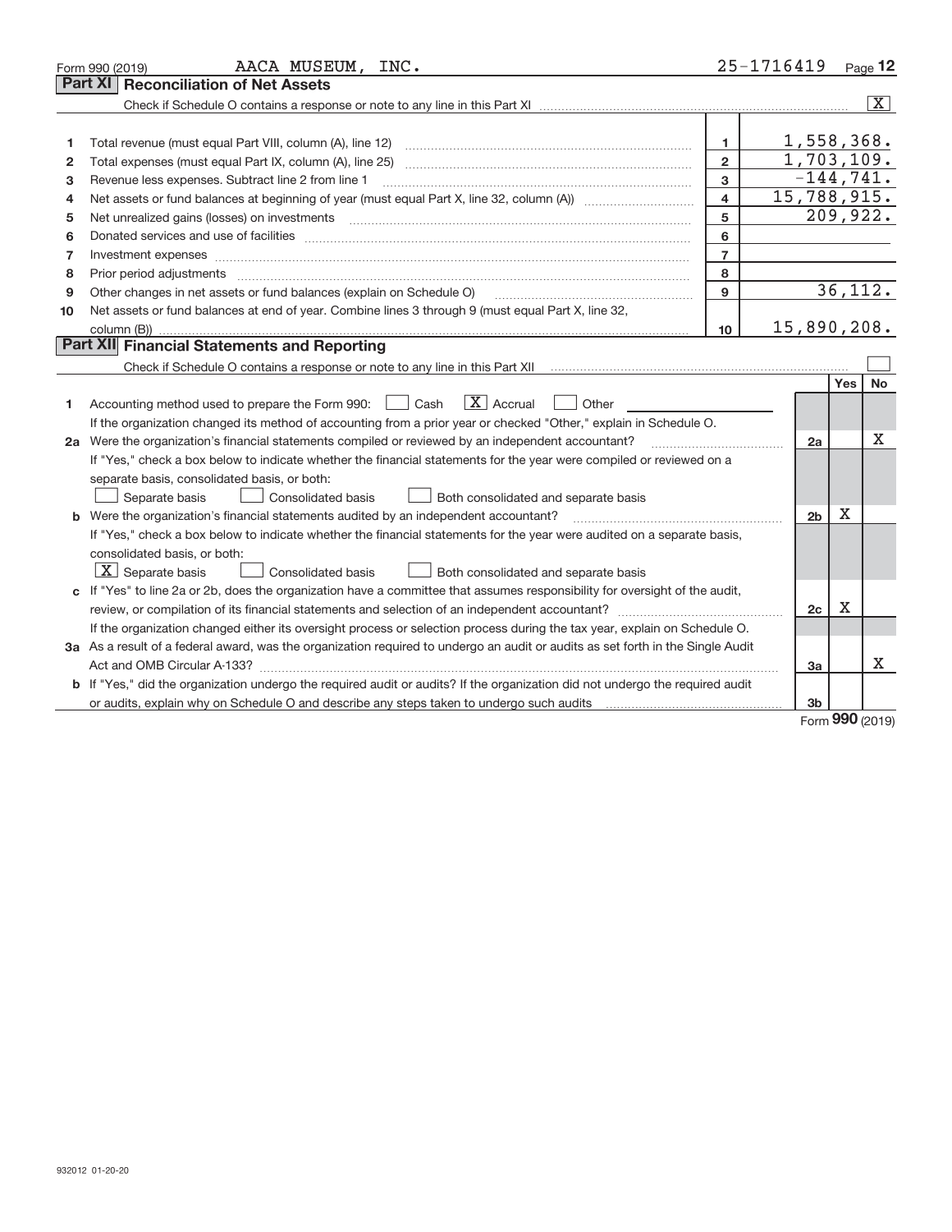Form 990 (2019) AACA MUSEUM, INC. 25-1716419

## Part XI Reconciliation of Net Assets

Check if Schedule O contains a response or note to any line in this Part XI [X]

| | | | |
|---|---|---|---|
| 1 | Total revenue (must equal Part VIII, column (A), line 12) | 1 | 1,558,368. |
| 2 | Total expenses (must equal Part IX, column (A), line 25) | 2 | 1,703,109. |
| 3 | Revenue less expenses. Subtract line 2 from line 1 | 3 | -144,741. |
| 4 | Net assets or fund balances at beginning of year (must equal Part X, line 32, column (A)) | 4 | 15,788,915. |
| 5 | Net unrealized gains (losses) on investments | 5 | 209,922. |
| 6 | Donated services and use of facilities | 6 | |
| 7 | Investment expenses | 7 | |
| 8 | Prior period adjustments | 8 | |
| 9 | Other changes in net assets or fund balances (explain on Schedule O) | 9 | 36,112. |
| 10 | Net assets or fund balances at end of year. Combine lines 3 through 9 (must equal Part X, line 32, column (B)) | 10 | 15,890,208. |

## Part XII Financial Statements and Reporting

Check if Schedule O contains a response or note to any line in this Part XII [ ]

| | | | Yes | No |
|---|---|---|---|---|
| 1 | Accounting method used to prepare the Form 990: [ ] Cash [X] Accrual [ ] Other | | | |
| | If the organization changed its method of accounting from a prior year or checked "Other," explain in Schedule O. | | | |
| 2a | Were the organization's financial statements compiled or reviewed by an independent accountant? | 2a | | X |
| | If "Yes," check a box below to indicate whether the financial statements for the year were compiled or reviewed on a separate basis, consolidated basis, or both: [ ] Separate basis [ ] Consolidated basis [ ] Both consolidated and separate basis | | | |
| b | Were the organization's financial statements audited by an independent accountant? | 2b | X | |
| | If "Yes," check a box below to indicate whether the financial statements for the year were audited on a separate basis, consolidated basis, or both: [X] Separate basis [ ] Consolidated basis [ ] Both consolidated and separate basis | | | |
| c | If "Yes" to line 2a or 2b, does the organization have a committee that assumes responsibility for oversight of the audit, review, or compilation of its financial statements and selection of an independent accountant? | 2c | X | |
| | If the organization changed either its oversight process or selection process during the tax year, explain on Schedule O. | | | |
| 3a | As a result of a federal award, was the organization required to undergo an audit or audits as set forth in the Single Audit Act and OMB Circular A-133? | 3a | | X |
| b | If "Yes," did the organization undergo the required audit or audits? If the organization did not undergo the required audit or audits, explain why on Schedule O and describe any steps taken to undergo such audits | 3b | | |

Form 990 (2019)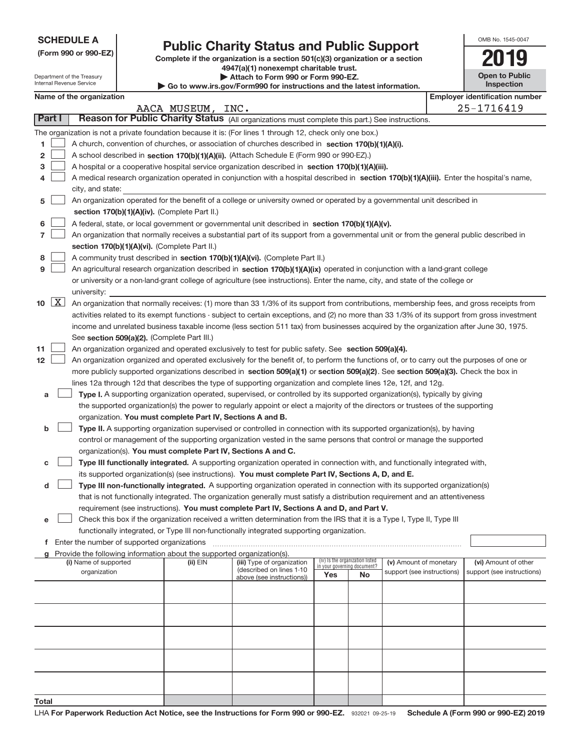**SCHEDULE A**
**(Form 990 or 990-EZ)**

Department of the Treasury
Internal Revenue Service

# Public Charity Status and Public Support

**Complete if the organization is a section 501(c)(3) organization or a section 4947(a)(1) nonexempt charitable trust.**
**▶ Attach to Form 990 or Form 990-EZ.**
**▶ Go to www.irs.gov/Form990 for instructions and the latest information.**

OMB No. 1545-0047

**2019**

**Open to Public Inspection**

**Name of the organization:** AACA MUSEUM, INC.

**Employer identification number:** 25-1716419

## Part I — Reason for Public Charity Status (All organizations must complete this part.) See instructions.

The organization is not a private foundation because it is: (For lines 1 through 12, check only one box.)

1. [ ] A church, convention of churches, or association of churches described in **section 170(b)(1)(A)(i).**
2. [ ] A school described in **section 170(b)(1)(A)(ii).** (Attach Schedule E (Form 990 or 990-EZ).)
3. [ ] A hospital or a cooperative hospital service organization described in **section 170(b)(1)(A)(iii).**
4. [ ] A medical research organization operated in conjunction with a hospital described in **section 170(b)(1)(A)(iii).** Enter the hospital's name, city, and state:
5. [ ] An organization operated for the benefit of a college or university owned or operated by a governmental unit described in **section 170(b)(1)(A)(iv).** (Complete Part II.)
6. [ ] A federal, state, or local government or governmental unit described in **section 170(b)(1)(A)(v).**
7. [ ] An organization that normally receives a substantial part of its support from a governmental unit or from the general public described in **section 170(b)(1)(A)(vi).** (Complete Part II.)
8. [ ] A community trust described in **section 170(b)(1)(A)(vi).** (Complete Part II.)
9. [ ] An agricultural research organization described in **section 170(b)(1)(A)(ix)** operated in conjunction with a land-grant college or university or a non-land-grant college of agriculture (see instructions). Enter the name, city, and state of the college or university:
10. [X] An organization that normally receives: (1) more than 33 1/3% of its support from contributions, membership fees, and gross receipts from activities related to its exempt functions - subject to certain exceptions, and (2) no more than 33 1/3% of its support from gross investment income and unrelated business taxable income (less section 511 tax) from businesses acquired by the organization after June 30, 1975. See **section 509(a)(2).** (Complete Part III.)
11. [ ] An organization organized and operated exclusively to test for public safety. See **section 509(a)(4).**
12. [ ] An organization organized and operated exclusively for the benefit of, to perform the functions of, or to carry out the purposes of one or more publicly supported organizations described in **section 509(a)(1)** or **section 509(a)(2).** See **section 509(a)(3).** Check the box in lines 12a through 12d that describes the type of supporting organization and complete lines 12e, 12f, and 12g.
   - **a** [ ] **Type I.** A supporting organization operated, supervised, or controlled by its supported organization(s), typically by giving the supported organization(s) the power to regularly appoint or elect a majority of the directors or trustees of the supporting organization. **You must complete Part IV, Sections A and B.**
   - **b** [ ] **Type II.** A supporting organization supervised or controlled in connection with its supported organization(s), by having control or management of the supporting organization vested in the same persons that control or manage the supported organization(s). **You must complete Part IV, Sections A and C.**
   - **c** [ ] **Type III functionally integrated.** A supporting organization operated in connection with, and functionally integrated with, its supported organization(s) (see instructions). **You must complete Part IV, Sections A, D, and E.**
   - **d** [ ] **Type III non-functionally integrated.** A supporting organization operated in connection with its supported organization(s) that is not functionally integrated. The organization generally must satisfy a distribution requirement and an attentiveness requirement (see instructions). **You must complete Part IV, Sections A and D, and Part V.**
   - **e** [ ] Check this box if the organization received a written determination from the IRS that it is a Type I, Type II, Type III functionally integrated, or Type III non-functionally integrated supporting organization.
   - **f** Enter the number of supported organizations
   - **g** Provide the following information about the supported organization(s).

| (i) Name of supported organization | (ii) EIN | (iii) Type of organization (described on lines 1-10 above (see instructions)) | (iv) Is the organization listed in your governing document? Yes | No | (v) Amount of monetary support (see instructions) | (vi) Amount of other support (see instructions) |
|---|---|---|---|---|---|---|
| | | | | | | |
| | | | | | | |
| | | | | | | |
| | | | | | | |
| | | | | | | |
| **Total** | | | | | | |

LHA **For Paperwork Reduction Act Notice, see the Instructions for Form 990 or 990-EZ.** 932021 09-25-19 **Schedule A (Form 990 or 990-EZ) 2019**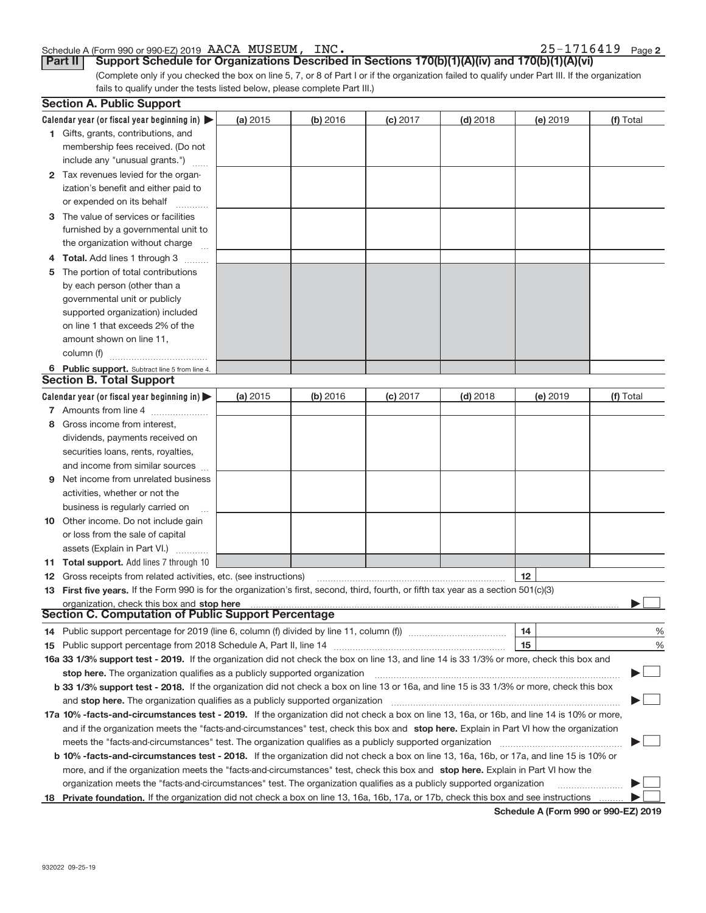Schedule A (Form 990 or 990-EZ) 2019 AACA MUSEUM, INC. 25-1716419 Page 2

**Part II** **Support Schedule for Organizations Described in Sections 170(b)(1)(A)(iv) and 170(b)(1)(A)(vi)**

(Complete only if you checked the box on line 5, 7, or 8 of Part I or if the organization failed to qualify under Part III. If the organization fails to qualify under the tests listed below, please complete Part III.)

## Section A. Public Support

| Calendar year (or fiscal year beginning in) ▶ | (a) 2015 | (b) 2016 | (c) 2017 | (d) 2018 | (e) 2019 | (f) Total |
|---|---|---|---|---|---|---|
| **1** Gifts, grants, contributions, and membership fees received. (Do not include any "unusual grants.") | | | | | | |
| **2** Tax revenues levied for the organization's benefit and either paid to or expended on its behalf | | | | | | |
| **3** The value of services or facilities furnished by a governmental unit to the organization without charge | | | | | | |
| **4** **Total.** Add lines 1 through 3 | | | | | | |
| **5** The portion of total contributions by each person (other than a governmental unit or publicly supported organization) included on line 1 that exceeds 2% of the amount shown on line 11, column (f) | | | | | | |
| **6** **Public support.** Subtract line 5 from line 4. | | | | | | |

## Section B. Total Support

| Calendar year (or fiscal year beginning in) ▶ | (a) 2015 | (b) 2016 | (c) 2017 | (d) 2018 | (e) 2019 | (f) Total |
|---|---|---|---|---|---|---|
| **7** Amounts from line 4 | | | | | | |
| **8** Gross income from interest, dividends, payments received on securities loans, rents, royalties, and income from similar sources | | | | | | |
| **9** Net income from unrelated business activities, whether or not the business is regularly carried on | | | | | | |
| **10** Other income. Do not include gain or loss from the sale of capital assets (Explain in Part VI.) | | | | | | |
| **11** **Total support.** Add lines 7 through 10 | | | | | | |

**12** Gross receipts from related activities, etc. (see instructions) | **12** |

**13** **First five years.** If the Form 990 is for the organization's first, second, third, fourth, or fifth tax year as a section 501(c)(3) organization, check this box and **stop here** ▶ ☐

## Section C. Computation of Public Support Percentage

**14** Public support percentage for 2019 (line 6, column (f) divided by line 11, column (f)) | **14** | %

**15** Public support percentage from 2018 Schedule A, Part II, line 14 | **15** | %

**16a** **33 1/3% support test - 2019.** If the organization did not check the box on line 13, and line 14 is 33 1/3% or more, check this box and **stop here.** The organization qualifies as a publicly supported organization ▶ ☐

**b** **33 1/3% support test - 2018.** If the organization did not check a box on line 13 or 16a, and line 15 is 33 1/3% or more, check this box and **stop here.** The organization qualifies as a publicly supported organization ▶ ☐

**17a** **10% -facts-and-circumstances test - 2019.** If the organization did not check a box on line 13, 16a, or 16b, and line 14 is 10% or more, and if the organization meets the "facts-and-circumstances" test, check this box and **stop here.** Explain in Part VI how the organization meets the "facts-and-circumstances" test. The organization qualifies as a publicly supported organization ▶ ☐

**b** **10% -facts-and-circumstances test - 2018.** If the organization did not check a box on line 13, 16a, 16b, or 17a, and line 15 is 10% or more, and if the organization meets the "facts-and-circumstances" test, check this box and **stop here.** Explain in Part VI how the organization meets the "facts-and-circumstances" test. The organization qualifies as a publicly supported organization ▶ ☐

**18** **Private foundation.** If the organization did not check a box on line 13, 16a, 16b, 17a, or 17b, check this box and see instructions ▶ ☐

**Schedule A (Form 990 or 990-EZ) 2019**

932022 09-25-19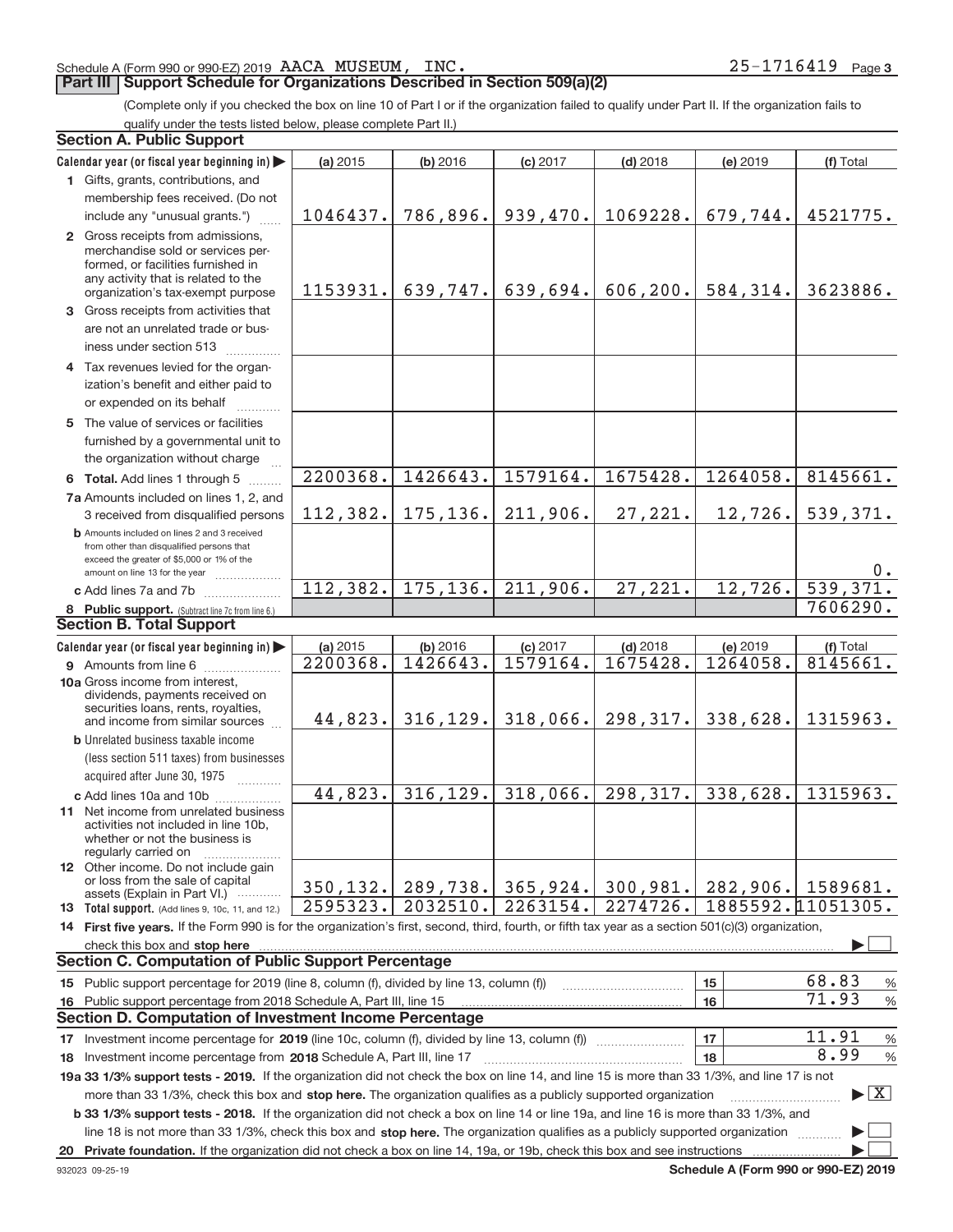Schedule A (Form 990 or 990-EZ) 2019 AACA MUSEUM, INC. 25-1716419 Page 3

## Part III Support Schedule for Organizations Described in Section 509(a)(2)

(Complete only if you checked the box on line 10 of Part I or if the organization failed to qualify under Part II. If the organization fails to qualify under the tests listed below, please complete Part II.)

### Section A. Public Support

| Calendar year (or fiscal year beginning in) ▶ | (a) 2015 | (b) 2016 | (c) 2017 | (d) 2018 | (e) 2019 | (f) Total |
|---|---|---|---|---|---|---|
| **1** Gifts, grants, contributions, and membership fees received. (Do not include any "unusual grants.") | 1046437. | 786,896. | 939,470. | 1069228. | 679,744. | 4521775. |
| **2** Gross receipts from admissions, merchandise sold or services performed, or facilities furnished in any activity that is related to the organization's tax-exempt purpose | 1153931. | 639,747. | 639,694. | 606,200. | 584,314. | 3623886. |
| **3** Gross receipts from activities that are not an unrelated trade or business under section 513 | | | | | | |
| **4** Tax revenues levied for the organization's benefit and either paid to or expended on its behalf | | | | | | |
| **5** The value of services or facilities furnished by a governmental unit to the organization without charge | | | | | | |
| **6 Total.** Add lines 1 through 5 | 2200368. | 1426643. | 1579164. | 1675428. | 1264058. | 8145661. |
| **7a** Amounts included on lines 1, 2, and 3 received from disqualified persons | 112,382. | 175,136. | 211,906. | 27,221. | 12,726. | 539,371. |
| **b** Amounts included on lines 2 and 3 received from other than disqualified persons that exceed the greater of $5,000 or 1% of the amount on line 13 for the year | | | | | | 0. |
| **c** Add lines 7a and 7b | 112,382. | 175,136. | 211,906. | 27,221. | 12,726. | 539,371. |
| **8 Public support.** (Subtract line 7c from line 6.) | | | | | | 7606290. |

### Section B. Total Support

| Calendar year (or fiscal year beginning in) ▶ | (a) 2015 | (b) 2016 | (c) 2017 | (d) 2018 | (e) 2019 | (f) Total |
|---|---|---|---|---|---|---|
| **9** Amounts from line 6 | 2200368. | 1426643. | 1579164. | 1675428. | 1264058. | 8145661. |
| **10a** Gross income from interest, dividends, payments received on securities loans, rents, royalties, and income from similar sources | 44,823. | 316,129. | 318,066. | 298,317. | 338,628. | 1315963. |
| **b** Unrelated business taxable income (less section 511 taxes) from businesses acquired after June 30, 1975 | | | | | | |
| **c** Add lines 10a and 10b | 44,823. | 316,129. | 318,066. | 298,317. | 338,628. | 1315963. |
| **11** Net income from unrelated business activities not included in line 10b, whether or not the business is regularly carried on | | | | | | |
| **12** Other income. Do not include gain or loss from the sale of capital assets (Explain in Part VI.) | 350,132. | 289,738. | 365,924. | 300,981. | 282,906. | 1589681. |
| **13 Total support.** (Add lines 9, 10c, 11, and 12.) | 2595323. | 2032510. | 2263154. | 2274726. | 1885592. | 11051305. |

**14 First five years.** If the Form 990 is for the organization's first, second, third, fourth, or fifth tax year as a section 501(c)(3) organization, check this box and **stop here** ▶ ☐

### Section C. Computation of Public Support Percentage

| | | | |
|---|---|---|---|
| **15** Public support percentage for 2019 (line 8, column (f), divided by line 13, column (f)) | 15 | 68.83 | % |
| **16** Public support percentage from 2018 Schedule A, Part III, line 15 | 16 | 71.93 | % |

### Section D. Computation of Investment Income Percentage

| | | | |
|---|---|---|---|
| **17** Investment income percentage for **2019** (line 10c, column (f), divided by line 13, column (f)) | 17 | 11.91 | % |
| **18** Investment income percentage from **2018** Schedule A, Part III, line 17 | 18 | 8.99 | % |

**19a 33 1/3% support tests - 2019.** If the organization did not check the box on line 14, and line 15 is more than 33 1/3%, and line 17 is not more than 33 1/3%, check this box and **stop here.** The organization qualifies as a publicly supported organization ▶ ☒

**b 33 1/3% support tests - 2018.** If the organization did not check a box on line 14 or line 19a, and line 16 is more than 33 1/3%, and line 18 is not more than 33 1/3%, check this box and **stop here.** The organization qualifies as a publicly supported organization ▶ ☐

**20 Private foundation.** If the organization did not check a box on line 14, 19a, or 19b, check this box and see instructions ▶ ☐

932023 09-25-19 **Schedule A (Form 990 or 990-EZ) 2019**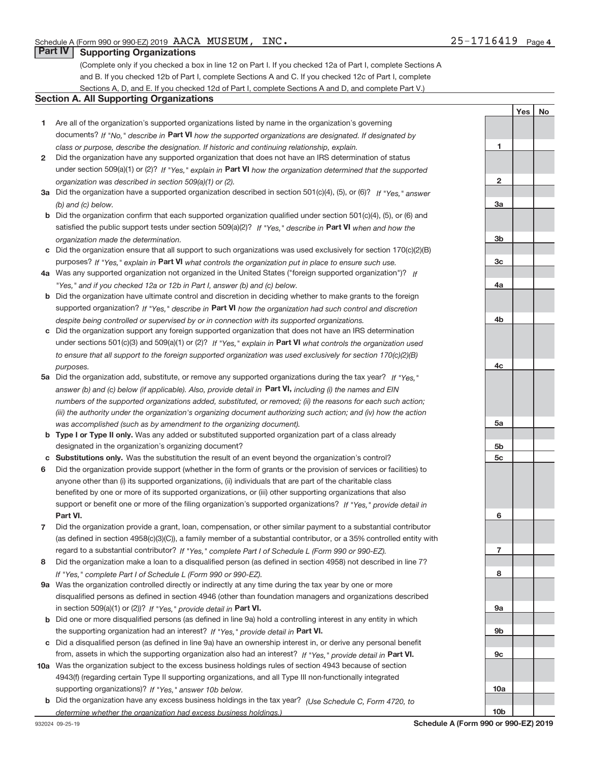Schedule A (Form 990 or 990-EZ) 2019 AACA MUSEUM, INC. 25-1716419 Page 4

## Part IV Supporting Organizations

(Complete only if you checked a box in line 12 on Part I. If you checked 12a of Part I, complete Sections A and B. If you checked 12b of Part I, complete Sections A and C. If you checked 12c of Part I, complete Sections A, D, and E. If you checked 12d of Part I, complete Sections A and D, and complete Part V.)

### Section A. All Supporting Organizations

| | Question | Line | Yes | No |
|---|---|---|---|---|
| 1 | Are all of the organization's supported organizations listed by name in the organization's governing documents? *If "No," describe in* **Part VI** *how the supported organizations are designated. If designated by class or purpose, describe the designation. If historic and continuing relationship, explain.* | 1 | | |
| 2 | Did the organization have any supported organization that does not have an IRS determination of status under section 509(a)(1) or (2)? *If "Yes," explain in* **Part VI** *how the organization determined that the supported organization was described in section 509(a)(1) or (2).* | 2 | | |
| 3a | Did the organization have a supported organization described in section 501(c)(4), (5), or (6)? *If "Yes," answer (b) and (c) below.* | 3a | | |
| b | Did the organization confirm that each supported organization qualified under section 501(c)(4), (5), or (6) and satisfied the public support tests under section 509(a)(2)? *If "Yes," describe in* **Part VI** *when and how the organization made the determination.* | 3b | | |
| c | Did the organization ensure that all support to such organizations was used exclusively for section 170(c)(2)(B) purposes? *If "Yes," explain in* **Part VI** *what controls the organization put in place to ensure such use.* | 3c | | |
| 4a | Was any supported organization not organized in the United States ("foreign supported organization")? *If "Yes," and if you checked 12a or 12b in Part I, answer (b) and (c) below.* | 4a | | |
| b | Did the organization have ultimate control and discretion in deciding whether to make grants to the foreign supported organization? *If "Yes," describe in* **Part VI** *how the organization had such control and discretion despite being controlled or supervised by or in connection with its supported organizations.* | 4b | | |
| c | Did the organization support any foreign supported organization that does not have an IRS determination under sections 501(c)(3) and 509(a)(1) or (2)? *If "Yes," explain in* **Part VI** *what controls the organization used to ensure that all support to the foreign supported organization was used exclusively for section 170(c)(2)(B) purposes.* | 4c | | |
| 5a | Did the organization add, substitute, or remove any supported organizations during the tax year? *If "Yes," answer (b) and (c) below (if applicable). Also, provide detail in* **Part VI,** *including (i) the names and EIN numbers of the supported organizations added, substituted, or removed; (ii) the reasons for each such action; (iii) the authority under the organization's organizing document authorizing such action; and (iv) how the action was accomplished (such as by amendment to the organizing document).* | 5a | | |
| b | **Type I or Type II only.** Was any added or substituted supported organization part of a class already designated in the organization's organizing document? | 5b | | |
| c | **Substitutions only.** Was the substitution the result of an event beyond the organization's control? | 5c | | |
| 6 | Did the organization provide support (whether in the form of grants or the provision of services or facilities) to anyone other than (i) its supported organizations, (ii) individuals that are part of the charitable class benefited by one or more of its supported organizations, or (iii) other supporting organizations that also support or benefit one or more of the filing organization's supported organizations? *If "Yes," provide detail in* **Part VI.** | 6 | | |
| 7 | Did the organization provide a grant, loan, compensation, or other similar payment to a substantial contributor (as defined in section 4958(c)(3)(C)), a family member of a substantial contributor, or a 35% controlled entity with regard to a substantial contributor? *If "Yes," complete Part I of Schedule L (Form 990 or 990-EZ).* | 7 | | |
| 8 | Did the organization make a loan to a disqualified person (as defined in section 4958) not described in line 7? *If "Yes," complete Part I of Schedule L (Form 990 or 990-EZ).* | 8 | | |
| 9a | Was the organization controlled directly or indirectly at any time during the tax year by one or more disqualified persons as defined in section 4946 (other than foundation managers and organizations described in section 509(a)(1) or (2))? *If "Yes," provide detail in* **Part VI.** | 9a | | |
| b | Did one or more disqualified persons (as defined in line 9a) hold a controlling interest in any entity in which the supporting organization had an interest? *If "Yes," provide detail in* **Part VI.** | 9b | | |
| c | Did a disqualified person (as defined in line 9a) have an ownership interest in, or derive any personal benefit from, assets in which the supporting organization also had an interest? *If "Yes," provide detail in* **Part VI.** | 9c | | |
| 10a | Was the organization subject to the excess business holdings rules of section 4943 because of section 4943(f) (regarding certain Type II supporting organizations, and all Type III non-functionally integrated supporting organizations)? *If "Yes," answer 10b below.* | 10a | | |
| b | Did the organization have any excess business holdings in the tax year? *(Use Schedule C, Form 4720, to determine whether the organization had excess business holdings.)* | 10b | | |

932024 09-25-19 **Schedule A (Form 990 or 990-EZ) 2019**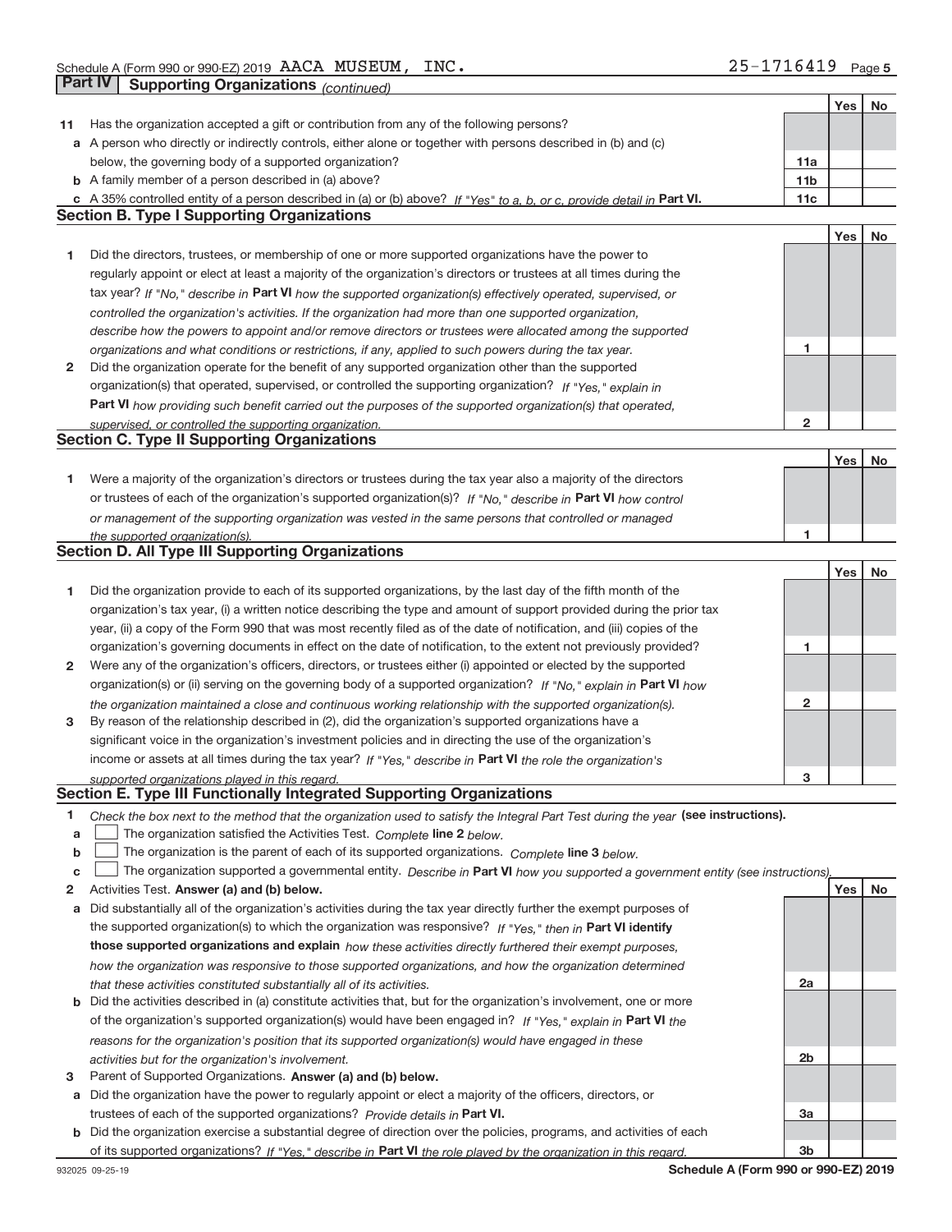Schedule A (Form 990 or 990-EZ) 2019 AACA MUSEUM, INC. 25-1716419 Page 5

**Part IV Supporting Organizations** *(continued)*

| | | | Yes | No |
|---|---|---|---|---|
| **11** | Has the organization accepted a gift or contribution from any of the following persons? | | | |
| **a** | A person who directly or indirectly controls, either alone or together with persons described in (b) and (c) below, the governing body of a supported organization? | **11a** | | |
| **b** | A family member of a person described in (a) above? | **11b** | | |
| **c** | A 35% controlled entity of a person described in (a) or (b) above? *If "Yes" to a, b, or c, provide detail in* **Part VI.** | **11c** | | |

## Section B. Type I Supporting Organizations

| | | | Yes | No |
|---|---|---|---|---|
| **1** | Did the directors, trustees, or membership of one or more supported organizations have the power to regularly appoint or elect at least a majority of the organization's directors or trustees at all times during the tax year? *If "No," describe in* **Part VI** *how the supported organization(s) effectively operated, supervised, or controlled the organization's activities. If the organization had more than one supported organization, describe how the powers to appoint and/or remove directors or trustees were allocated among the supported organizations and what conditions or restrictions, if any, applied to such powers during the tax year.* | **1** | | |
| **2** | Did the organization operate for the benefit of any supported organization other than the supported organization(s) that operated, supervised, or controlled the supporting organization? *If "Yes," explain in* **Part VI** *how providing such benefit carried out the purposes of the supported organization(s) that operated, supervised, or controlled the supporting organization.* | **2** | | |

## Section C. Type II Supporting Organizations

| | | | Yes | No |
|---|---|---|---|---|
| **1** | Were a majority of the organization's directors or trustees during the tax year also a majority of the directors or trustees of each of the organization's supported organization(s)? *If "No," describe in* **Part VI** *how control or management of the supporting organization was vested in the same persons that controlled or managed the supported organization(s).* | **1** | | |

## Section D. All Type III Supporting Organizations

| | | | Yes | No |
|---|---|---|---|---|
| **1** | Did the organization provide to each of its supported organizations, by the last day of the fifth month of the organization's tax year, (i) a written notice describing the type and amount of support provided during the prior tax year, (ii) a copy of the Form 990 that was most recently filed as of the date of notification, and (iii) copies of the organization's governing documents in effect on the date of notification, to the extent not previously provided? | **1** | | |
| **2** | Were any of the organization's officers, directors, or trustees either (i) appointed or elected by the supported organization(s) or (ii) serving on the governing body of a supported organization? *If "No," explain in* **Part VI** *how the organization maintained a close and continuous working relationship with the supported organization(s).* | **2** | | |
| **3** | By reason of the relationship described in (2), did the organization's supported organizations have a significant voice in the organization's investment policies and in directing the use of the organization's income or assets at all times during the tax year? *If "Yes," describe in* **Part VI** *the role the organization's supported organizations played in this regard.* | **3** | | |

## Section E. Type III Functionally Integrated Supporting Organizations

**1** *Check the box next to the method that the organization used to satisfy the Integral Part Test during the year* **(see instructions).**

- **a** ☐ The organization satisfied the Activities Test. *Complete* **line 2** *below.*
- **b** ☐ The organization is the parent of each of its supported organizations. *Complete* **line 3** *below.*
- **c** ☐ The organization supported a governmental entity. *Describe in* **Part VI** *how you supported a government entity (see instructions).*

| | | | Yes | No |
|---|---|---|---|---|
| **2** | Activities Test. **Answer (a) and (b) below.** | | | |
| **a** | Did substantially all of the organization's activities during the tax year directly further the exempt purposes of the supported organization(s) to which the organization was responsive? *If "Yes," then in* **Part VI identify those supported organizations and explain** *how these activities directly furthered their exempt purposes, how the organization was responsive to those supported organizations, and how the organization determined that these activities constituted substantially all of its activities.* | **2a** | | |
| **b** | Did the activities described in (a) constitute activities that, but for the organization's involvement, one or more of the organization's supported organization(s) would have been engaged in? *If "Yes," explain in* **Part VI** *the reasons for the organization's position that its supported organization(s) would have engaged in these activities but for the organization's involvement.* | **2b** | | |
| **3** | Parent of Supported Organizations. **Answer (a) and (b) below.** | | | |
| **a** | Did the organization have the power to regularly appoint or elect a majority of the officers, directors, or trustees of each of the supported organizations? *Provide details in* **Part VI.** | **3a** | | |
| **b** | Did the organization exercise a substantial degree of direction over the policies, programs, and activities of each of its supported organizations? *If "Yes," describe in* **Part VI** *the role played by the organization in this regard.* | **3b** | | |

932025 09-25-19 **Schedule A (Form 990 or 990-EZ) 2019**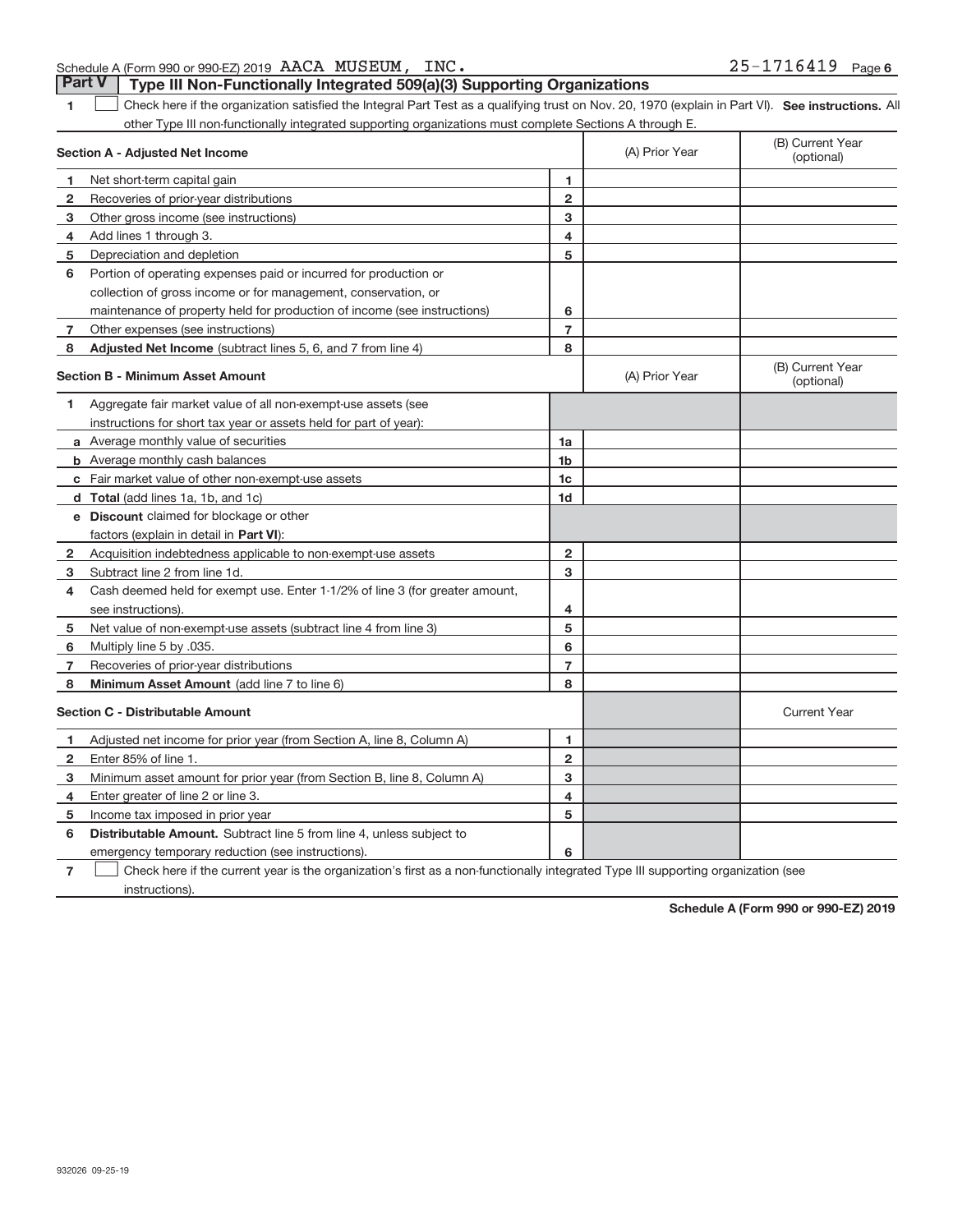Schedule A (Form 990 or 990-EZ) 2019 AACA MUSEUM, INC. 25-1716419 Page 6

## Part V Type III Non-Functionally Integrated 509(a)(3) Supporting Organizations

1 ☐ Check here if the organization satisfied the Integral Part Test as a qualifying trust on Nov. 20, 1970 (explain in Part VI). **See instructions.** All other Type III non-functionally integrated supporting organizations must complete Sections A through E.

| **Section A - Adjusted Net Income** | | (A) Prior Year | (B) Current Year (optional) |
|---|---|---|---|
| 1 Net short-term capital gain | 1 | | |
| 2 Recoveries of prior-year distributions | 2 | | |
| 3 Other gross income (see instructions) | 3 | | |
| 4 Add lines 1 through 3. | 4 | | |
| 5 Depreciation and depletion | 5 | | |
| 6 Portion of operating expenses paid or incurred for production or collection of gross income or for management, conservation, or maintenance of property held for production of income (see instructions) | 6 | | |
| 7 Other expenses (see instructions) | 7 | | |
| 8 **Adjusted Net Income** (subtract lines 5, 6, and 7 from line 4) | 8 | | |

| **Section B - Minimum Asset Amount** | | (A) Prior Year | (B) Current Year (optional) |
|---|---|---|---|
| 1 Aggregate fair market value of all non-exempt-use assets (see instructions for short tax year or assets held for part of year): | | | |
| a Average monthly value of securities | 1a | | |
| b Average monthly cash balances | 1b | | |
| c Fair market value of other non-exempt-use assets | 1c | | |
| d **Total** (add lines 1a, 1b, and 1c) | 1d | | |
| e **Discount** claimed for blockage or other factors (explain in detail in **Part VI**): | | | |
| 2 Acquisition indebtedness applicable to non-exempt-use assets | 2 | | |
| 3 Subtract line 2 from line 1d. | 3 | | |
| 4 Cash deemed held for exempt use. Enter 1-1/2% of line 3 (for greater amount, see instructions). | 4 | | |
| 5 Net value of non-exempt-use assets (subtract line 4 from line 3) | 5 | | |
| 6 Multiply line 5 by .035. | 6 | | |
| 7 Recoveries of prior-year distributions | 7 | | |
| 8 **Minimum Asset Amount** (add line 7 to line 6) | 8 | | |

| **Section C - Distributable Amount** | | | Current Year |
|---|---|---|---|
| 1 Adjusted net income for prior year (from Section A, line 8, Column A) | 1 | | |
| 2 Enter 85% of line 1. | 2 | | |
| 3 Minimum asset amount for prior year (from Section B, line 8, Column A) | 3 | | |
| 4 Enter greater of line 2 or line 3. | 4 | | |
| 5 Income tax imposed in prior year | 5 | | |
| 6 **Distributable Amount.** Subtract line 5 from line 4, unless subject to emergency temporary reduction (see instructions). | 6 | | |

7 ☐ Check here if the current year is the organization's first as a non-functionally integrated Type III supporting organization (see instructions).

**Schedule A (Form 990 or 990-EZ) 2019**

932026 09-25-19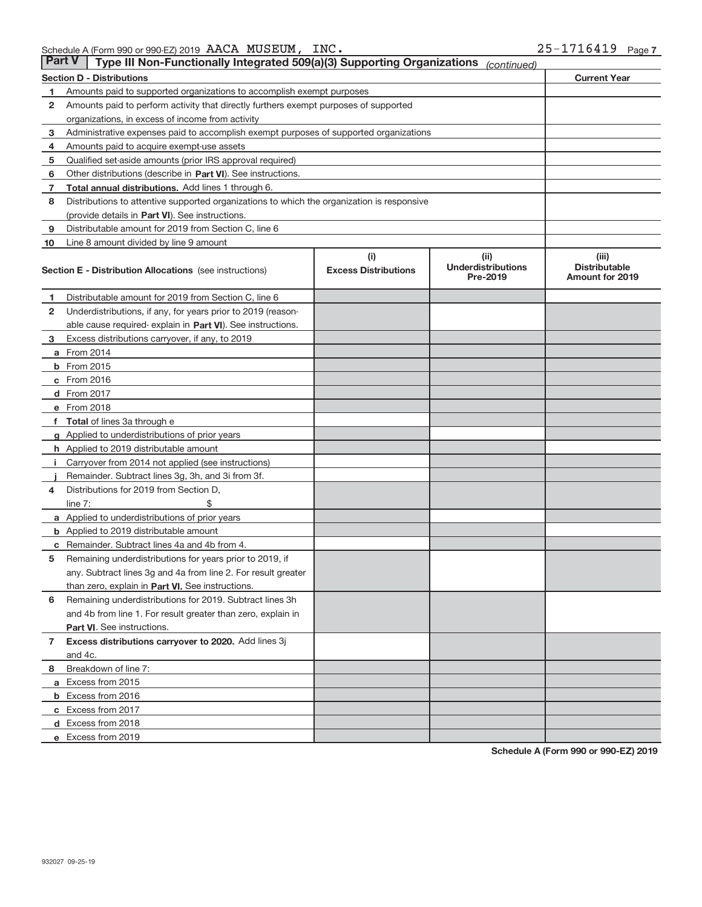Schedule A (Form 990 or 990-EZ) 2019 AACA MUSEUM, INC. 25-1716419 Page 7

## Part V Type III Non-Functionally Integrated 509(a)(3) Supporting Organizations *(continued)*

| Section D - Distributions | | Current Year |
|---|---|---|
| 1 | Amounts paid to supported organizations to accomplish exempt purposes | |
| 2 | Amounts paid to perform activity that directly furthers exempt purposes of supported organizations, in excess of income from activity | |
| 3 | Administrative expenses paid to accomplish exempt purposes of supported organizations | |
| 4 | Amounts paid to acquire exempt-use assets | |
| 5 | Qualified set-aside amounts (prior IRS approval required) | |
| 6 | Other distributions (describe in **Part VI**). See instructions. | |
| 7 | **Total annual distributions.** Add lines 1 through 6. | |
| 8 | Distributions to attentive supported organizations to which the organization is responsive (provide details in **Part VI**). See instructions. | |
| 9 | Distributable amount for 2019 from Section C, line 6 | |
| 10 | Line 8 amount divided by line 9 amount | |

| Section E - Distribution Allocations (see instructions) | (i) Excess Distributions | (ii) Underdistributions Pre-2019 | (iii) Distributable Amount for 2019 |
|---|---|---|---|
| 1 Distributable amount for 2019 from Section C, line 6 | | | |
| 2 Underdistributions, if any, for years prior to 2019 (reasonable cause required- explain in **Part VI**). See instructions. | | | |
| 3 Excess distributions carryover, if any, to 2019 | | | |
| a From 2014 | | | |
| b From 2015 | | | |
| c From 2016 | | | |
| d From 2017 | | | |
| e From 2018 | | | |
| f **Total** of lines 3a through e | | | |
| g Applied to underdistributions of prior years | | | |
| h Applied to 2019 distributable amount | | | |
| i Carryover from 2014 not applied (see instructions) | | | |
| j Remainder. Subtract lines 3g, 3h, and 3i from 3f. | | | |
| 4 Distributions for 2019 from Section D, line 7: $ | | | |
| a Applied to underdistributions of prior years | | | |
| b Applied to 2019 distributable amount | | | |
| c Remainder. Subtract lines 4a and 4b from 4. | | | |
| 5 Remaining underdistributions for years prior to 2019, if any. Subtract lines 3g and 4a from line 2. For result greater than zero, explain in **Part VI.** See instructions. | | | |
| 6 Remaining underdistributions for 2019. Subtract lines 3h and 4b from line 1. For result greater than zero, explain in **Part VI**. See instructions. | | | |
| 7 **Excess distributions carryover to 2020.** Add lines 3j and 4c. | | | |
| 8 Breakdown of line 7: | | | |
| a Excess from 2015 | | | |
| b Excess from 2016 | | | |
| c Excess from 2017 | | | |
| d Excess from 2018 | | | |
| e Excess from 2019 | | | |

**Schedule A (Form 990 or 990-EZ) 2019**

932027 09-25-19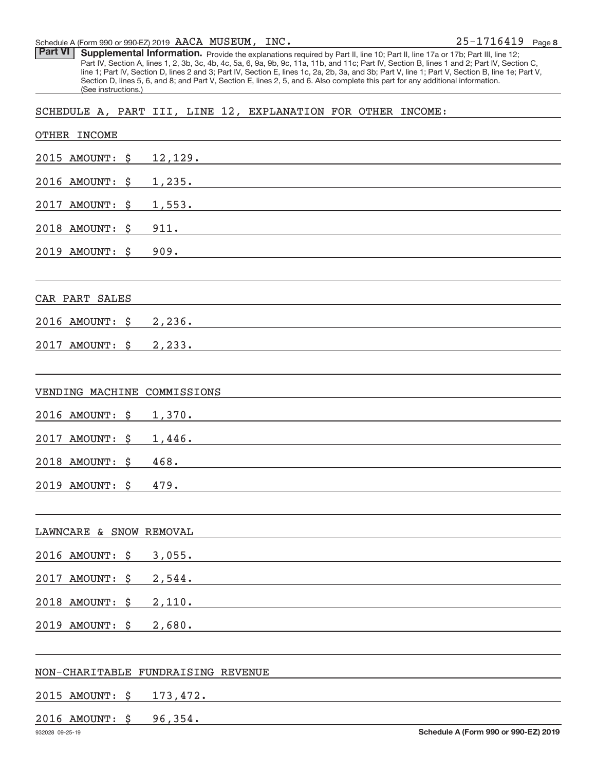Schedule A (Form 990 or 990-EZ) 2019 AACA MUSEUM, INC. 25-1716419 Page 8

**Part VI** **Supplemental Information.** Provide the explanations required by Part II, line 10; Part II, line 17a or 17b; Part III, line 12; Part IV, Section A, lines 1, 2, 3b, 3c, 4b, 4c, 5a, 6, 9a, 9b, 9c, 11a, 11b, and 11c; Part IV, Section B, lines 1 and 2; Part IV, Section C, line 1; Part IV, Section D, lines 2 and 3; Part IV, Section E, lines 1c, 2a, 2b, 3a, and 3b; Part V, line 1; Part V, Section B, line 1e; Part V, Section D, lines 5, 6, and 8; and Part V, Section E, lines 2, 5, and 6. Also complete this part for any additional information. (See instructions.)

SCHEDULE A, PART III, LINE 12, EXPLANATION FOR OTHER INCOME:

OTHER INCOME

2015 AMOUNT: $ 12,129.

2016 AMOUNT: $ 1,235.

2017 AMOUNT: $ 1,553.

2018 AMOUNT: $ 911.

2019 AMOUNT: $ 909.

CAR PART SALES

2016 AMOUNT: $ 2,236.

2017 AMOUNT: $ 2,233.

VENDING MACHINE COMMISSIONS

2016 AMOUNT: $ 1,370.

2017 AMOUNT: $ 1,446.

2018 AMOUNT: $ 468.

2019 AMOUNT: $ 479.

LAWNCARE & SNOW REMOVAL

2016 AMOUNT: $ 3,055.

2017 AMOUNT: $ 2,544.

2018 AMOUNT: $ 2,110.

2019 AMOUNT: $ 2,680.

NON-CHARITABLE FUNDRAISING REVENUE

2015 AMOUNT: $ 173,472.

2016 AMOUNT: $ 96,354.

932028 09-25-19 **Schedule A (Form 990 or 990-EZ) 2019**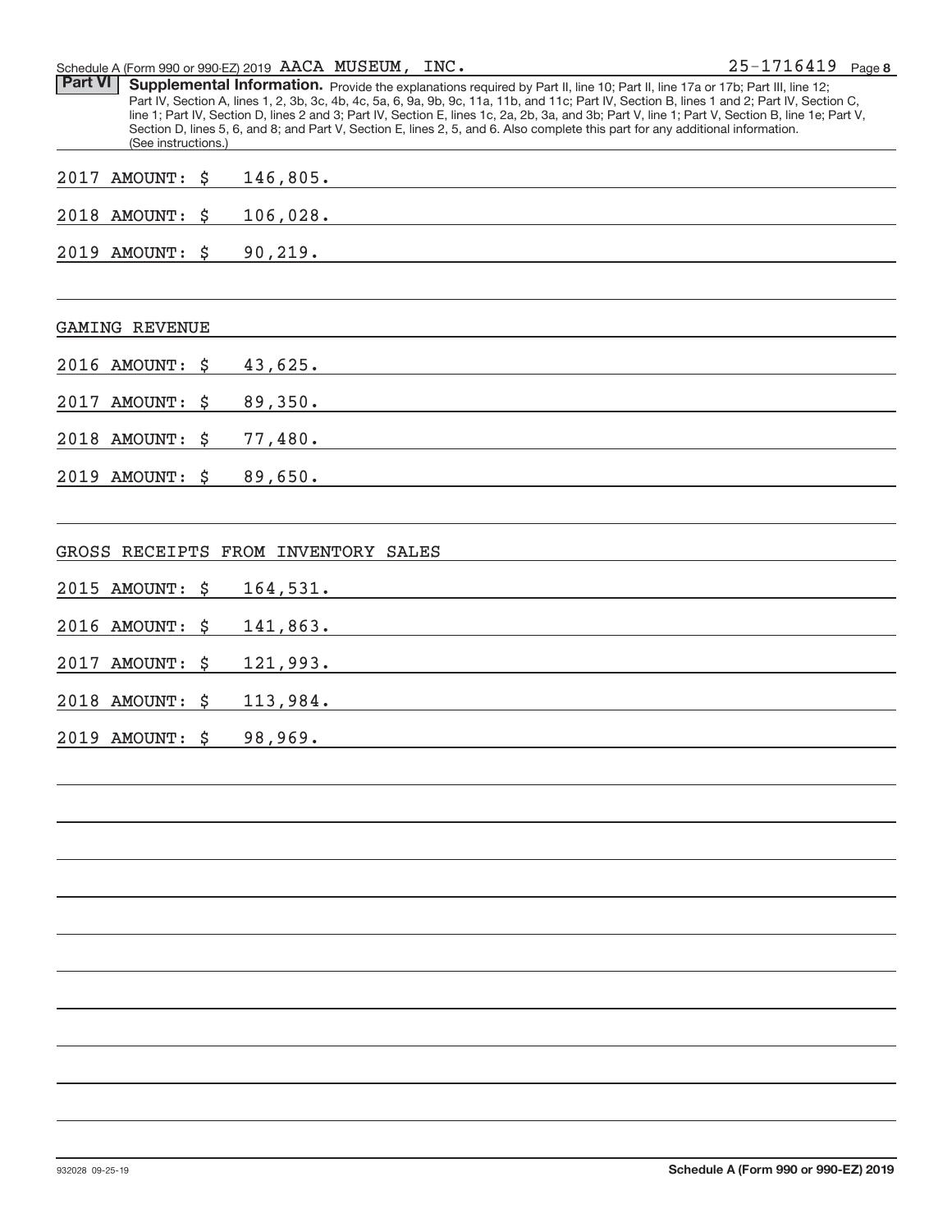Schedule A (Form 990 or 990-EZ) 2019 AACA MUSEUM, INC. 25-1716419 Page 8

**Part VI** **Supplemental Information.** Provide the explanations required by Part II, line 10; Part II, line 17a or 17b; Part III, line 12; Part IV, Section A, lines 1, 2, 3b, 3c, 4b, 4c, 5a, 6, 9a, 9b, 9c, 11a, 11b, and 11c; Part IV, Section B, lines 1 and 2; Part IV, Section C, line 1; Part IV, Section D, lines 2 and 3; Part IV, Section E, lines 1c, 2a, 2b, 3a, and 3b; Part V, line 1; Part V, Section B, line 1e; Part V, Section D, lines 5, 6, and 8; and Part V, Section E, lines 2, 5, and 6. Also complete this part for any additional information. (See instructions.)

2017 AMOUNT: $ 146,805.

2018 AMOUNT: $ 106,028.

2019 AMOUNT: $ 90,219.

GAMING REVENUE

2016 AMOUNT: $ 43,625.

2017 AMOUNT: $ 89,350.

2018 AMOUNT: $ 77,480.

2019 AMOUNT: $ 89,650.

GROSS RECEIPTS FROM INVENTORY SALES

2015 AMOUNT: $ 164,531.

2016 AMOUNT: $ 141,863.

2017 AMOUNT: $ 121,993.

2018 AMOUNT: $ 113,984.

2019 AMOUNT: $ 98,969.

932028 09-25-19 **Schedule A (Form 990 or 990-EZ) 2019**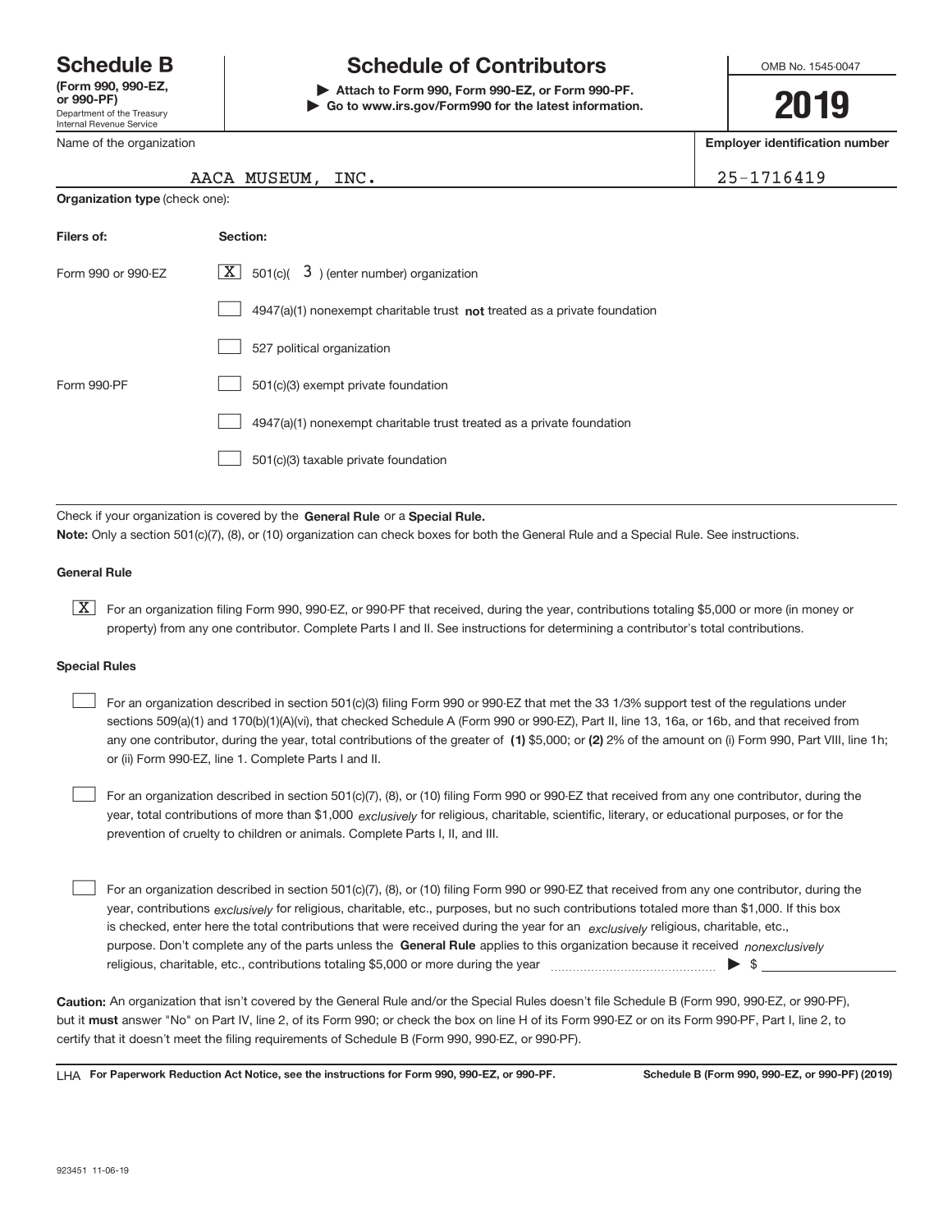# Schedule B

**(Form 990, 990-EZ, or 990-PF)**
Department of the Treasury
Internal Revenue Service

## Schedule of Contributors

▶ **Attach to Form 990, Form 990-EZ, or Form 990-PF.**
▶ **Go to www.irs.gov/Form990 for the latest information.**

OMB No. 1545-0047

**2019**

Name of the organization: AACA MUSEUM, INC.

**Employer identification number:** 25-1716419

**Organization type** (check one):

| **Filers of:** | **Section:** |
|---|---|
| Form 990 or 990-EZ | [X] 501(c)( 3 ) (enter number) organization |
| | [ ] 4947(a)(1) nonexempt charitable trust **not** treated as a private foundation |
| | [ ] 527 political organization |
| Form 990-PF | [ ] 501(c)(3) exempt private foundation |
| | [ ] 4947(a)(1) nonexempt charitable trust treated as a private foundation |
| | [ ] 501(c)(3) taxable private foundation |

Check if your organization is covered by the **General Rule** or a **Special Rule.**

**Note:** Only a section 501(c)(7), (8), or (10) organization can check boxes for both the General Rule and a Special Rule. See instructions.

### General Rule

[X] For an organization filing Form 990, 990-EZ, or 990-PF that received, during the year, contributions totaling $5,000 or more (in money or property) from any one contributor. Complete Parts I and II. See instructions for determining a contributor's total contributions.

### Special Rules

[ ] For an organization described in section 501(c)(3) filing Form 990 or 990-EZ that met the 33 1/3% support test of the regulations under sections 509(a)(1) and 170(b)(1)(A)(vi), that checked Schedule A (Form 990 or 990-EZ), Part II, line 13, 16a, or 16b, and that received from any one contributor, during the year, total contributions of the greater of **(1)** $5,000; or **(2)** 2% of the amount on (i) Form 990, Part VIII, line 1h; or (ii) Form 990-EZ, line 1. Complete Parts I and II.

[ ] For an organization described in section 501(c)(7), (8), or (10) filing Form 990 or 990-EZ that received from any one contributor, during the year, total contributions of more than $1,000 *exclusively* for religious, charitable, scientific, literary, or educational purposes, or for the prevention of cruelty to children or animals. Complete Parts I, II, and III.

[ ] For an organization described in section 501(c)(7), (8), or (10) filing Form 990 or 990-EZ that received from any one contributor, during the year, contributions *exclusively* for religious, charitable, etc., purposes, but no such contributions totaled more than $1,000. If this box is checked, enter here the total contributions that were received during the year for an *exclusively* religious, charitable, etc., purpose. Don't complete any of the parts unless the **General Rule** applies to this organization because it received *nonexclusively* religious, charitable, etc., contributions totaling $5,000 or more during the year ........ ▶ $ ________

**Caution:** An organization that isn't covered by the General Rule and/or the Special Rules doesn't file Schedule B (Form 990, 990-EZ, or 990-PF), but it **must** answer "No" on Part IV, line 2, of its Form 990; or check the box on line H of its Form 990-EZ or on its Form 990-PF, Part I, line 2, to certify that it doesn't meet the filing requirements of Schedule B (Form 990, 990-EZ, or 990-PF).

LHA **For Paperwork Reduction Act Notice, see the instructions for Form 990, 990-EZ, or 990-PF.** **Schedule B (Form 990, 990-EZ, or 990-PF) (2019)**

923451 11-06-19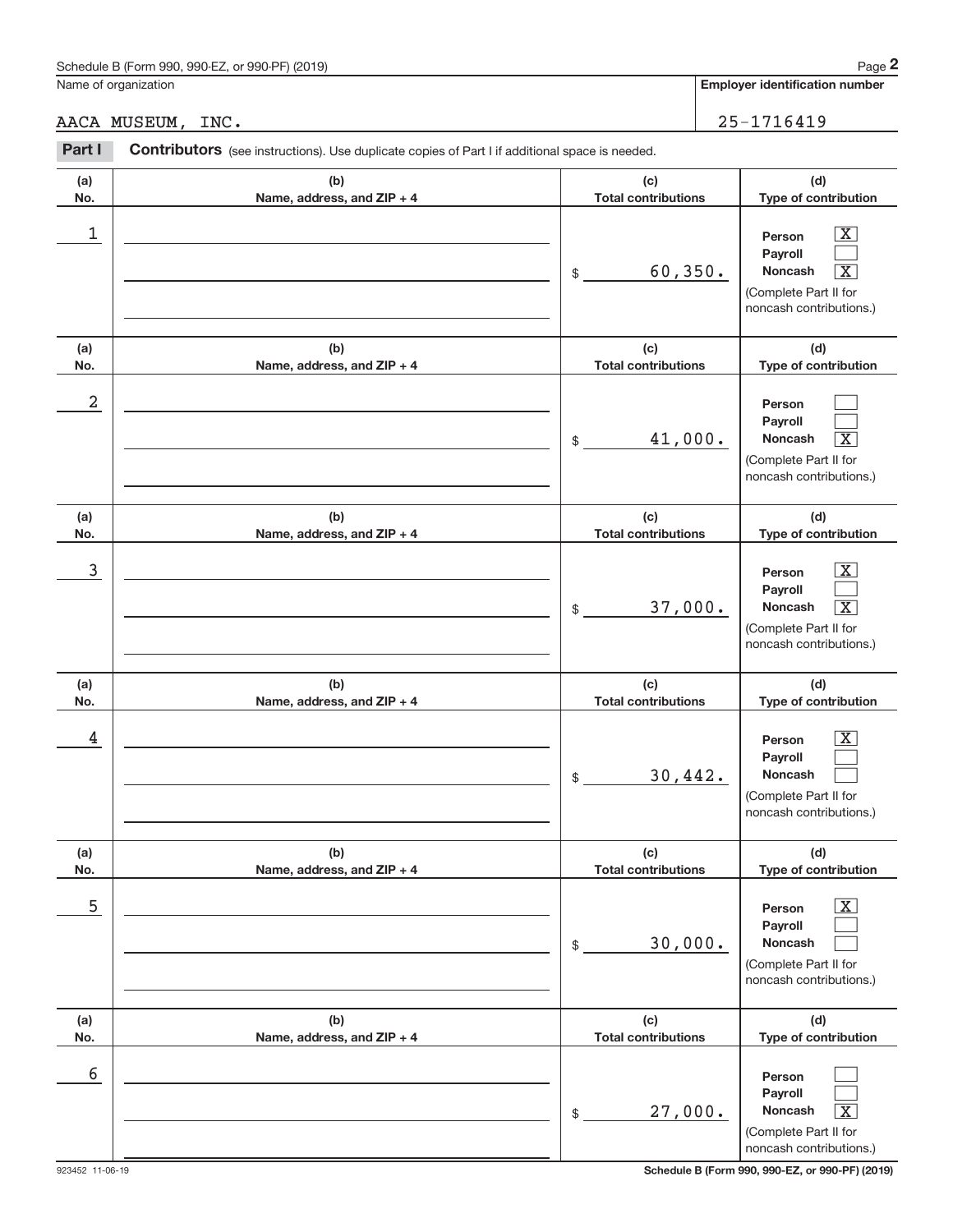Schedule B (Form 990, 990-EZ, or 990-PF) (2019)

Name of organization: AACA MUSEUM, INC.

**Employer identification number:** 25-1716419

**Part I** **Contributors** (see instructions). Use duplicate copies of Part I if additional space is needed.

| (a) No. | (b) Name, address, and ZIP + 4 | (c) Total contributions | (d) Type of contribution |
|---|---|---|---|
| 1 | | $ 60,350. | Person [X] Payroll [ ] Noncash [X] (Complete Part II for noncash contributions.) |
| 2 | | $ 41,000. | Person [ ] Payroll [ ] Noncash [X] (Complete Part II for noncash contributions.) |
| 3 | | $ 37,000. | Person [X] Payroll [ ] Noncash [X] (Complete Part II for noncash contributions.) |
| 4 | | $ 30,442. | Person [X] Payroll [ ] Noncash [ ] (Complete Part II for noncash contributions.) |
| 5 | | $ 30,000. | Person [X] Payroll [ ] Noncash [ ] (Complete Part II for noncash contributions.) |
| 6 | | $ 27,000. | Person [ ] Payroll [ ] Noncash [X] (Complete Part II for noncash contributions.) |

923452 11-06-19

**Schedule B (Form 990, 990-EZ, or 990-PF) (2019)**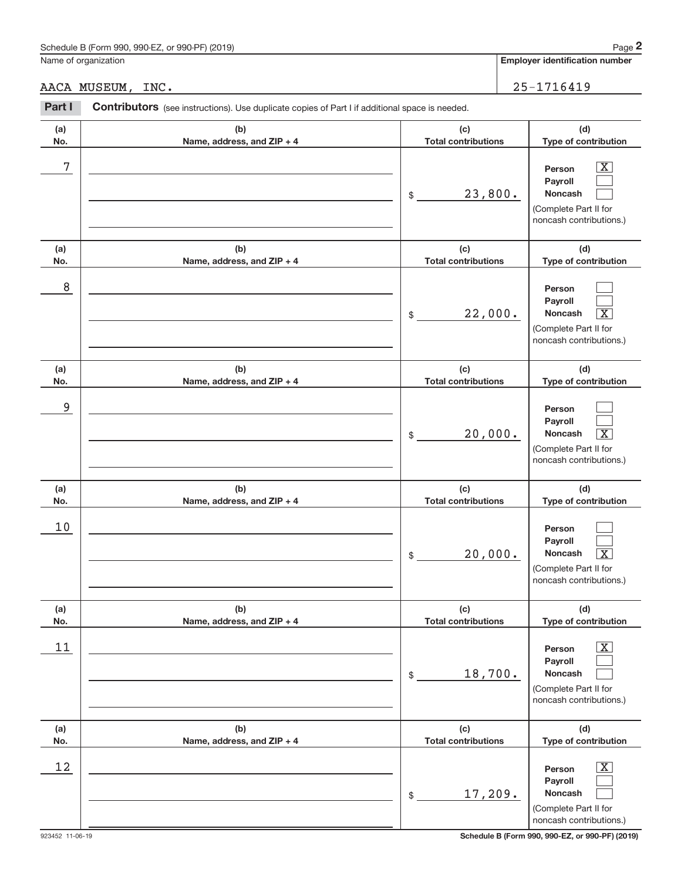Schedule B (Form 990, 990-EZ, or 990-PF) (2019)

Name of organization: AACA MUSEUM, INC.

Employer identification number: 25-1716419

**Part I** **Contributors** (see instructions). Use duplicate copies of Part I if additional space is needed.

| (a) No. | (b) Name, address, and ZIP + 4 | (c) Total contributions | (d) Type of contribution |
|---|---|---|---|
| 7 | | $ 23,800. | Person [X] Payroll [ ] Noncash [ ] (Complete Part II for noncash contributions.) |
| 8 | | $ 22,000. | Person [ ] Payroll [ ] Noncash [X] (Complete Part II for noncash contributions.) |
| 9 | | $ 20,000. | Person [ ] Payroll [ ] Noncash [X] (Complete Part II for noncash contributions.) |
| 10 | | $ 20,000. | Person [ ] Payroll [ ] Noncash [X] (Complete Part II for noncash contributions.) |
| 11 | | $ 18,700. | Person [X] Payroll [ ] Noncash [ ] (Complete Part II for noncash contributions.) |
| 12 | | $ 17,209. | Person [X] Payroll [ ] Noncash [ ] (Complete Part II for noncash contributions.) |

923452 11-06-19

Schedule B (Form 990, 990-EZ, or 990-PF) (2019)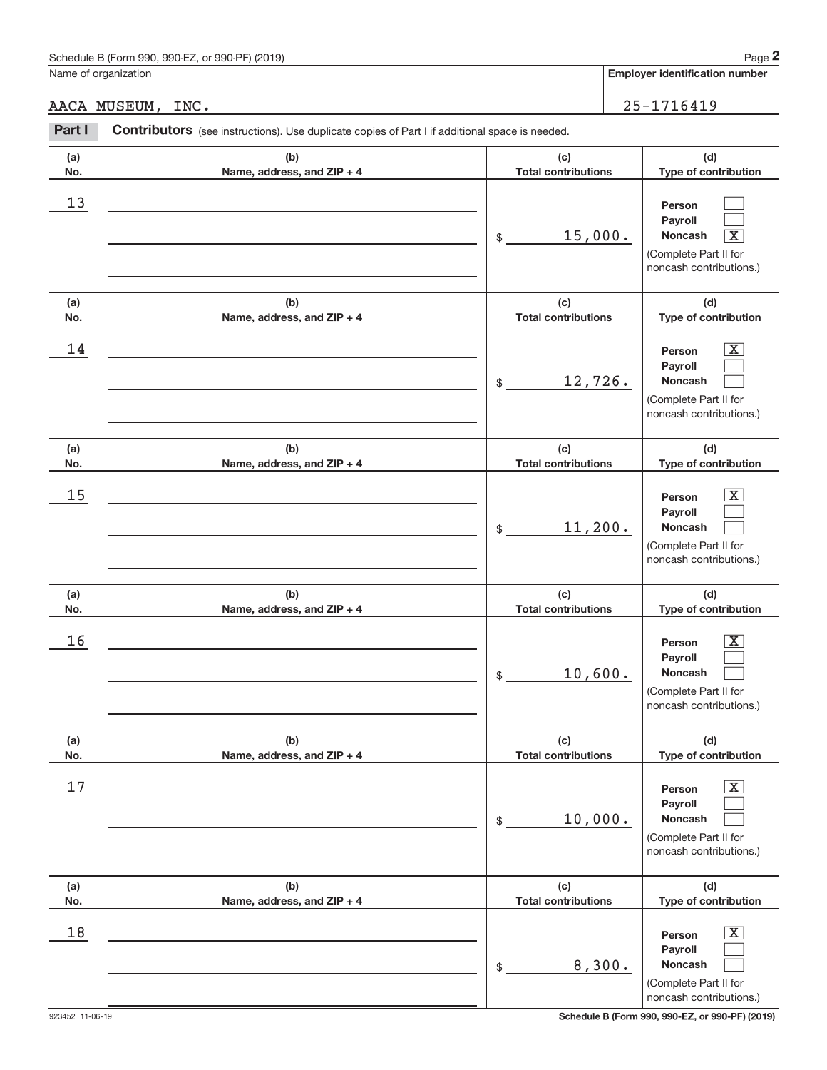Schedule B (Form 990, 990-EZ, or 990-PF) (2019)

Name of organization: AACA MUSEUM, INC.

Employer identification number: 25-1716419

**Part I** **Contributors** (see instructions). Use duplicate copies of Part I if additional space is needed.

| (a) No. | (b) Name, address, and ZIP + 4 | (c) Total contributions | (d) Type of contribution |
|---|---|---|---|
| 13 | | $ 15,000. | Person [ ] Payroll [ ] Noncash [X] (Complete Part II for noncash contributions.) |
| 14 | | $ 12,726. | Person [X] Payroll [ ] Noncash [ ] (Complete Part II for noncash contributions.) |
| 15 | | $ 11,200. | Person [X] Payroll [ ] Noncash [ ] (Complete Part II for noncash contributions.) |
| 16 | | $ 10,600. | Person [X] Payroll [ ] Noncash [ ] (Complete Part II for noncash contributions.) |
| 17 | | $ 10,000. | Person [X] Payroll [ ] Noncash [ ] (Complete Part II for noncash contributions.) |
| 18 | | $ 8,300. | Person [X] Payroll [ ] Noncash [ ] (Complete Part II for noncash contributions.) |

923452 11-06-19

Schedule B (Form 990, 990-EZ, or 990-PF) (2019)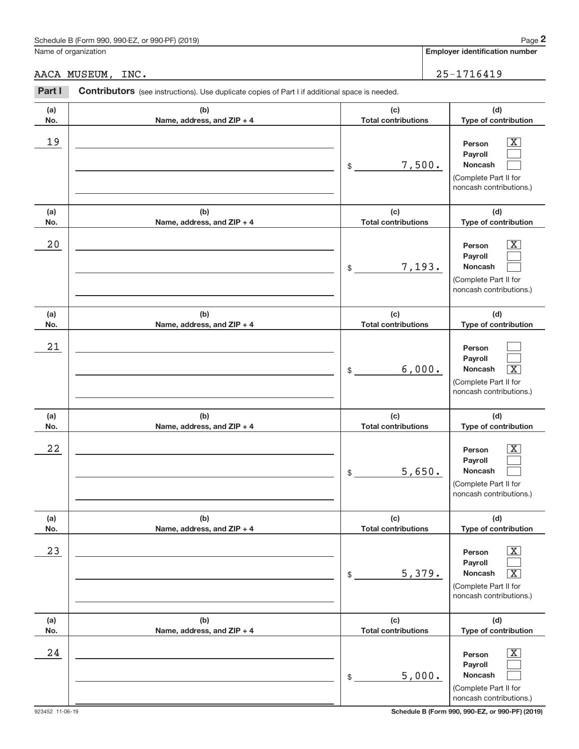Name of organization

AACA MUSEUM, INC.

**Employer identification number**

25-1716419

**Part I** **Contributors** (see instructions). Use duplicate copies of Part I if additional space is needed.

| (a) No. | (b) Name, address, and ZIP + 4 | (c) Total contributions | (d) Type of contribution |
|---|---|---|---|
| 19 | | $ 7,500. | Person [X] Payroll [ ] Noncash [ ] (Complete Part II for noncash contributions.) |
| 20 | | $ 7,193. | Person [X] Payroll [ ] Noncash [ ] (Complete Part II for noncash contributions.) |
| 21 | | $ 6,000. | Person [ ] Payroll [ ] Noncash [X] (Complete Part II for noncash contributions.) |
| 22 | | $ 5,650. | Person [X] Payroll [ ] Noncash [ ] (Complete Part II for noncash contributions.) |
| 23 | | $ 5,379. | Person [X] Payroll [ ] Noncash [X] (Complete Part II for noncash contributions.) |
| 24 | | $ 5,000. | Person [X] Payroll [ ] Noncash [ ] (Complete Part II for noncash contributions.) |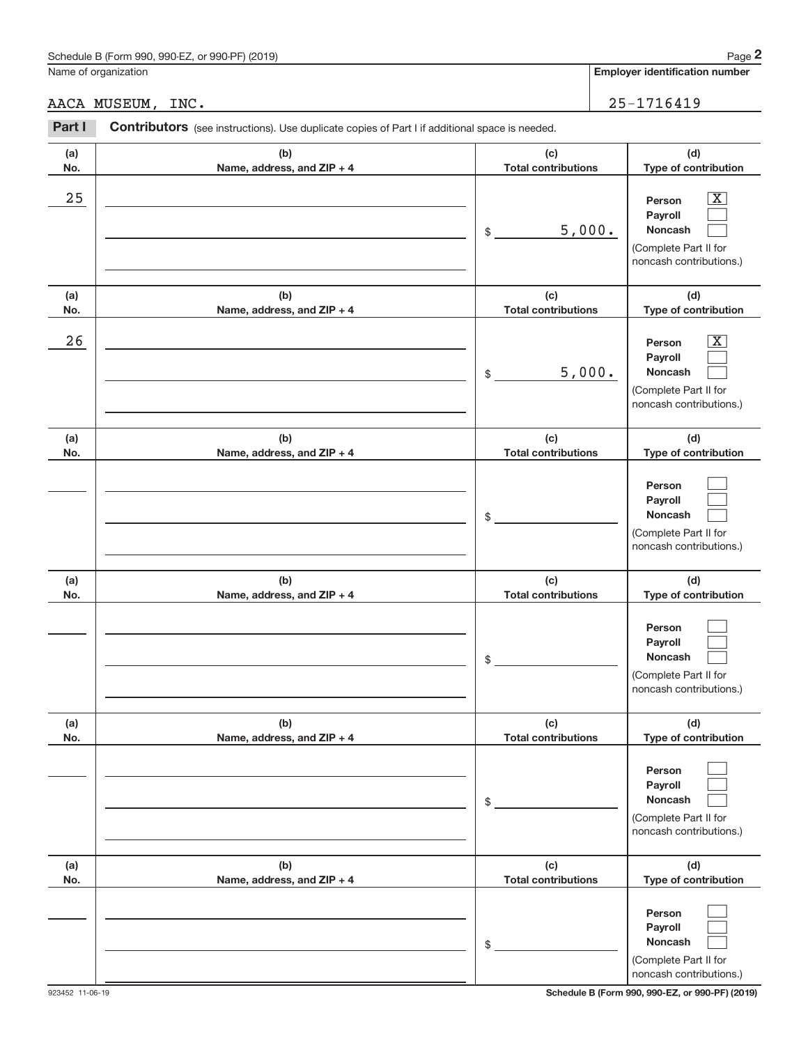Schedule B (Form 990, 990-EZ, or 990-PF) (2019)

Name of organization: AACA MUSEUM, INC.

**Employer identification number**: 25-1716419

**Part I** **Contributors** (see instructions). Use duplicate copies of Part I if additional space is needed.

| (a) No. | (b) Name, address, and ZIP + 4 | (c) Total contributions | (d) Type of contribution |
|---|---|---|---|
| 25 | | $ 5,000. | Person [X] Payroll [ ] Noncash [ ] (Complete Part II for noncash contributions.) |
| 26 | | $ 5,000. | Person [X] Payroll [ ] Noncash [ ] (Complete Part II for noncash contributions.) |
| | | $ | Person [ ] Payroll [ ] Noncash [ ] (Complete Part II for noncash contributions.) |
| | | $ | Person [ ] Payroll [ ] Noncash [ ] (Complete Part II for noncash contributions.) |
| | | $ | Person [ ] Payroll [ ] Noncash [ ] (Complete Part II for noncash contributions.) |
| | | $ | Person [ ] Payroll [ ] Noncash [ ] (Complete Part II for noncash contributions.) |

923452 11-06-19

**Schedule B (Form 990, 990-EZ, or 990-PF) (2019)**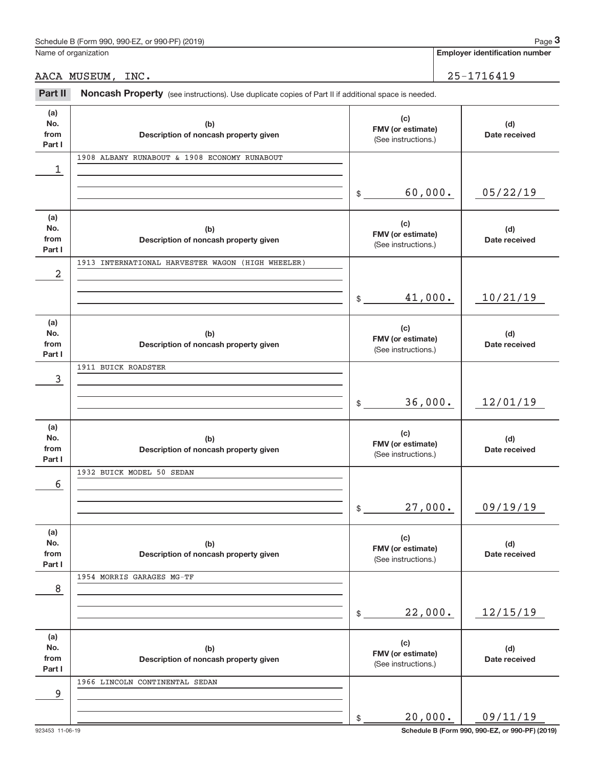Schedule B (Form 990, 990-EZ, or 990-PF) (2019)

Name of organization: AACA MUSEUM, INC.

**Employer identification number:** 25-1716419

**Part II** **Noncash Property** (see instructions). Use duplicate copies of Part II if additional space is needed.

| (a) No. from Part I | (b) Description of noncash property given | (c) FMV (or estimate) (See instructions.) | (d) Date received |
|---|---|---|---|
| 1 | 1908 ALBANY RUNABOUT & 1908 ECONOMY RUNABOUT | $ 60,000. | 05/22/19 |
| 2 | 1913 INTERNATIONAL HARVESTER WAGON (HIGH WHEELER) | $ 41,000. | 10/21/19 |
| 3 | 1911 BUICK ROADSTER | $ 36,000. | 12/01/19 |
| 6 | 1932 BUICK MODEL 50 SEDAN | $ 27,000. | 09/19/19 |
| 8 | 1954 MORRIS GARAGES MG-TF | $ 22,000. | 12/15/19 |
| 9 | 1966 LINCOLN CONTINENTAL SEDAN | $ 20,000. | 09/11/19 |

923453 11-06-19

Schedule B (Form 990, 990-EZ, or 990-PF) (2019)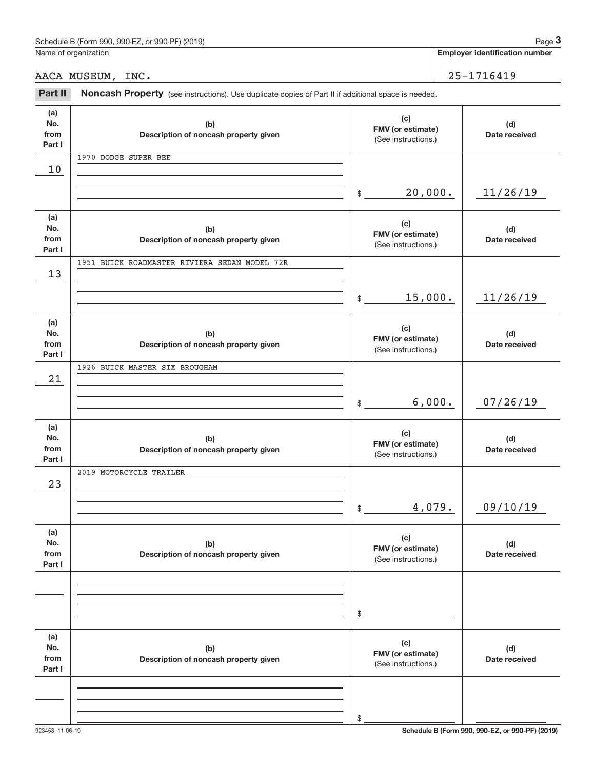Schedule B (Form 990, 990-EZ, or 990-PF) (2019)

Name of organization: AACA MUSEUM, INC.

Employer identification number: 25-1716419

## Part II Noncash Property

(see instructions). Use duplicate copies of Part II if additional space is needed.

| (a) No. from Part I | (b) Description of noncash property given | (c) FMV (or estimate) (See instructions.) | (d) Date received |
|---|---|---|---|
| 10 | 1970 DODGE SUPER BEE | $ 20,000. | 11/26/19 |
| 13 | 1951 BUICK ROADMASTER RIVIERA SEDAN MODEL 72R | $ 15,000. | 11/26/19 |
| 21 | 1926 BUICK MASTER SIX BROUGHAM | $ 6,000. | 07/26/19 |
| 23 | 2019 MOTORCYCLE TRAILER | $ 4,079. | 09/10/19 |
| | | $ | |
| | | $ | |

923453 11-06-19

Schedule B (Form 990, 990-EZ, or 990-PF) (2019)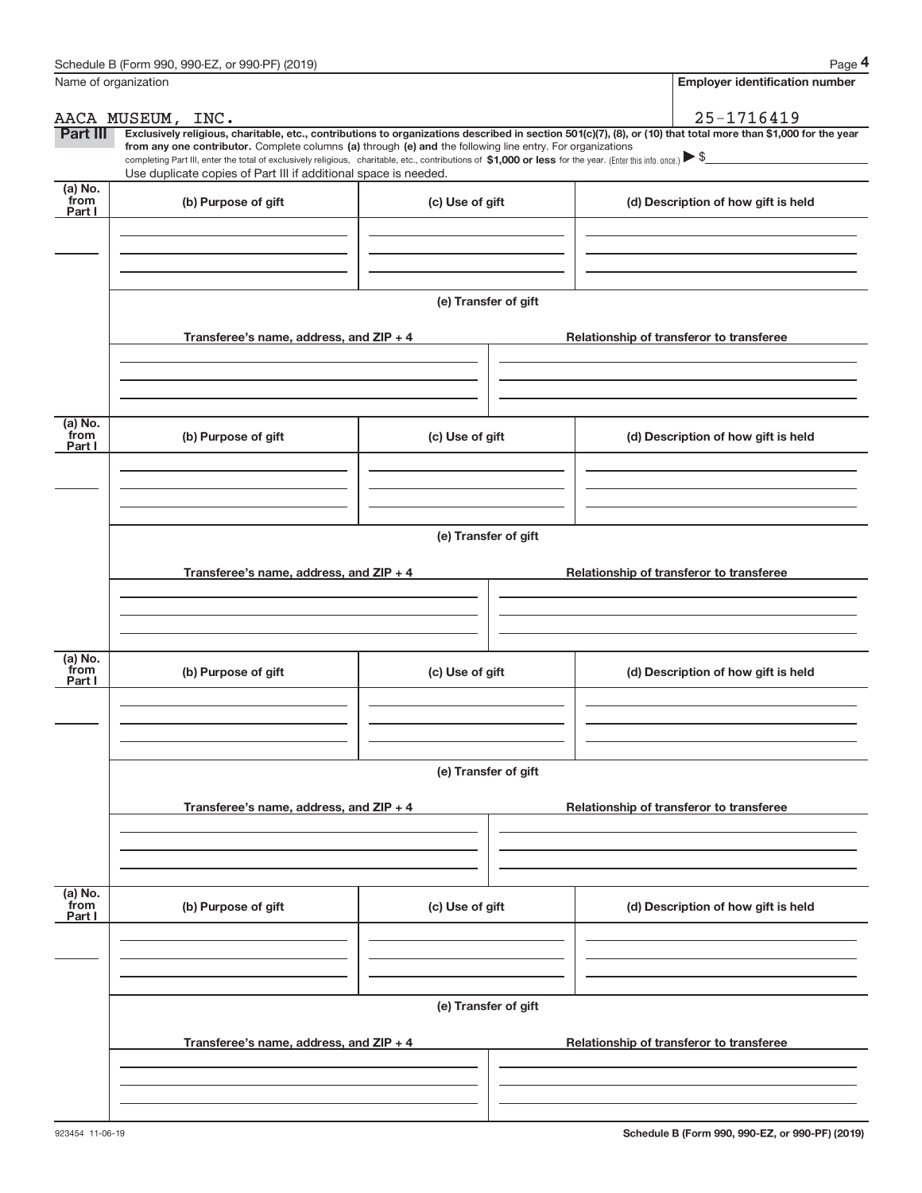Name of organization

**Employer identification number**

AACA MUSEUM, INC.

25-1716419

**Part III** **Exclusively religious, charitable, etc., contributions to organizations described in section 501(c)(7), (8), or (10) that total more than $1,000 for the year from any one contributor.** Complete columns **(a)** through **(e)** and the following line entry. For organizations completing Part III, enter the total of exclusively religious, charitable, etc., contributions of **$1,000 or less** for the year. (Enter this info. once.) ▶ $

Use duplicate copies of Part III if additional space is needed.

| (a) No. from Part I | (b) Purpose of gift | (c) Use of gift | (d) Description of how gift is held |
|---|---|---|---|
| | | | |

**(e) Transfer of gift**

| Transferee's name, address, and ZIP + 4 | Relationship of transferor to transferee |
|---|---|
| | |

| (a) No. from Part I | (b) Purpose of gift | (c) Use of gift | (d) Description of how gift is held |
|---|---|---|---|
| | | | |

**(e) Transfer of gift**

| Transferee's name, address, and ZIP + 4 | Relationship of transferor to transferee |
|---|---|
| | |

| (a) No. from Part I | (b) Purpose of gift | (c) Use of gift | (d) Description of how gift is held |
|---|---|---|---|
| | | | |

**(e) Transfer of gift**

| Transferee's name, address, and ZIP + 4 | Relationship of transferor to transferee |
|---|---|
| | |

| (a) No. from Part I | (b) Purpose of gift | (c) Use of gift | (d) Description of how gift is held |
|---|---|---|---|
| | | | |

**(e) Transfer of gift**

| Transferee's name, address, and ZIP + 4 | Relationship of transferor to transferee |
|---|---|
| | |

923454 11-06-19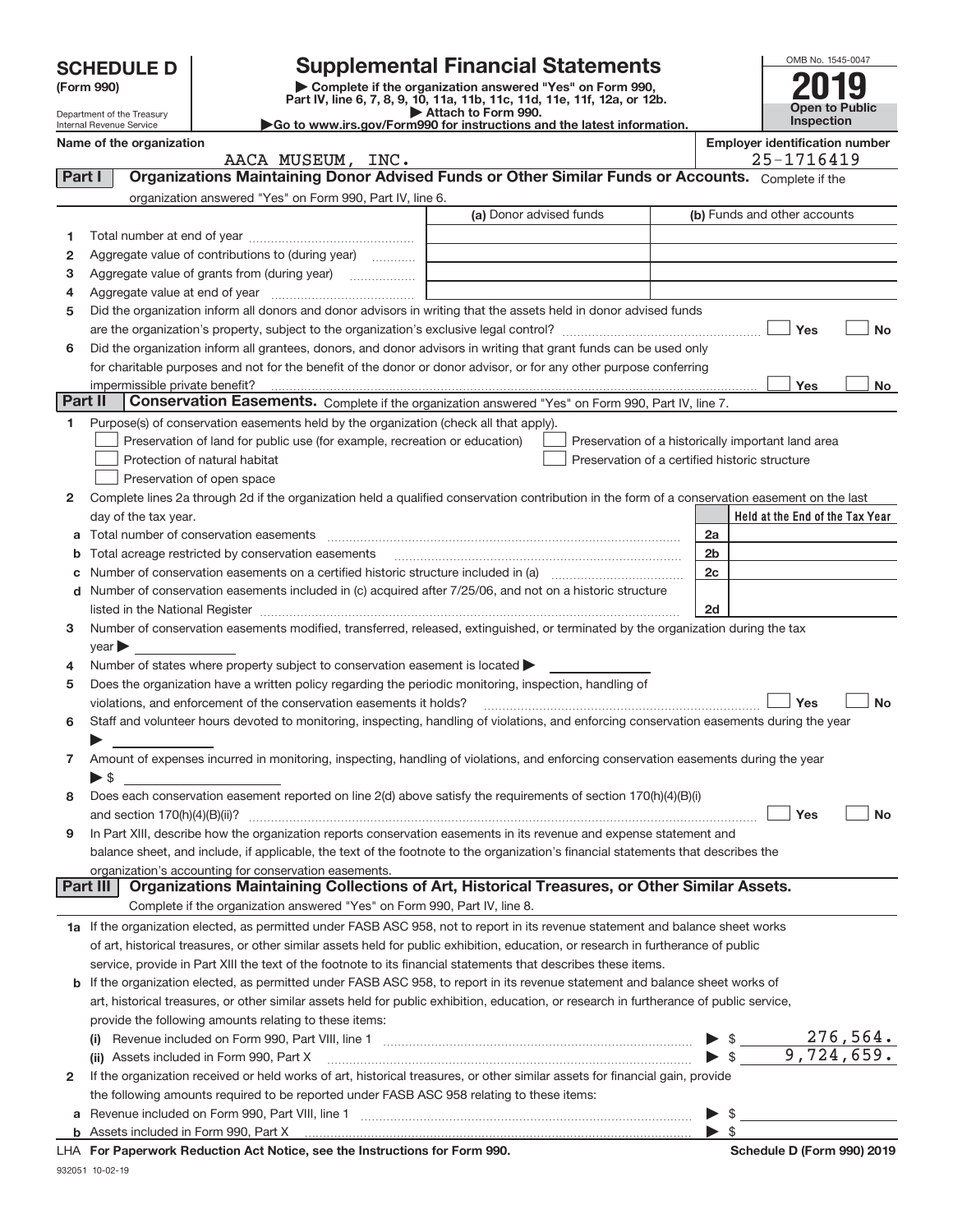# SCHEDULE D (Form 990)

Department of the Treasury
Internal Revenue Service

## Supplemental Financial Statements

▶ Complete if the organization answered "Yes" on Form 990, Part IV, line 6, 7, 8, 9, 10, 11a, 11b, 11c, 11d, 11e, 11f, 12a, or 12b.
▶ Attach to Form 990.
▶Go to www.irs.gov/Form990 for instructions and the latest information.

OMB No. 1545-0047

**2019**

**Open to Public Inspection**

Name of the organization: AACA MUSEUM, INC.

Employer identification number: 25-1716419

## Part I Organizations Maintaining Donor Advised Funds or Other Similar Funds or Accounts.

Complete if the organization answered "Yes" on Form 990, Part IV, line 6.

| | | (a) Donor advised funds | (b) Funds and other accounts |
|---|---|---|---|
| 1 | Total number at end of year | | |
| 2 | Aggregate value of contributions to (during year) | | |
| 3 | Aggregate value of grants from (during year) | | |
| 4 | Aggregate value at end of year | | |

5 Did the organization inform all donors and donor advisors in writing that the assets held in donor advised funds are the organization's property, subject to the organization's exclusive legal control? ☐ Yes ☐ No

6 Did the organization inform all grantees, donors, and donor advisors in writing that grant funds can be used only for charitable purposes and not for the benefit of the donor or donor advisor, or for any other purpose conferring impermissible private benefit? ☐ Yes ☐ No

## Part II Conservation Easements.

Complete if the organization answered "Yes" on Form 990, Part IV, line 7.

1 Purpose(s) of conservation easements held by the organization (check all that apply).

- ☐ Preservation of land for public use (for example, recreation or education)
- ☐ Protection of natural habitat
- ☐ Preservation of open space
- ☐ Preservation of a historically important land area
- ☐ Preservation of a certified historic structure

2 Complete lines 2a through 2d if the organization held a qualified conservation contribution in the form of a conservation easement on the last day of the tax year.

| | | | Held at the End of the Tax Year |
|---|---|---|---|
| a | Total number of conservation easements | 2a | |
| b | Total acreage restricted by conservation easements | 2b | |
| c | Number of conservation easements on a certified historic structure included in (a) | 2c | |
| d | Number of conservation easements included in (c) acquired after 7/25/06, and not on a historic structure listed in the National Register | 2d | |

3 Number of conservation easements modified, transferred, released, extinguished, or terminated by the organization during the tax year ▶

4 Number of states where property subject to conservation easement is located ▶

5 Does the organization have a written policy regarding the periodic monitoring, inspection, handling of violations, and enforcement of the conservation easements it holds? ☐ Yes ☐ No

6 Staff and volunteer hours devoted to monitoring, inspecting, handling of violations, and enforcing conservation easements during the year ▶

7 Amount of expenses incurred in monitoring, inspecting, handling of violations, and enforcing conservation easements during the year ▶ $

8 Does each conservation easement reported on line 2(d) above satisfy the requirements of section 170(h)(4)(B)(i) and section 170(h)(4)(B)(ii)? ☐ Yes ☐ No

9 In Part XIII, describe how the organization reports conservation easements in its revenue and expense statement and balance sheet, and include, if applicable, the text of the footnote to the organization's financial statements that describes the organization's accounting for conservation easements.

## Part III Organizations Maintaining Collections of Art, Historical Treasures, or Other Similar Assets.

Complete if the organization answered "Yes" on Form 990, Part IV, line 8.

1a If the organization elected, as permitted under FASB ASC 958, not to report in its revenue statement and balance sheet works of art, historical treasures, or other similar assets held for public exhibition, education, or research in furtherance of public service, provide in Part XIII the text of the footnote to its financial statements that describes these items.

b If the organization elected, as permitted under FASB ASC 958, to report in its revenue statement and balance sheet works of art, historical treasures, or other similar assets held for public exhibition, education, or research in furtherance of public service, provide the following amounts relating to these items:

(i) Revenue included on Form 990, Part VIII, line 1 ▶ $ 276,564.

(ii) Assets included in Form 990, Part X ▶ $ 9,724,659.

2 If the organization received or held works of art, historical treasures, or other similar assets for financial gain, provide the following amounts required to be reported under FASB ASC 958 relating to these items:

a Revenue included on Form 990, Part VIII, line 1 ▶ $

b Assets included in Form 990, Part X ▶ $

LHA For Paperwork Reduction Act Notice, see the Instructions for Form 990. Schedule D (Form 990) 2019

932051 10-02-19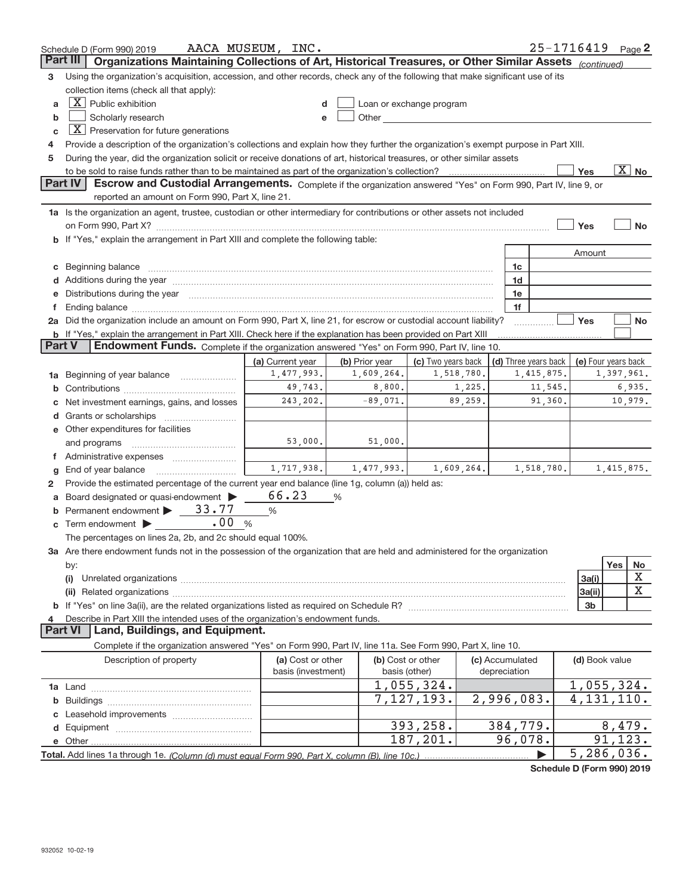Schedule D (Form 990) 2019 AACA MUSEUM, INC. 25-1716419 Page 2

## Part III Organizations Maintaining Collections of Art, Historical Treasures, or Other Similar Assets *(continued)*

3 Using the organization's acquisition, accession, and other records, check any of the following that make significant use of its collection items (check all that apply):

- a [X] Public exhibition
- b [ ] Scholarly research
- c [X] Preservation for future generations
- d [ ] Loan or exchange program
- e [ ] Other

4 Provide a description of the organization's collections and explain how they further the organization's exempt purpose in Part XIII.

5 During the year, did the organization solicit or receive donations of art, historical treasures, or other similar assets to be sold to raise funds rather than to be maintained as part of the organization's collection? [ ] Yes [X] No

## Part IV Escrow and Custodial Arrangements.

Complete if the organization answered "Yes" on Form 990, Part IV, line 9, or reported an amount on Form 990, Part X, line 21.

1a Is the organization an agent, trustee, custodian or other intermediary for contributions or other assets not included on Form 990, Part X? [ ] Yes [ ] No

b If "Yes," explain the arrangement in Part XIII and complete the following table:

| | | Amount |
|---|---|---|
| c Beginning balance | 1c | |
| d Additions during the year | 1d | |
| e Distributions during the year | 1e | |
| f Ending balance | 1f | |

2a Did the organization include an amount on Form 990, Part X, line 21, for escrow or custodial account liability? [ ] Yes [ ] No

b If "Yes," explain the arrangement in Part XIII. Check here if the explanation has been provided on Part XIII [ ]

## Part V Endowment Funds.

Complete if the organization answered "Yes" on Form 990, Part IV, line 10.

| | (a) Current year | (b) Prior year | (c) Two years back | (d) Three years back | (e) Four years back |
|---|---|---|---|---|---|
| 1a Beginning of year balance | 1,477,993. | 1,609,264. | 1,518,780. | 1,415,875. | 1,397,961. |
| b Contributions | 49,743. | 8,800. | 1,225. | 11,545. | 6,935. |
| c Net investment earnings, gains, and losses | 243,202. | -89,071. | 89,259. | 91,360. | 10,979. |
| d Grants or scholarships | | | | | |
| e Other expenditures for facilities and programs | 53,000. | 51,000. | | | |
| f Administrative expenses | | | | | |
| g End of year balance | 1,717,938. | 1,477,993. | 1,609,264. | 1,518,780. | 1,415,875. |

2 Provide the estimated percentage of the current year end balance (line 1g, column (a)) held as:

- a Board designated or quasi-endowment ▶ 66.23 %
- b Permanent endowment ▶ 33.77 %
- c Term endowment ▶ .00 %

The percentages on lines 2a, 2b, and 2c should equal 100%.

3a Are there endowment funds not in the possession of the organization that are held and administered for the organization by:

| | | Yes | No |
|---|---|---|---|
| (i) Unrelated organizations | 3a(i) | | X |
| (ii) Related organizations | 3a(ii) | | X |
| b If "Yes" on line 3a(ii), are the related organizations listed as required on Schedule R? | 3b | | |

4 Describe in Part XIII the intended uses of the organization's endowment funds.

## Part VI Land, Buildings, and Equipment.

Complete if the organization answered "Yes" on Form 990, Part IV, line 11a. See Form 990, Part X, line 10.

| Description of property | (a) Cost or other basis (investment) | (b) Cost or other basis (other) | (c) Accumulated depreciation | (d) Book value |
|---|---|---|---|---|
| 1a Land | | 1,055,324. | | 1,055,324. |
| b Buildings | | 7,127,193. | 2,996,083. | 4,131,110. |
| c Leasehold improvements | | | | |
| d Equipment | | 393,258. | 384,779. | 8,479. |
| e Other | | 187,201. | 96,078. | 91,123. |
| **Total.** Add lines 1a through 1e. *(Column (d) must equal Form 990, Part X, column (B), line 10c.)* | | | ▶ | 5,286,036. |

Schedule D (Form 990) 2019

932052 10-02-19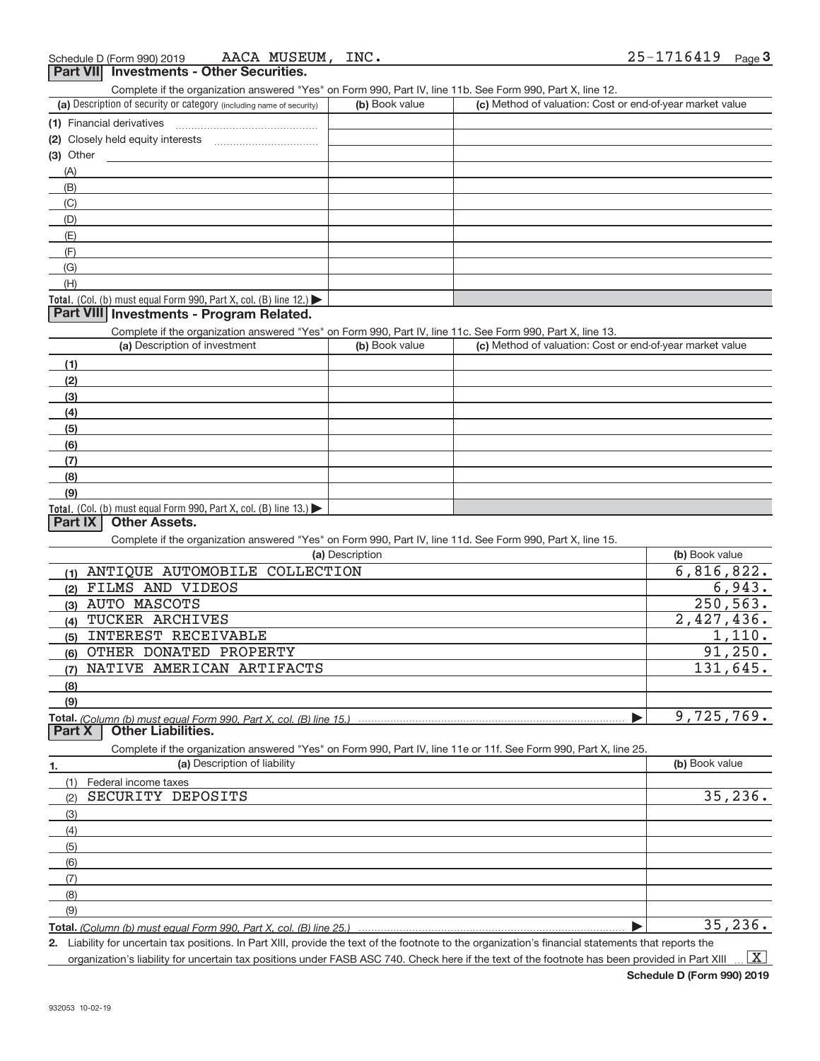Schedule D (Form 990) 2019 AACA MUSEUM, INC. 25-1716419 Page 3

## Part VII Investments - Other Securities.

Complete if the organization answered "Yes" on Form 990, Part IV, line 11b. See Form 990, Part X, line 12.

| (a) Description of security or category (including name of security) | (b) Book value | (c) Method of valuation: Cost or end-of-year market value |
|---|---|---|
| (1) Financial derivatives | | |
| (2) Closely held equity interests | | |
| (3) Other | | |
| (A) | | |
| (B) | | |
| (C) | | |
| (D) | | |
| (E) | | |
| (F) | | |
| (G) | | |
| (H) | | |
| **Total.** (Col. (b) must equal Form 990, Part X, col. (B) line 12.) ▶ | | |

## Part VIII Investments - Program Related.

Complete if the organization answered "Yes" on Form 990, Part IV, line 11c. See Form 990, Part X, line 13.

| (a) Description of investment | (b) Book value | (c) Method of valuation: Cost or end-of-year market value |
|---|---|---|
| (1) | | |
| (2) | | |
| (3) | | |
| (4) | | |
| (5) | | |
| (6) | | |
| (7) | | |
| (8) | | |
| (9) | | |
| **Total.** (Col. (b) must equal Form 990, Part X, col. (B) line 13.) ▶ | | |

## Part IX Other Assets.

Complete if the organization answered "Yes" on Form 990, Part IV, line 11d. See Form 990, Part X, line 15.

| (a) Description | (b) Book value |
|---|---|
| (1) ANTIQUE AUTOMOBILE COLLECTION | 6,816,822. |
| (2) FILMS AND VIDEOS | 6,943. |
| (3) AUTO MASCOTS | 250,563. |
| (4) TUCKER ARCHIVES | 2,427,436. |
| (5) INTEREST RECEIVABLE | 1,110. |
| (6) OTHER DONATED PROPERTY | 91,250. |
| (7) NATIVE AMERICAN ARTIFACTS | 131,645. |
| (8) | |
| (9) | |
| **Total.** *(Column (b) must equal Form 990, Part X, col. (B) line 15.)* ▶ | 9,725,769. |

## Part X Other Liabilities.

Complete if the organization answered "Yes" on Form 990, Part IV, line 11e or 11f. See Form 990, Part X, line 25.

| 1. (a) Description of liability | (b) Book value |
|---|---|
| (1) Federal income taxes | |
| (2) SECURITY DEPOSITS | 35,236. |
| (3) | |
| (4) | |
| (5) | |
| (6) | |
| (7) | |
| (8) | |
| (9) | |
| **Total.** *(Column (b) must equal Form 990, Part X, col. (B) line 25.)* ▶ | 35,236. |

2. Liability for uncertain tax positions. In Part XIII, provide the text of the footnote to the organization's financial statements that reports the organization's liability for uncertain tax positions under FASB ASC 740. Check here if the text of the footnote has been provided in Part XIII ... [X]

Schedule D (Form 990) 2019

932053 10-02-19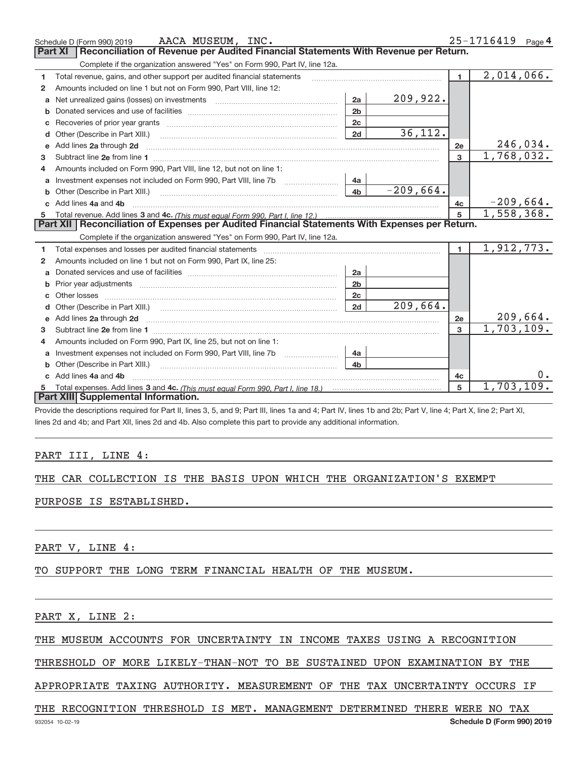Schedule D (Form 990) 2019 AACA MUSEUM, INC. 25-1716419 Page 4

## Part XI Reconciliation of Revenue per Audited Financial Statements With Revenue per Return.

Complete if the organization answered "Yes" on Form 990, Part IV, line 12a.

| | | | | | |
|---|---|---|---|---|---|
| 1 | Total revenue, gains, and other support per audited financial statements | | | 1 | 2,014,066. |
| 2 | Amounts included on line 1 but not on Form 990, Part VIII, line 12: | | | | |
| a | Net unrealized gains (losses) on investments | 2a | 209,922. | | |
| b | Donated services and use of facilities | 2b | | | |
| c | Recoveries of prior year grants | 2c | | | |
| d | Other (Describe in Part XIII.) | 2d | 36,112. | | |
| e | Add lines 2a through 2d | | | 2e | 246,034. |
| 3 | Subtract line 2e from line 1 | | | 3 | 1,768,032. |
| 4 | Amounts included on Form 990, Part VIII, line 12, but not on line 1: | | | | |
| a | Investment expenses not included on Form 990, Part VIII, line 7b | 4a | | | |
| b | Other (Describe in Part XIII.) | 4b | -209,664. | | |
| c | Add lines 4a and 4b | | | 4c | -209,664. |
| 5 | Total revenue. Add lines 3 and 4c. *(This must equal Form 990, Part I, line 12.)* | | | 5 | 1,558,368. |

## Part XII Reconciliation of Expenses per Audited Financial Statements With Expenses per Return.

Complete if the organization answered "Yes" on Form 990, Part IV, line 12a.

| | | | | | |
|---|---|---|---|---|---|
| 1 | Total expenses and losses per audited financial statements | | | 1 | 1,912,773. |
| 2 | Amounts included on line 1 but not on Form 990, Part IX, line 25: | | | | |
| a | Donated services and use of facilities | 2a | | | |
| b | Prior year adjustments | 2b | | | |
| c | Other losses | 2c | | | |
| d | Other (Describe in Part XIII.) | 2d | 209,664. | | |
| e | Add lines 2a through 2d | | | 2e | 209,664. |
| 3 | Subtract line 2e from line 1 | | | 3 | 1,703,109. |
| 4 | Amounts included on Form 990, Part IX, line 25, but not on line 1: | | | | |
| a | Investment expenses not included on Form 990, Part VIII, line 7b | 4a | | | |
| b | Other (Describe in Part XIII.) | 4b | | | |
| c | Add lines 4a and 4b | | | 4c | 0. |
| 5 | Total expenses. Add lines 3 and 4c. *(This must equal Form 990, Part I, line 18.)* | | | 5 | 1,703,109. |

## Part XIII Supplemental Information.

Provide the descriptions required for Part II, lines 3, 5, and 9; Part III, lines 1a and 4; Part IV, lines 1b and 2b; Part V, line 4; Part X, line 2; Part XI, lines 2d and 4b; and Part XII, lines 2d and 4b. Also complete this part to provide any additional information.

PART III, LINE 4:

THE CAR COLLECTION IS THE BASIS UPON WHICH THE ORGANIZATION'S EXEMPT PURPOSE IS ESTABLISHED.

PART V, LINE 4:

TO SUPPORT THE LONG TERM FINANCIAL HEALTH OF THE MUSEUM.

PART X, LINE 2:

THE MUSEUM ACCOUNTS FOR UNCERTAINTY IN INCOME TAXES USING A RECOGNITION THRESHOLD OF MORE LIKELY-THAN-NOT TO BE SUSTAINED UPON EXAMINATION BY THE APPROPRIATE TAXING AUTHORITY. MEASUREMENT OF THE TAX UNCERTAINTY OCCURS IF THE RECOGNITION THRESHOLD IS MET. MANAGEMENT DETERMINED THERE WERE NO TAX

932054 10-02-19 Schedule D (Form 990) 2019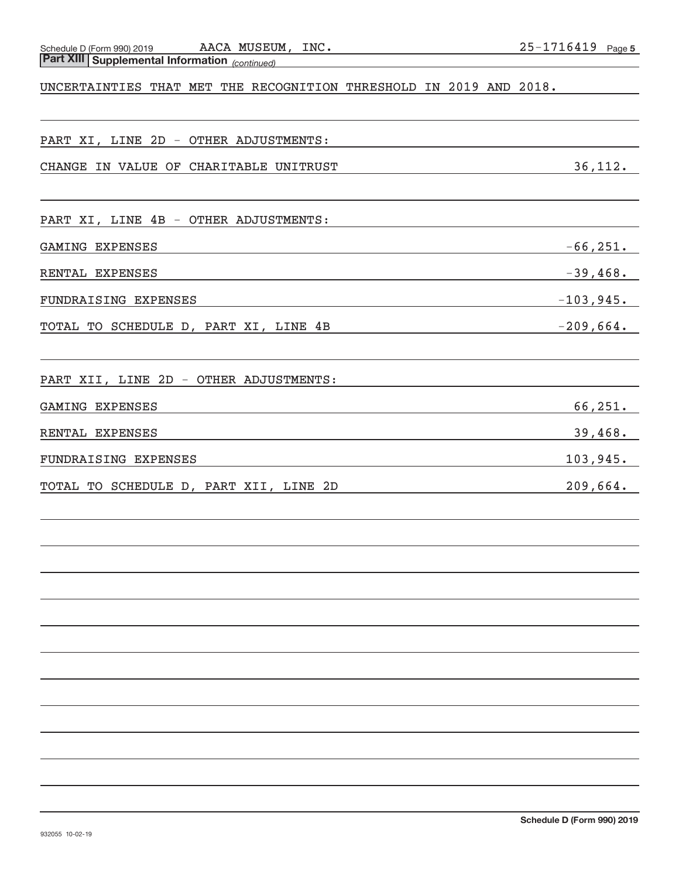Schedule D (Form 990) 2019 AACA MUSEUM, INC. 25-1716419 Page 5

**Part XIII Supplemental Information** *(continued)*

UNCERTAINTIES THAT MET THE RECOGNITION THRESHOLD IN 2019 AND 2018.

PART XI, LINE 2D - OTHER ADJUSTMENTS:

| | |
|---|---|
| CHANGE IN VALUE OF CHARITABLE UNITRUST | 36,112. |

PART XI, LINE 4B - OTHER ADJUSTMENTS:

| | |
|---|---|
| GAMING EXPENSES | -66,251. |
| RENTAL EXPENSES | -39,468. |
| FUNDRAISING EXPENSES | -103,945. |
| TOTAL TO SCHEDULE D, PART XI, LINE 4B | -209,664. |

PART XII, LINE 2D - OTHER ADJUSTMENTS:

| | |
|---|---|
| GAMING EXPENSES | 66,251. |
| RENTAL EXPENSES | 39,468. |
| FUNDRAISING EXPENSES | 103,945. |
| TOTAL TO SCHEDULE D, PART XII, LINE 2D | 209,664. |

932055 10-02-19

Schedule D (Form 990) 2019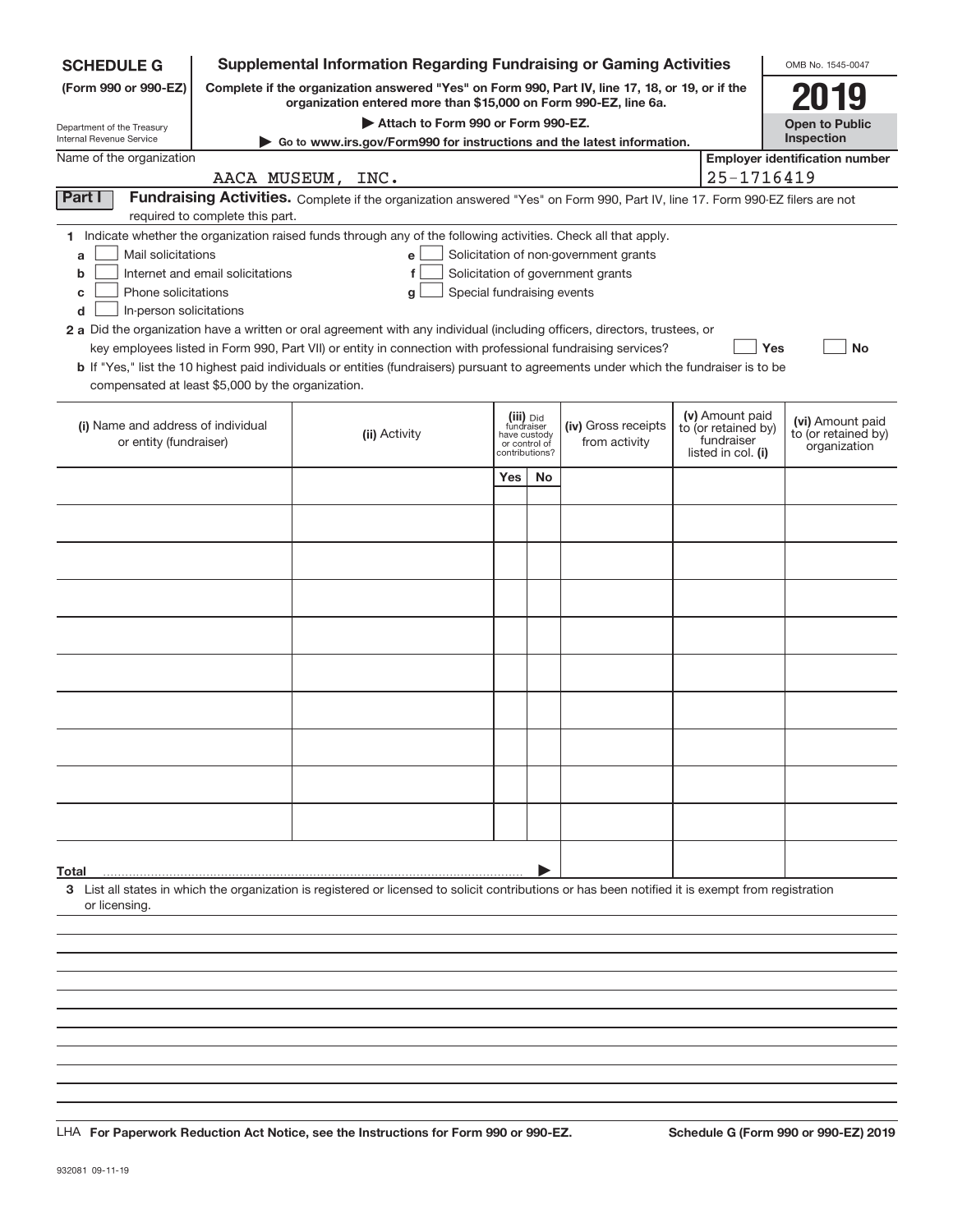**SCHEDULE G** (Form 990 or 990-EZ)

Department of the Treasury
Internal Revenue Service

# Supplemental Information Regarding Fundraising or Gaming Activities

**Complete if the organization answered "Yes" on Form 990, Part IV, line 17, 18, or 19, or if the organization entered more than $15,000 on Form 990-EZ, line 6a.**

**▶ Attach to Form 990 or Form 990-EZ.**

**▶ Go to www.irs.gov/Form990 for instructions and the latest information.**

OMB No. 1545-0047

**2019**

**Open to Public Inspection**

Name of the organization: AACA MUSEUM, INC.

**Employer identification number:** 25-1716419

**Part I** **Fundraising Activities.** Complete if the organization answered "Yes" on Form 990, Part IV, line 17. Form 990-EZ filers are not required to complete this part.

1 Indicate whether the organization raised funds through any of the following activities. Check all that apply.

- a ☐ Mail solicitations
- b ☐ Internet and email solicitations
- c ☐ Phone solicitations
- d ☐ In-person solicitations
- e ☐ Solicitation of non-government grants
- f ☐ Solicitation of government grants
- g ☐ Special fundraising events

2 a Did the organization have a written or oral agreement with any individual (including officers, directors, trustees, or key employees listed in Form 990, Part VII) or entity in connection with professional fundraising services? ☐ Yes ☐ No

b If "Yes," list the 10 highest paid individuals or entities (fundraisers) pursuant to agreements under which the fundraiser is to be compensated at least $5,000 by the organization.

| (i) Name and address of individual or entity (fundraiser) | (ii) Activity | (iii) Did fundraiser have custody or control of contributions? Yes | No | (iv) Gross receipts from activity | (v) Amount paid to (or retained by) fundraiser listed in col. (i) | (vi) Amount paid to (or retained by) organization |
|---|---|---|---|---|---|---|
| | | | | | | |
| | | | | | | |
| | | | | | | |
| | | | | | | |
| | | | | | | |
| | | | | | | |
| | | | | | | |
| | | | | | | |
| | | | | | | |
| | | | | | | |
| **Total** ▶ | | | | | | |

3 List all states in which the organization is registered or licensed to solicit contributions or has been notified it is exempt from registration or licensing.

LHA **For Paperwork Reduction Act Notice, see the Instructions for Form 990 or 990-EZ.** **Schedule G (Form 990 or 990-EZ) 2019**

932081 09-11-19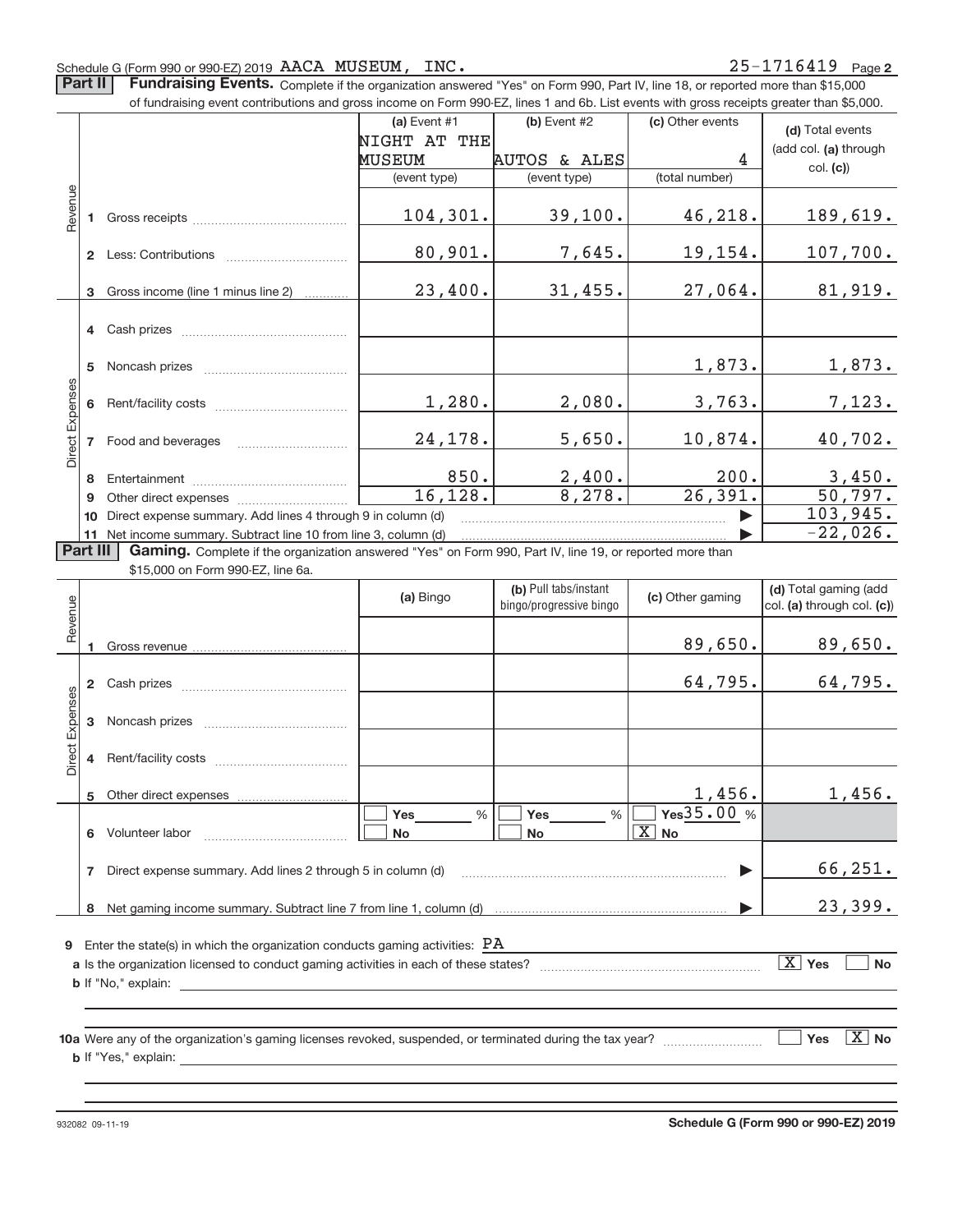Schedule G (Form 990 or 990-EZ) 2019 AACA MUSEUM, INC. 25-1716419 Page 2

**Part II** **Fundraising Events.** Complete if the organization answered "Yes" on Form 990, Part IV, line 18, or reported more than $15,000 of fundraising event contributions and gross income on Form 990-EZ, lines 1 and 6b. List events with gross receipts greater than $5,000.

| | | (a) Event #1 NIGHT AT THE MUSEUM (event type) | (b) Event #2 AUTOS & ALES (event type) | (c) Other events 4 (total number) | (d) Total events (add col. (a) through col. (c)) |
|---|---|---|---|---|---|
| Revenue | 1 Gross receipts | 104,301. | 39,100. | 46,218. | 189,619. |
| | 2 Less: Contributions | 80,901. | 7,645. | 19,154. | 107,700. |
| | 3 Gross income (line 1 minus line 2) | 23,400. | 31,455. | 27,064. | 81,919. |
| Direct Expenses | 4 Cash prizes | | | | |
| | 5 Noncash prizes | | | 1,873. | 1,873. |
| | 6 Rent/facility costs | 1,280. | 2,080. | 3,763. | 7,123. |
| | 7 Food and beverages | 24,178. | 5,650. | 10,874. | 40,702. |
| | 8 Entertainment | 850. | 2,400. | 200. | 3,450. |
| | 9 Other direct expenses | 16,128. | 8,278. | 26,391. | 50,797. |
| | 10 Direct expense summary. Add lines 4 through 9 in column (d) | | | | 103,945. |
| | 11 Net income summary. Subtract line 10 from line 3, column (d) | | | | -22,026. |

**Part III** **Gaming.** Complete if the organization answered "Yes" on Form 990, Part IV, line 19, or reported more than $15,000 on Form 990-EZ, line 6a.

| | | (a) Bingo | (b) Pull tabs/instant bingo/progressive bingo | (c) Other gaming | (d) Total gaming (add col. (a) through col. (c)) |
|---|---|---|---|---|---|
| Revenue | 1 Gross revenue | | | 89,650. | 89,650. |
| Direct Expenses | 2 Cash prizes | | | 64,795. | 64,795. |
| | 3 Noncash prizes | | | | |
| | 4 Rent/facility costs | | | | |
| | 5 Other direct expenses | | | 1,456. | 1,456. |
| | 6 Volunteer labor | ☐ Yes ___ % ☐ No | ☐ Yes ___ % ☐ No | ☐ Yes 35.00 % ☒ No | |
| | 7 Direct expense summary. Add lines 2 through 5 in column (d) | | | | 66,251. |
| | 8 Net gaming income summary. Subtract line 7 from line 1, column (d) | | | | 23,399. |

9 Enter the state(s) in which the organization conducts gaming activities: PA

a Is the organization licensed to conduct gaming activities in each of these states? ☒ Yes ☐ No

b If "No," explain:

10a Were any of the organization's gaming licenses revoked, suspended, or terminated during the tax year? ☐ Yes ☒ No

b If "Yes," explain:

932082 09-11-19 **Schedule G (Form 990 or 990-EZ) 2019**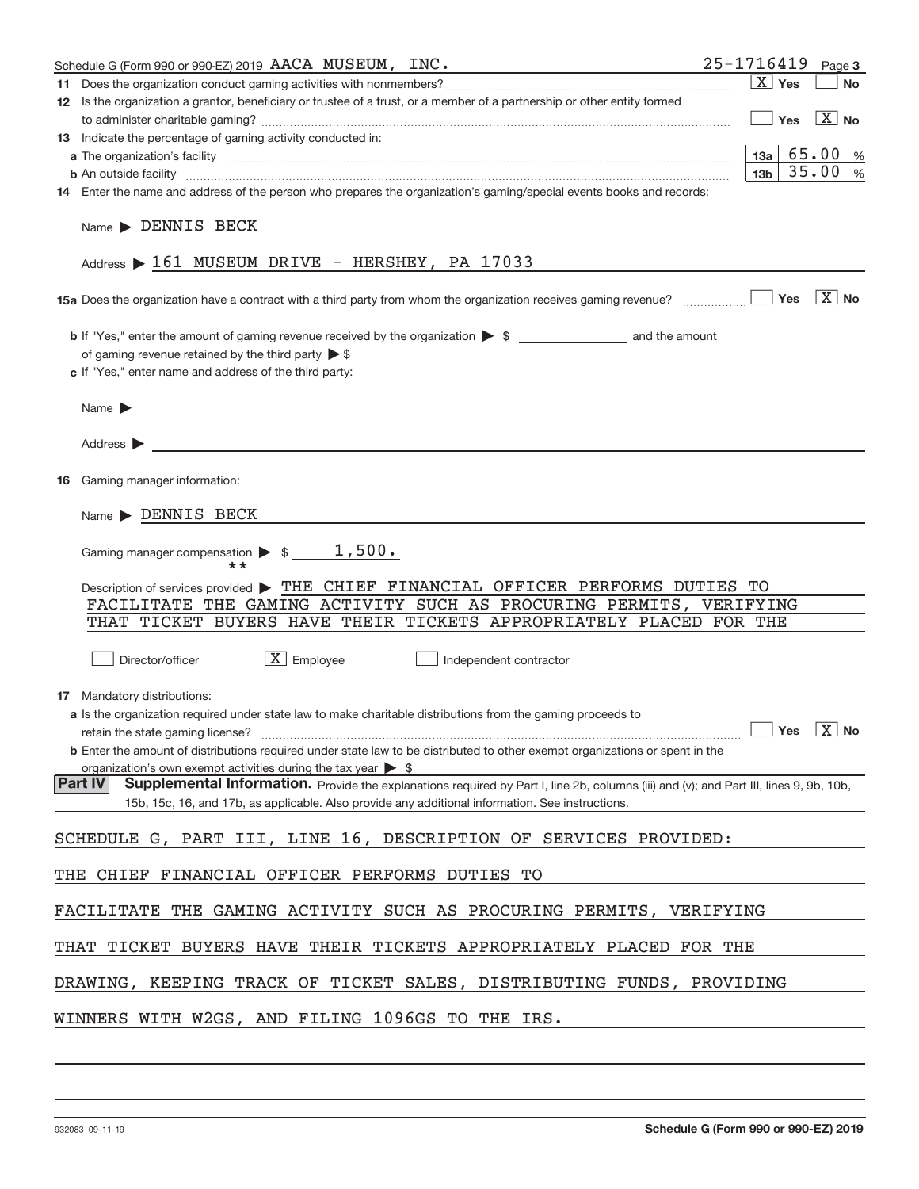Schedule G (Form 990 or 990-EZ) 2019 AACA MUSEUM, INC. 25-1716419 Page 3

**11** Does the organization conduct gaming activities with nonmembers? [X] Yes [ ] No

**12** Is the organization a grantor, beneficiary or trustee of a trust, or a member of a partnership or other entity formed to administer charitable gaming? [ ] Yes [X] No

**13** Indicate the percentage of gaming activity conducted in:

**a** The organization's facility — 13a: 65.00 %

**b** An outside facility — 13b: 35.00 %

**14** Enter the name and address of the person who prepares the organization's gaming/special events books and records:

Name ▶ DENNIS BECK

Address ▶ 161 MUSEUM DRIVE - HERSHEY, PA 17033

**15a** Does the organization have a contract with a third party from whom the organization receives gaming revenue? [ ] Yes [X] No

**b** If "Yes," enter the amount of gaming revenue received by the organization ▶ $ ______ and the amount of gaming revenue retained by the third party ▶ $ ______

**c** If "Yes," enter name and address of the third party:

Name ▶

Address ▶

**16** Gaming manager information:

Name ▶ DENNIS BECK

Gaming manager compensation ▶ $ 1,500.
**

Description of services provided ▶ THE CHIEF FINANCIAL OFFICER PERFORMS DUTIES TO FACILITATE THE GAMING ACTIVITY SUCH AS PROCURING PERMITS, VERIFYING THAT TICKET BUYERS HAVE THEIR TICKETS APPROPRIATELY PLACED FOR THE

[ ] Director/officer [X] Employee [ ] Independent contractor

**17** Mandatory distributions:

**a** Is the organization required under state law to make charitable distributions from the gaming proceeds to retain the state gaming license? [ ] Yes [X] No

**b** Enter the amount of distributions required under state law to be distributed to other exempt organizations or spent in the organization's own exempt activities during the tax year ▶ $

## Part IV Supplemental Information.

Provide the explanations required by Part I, line 2b, columns (iii) and (v); and Part III, lines 9, 9b, 10b, 15b, 15c, 16, and 17b, as applicable. Also provide any additional information. See instructions.

SCHEDULE G, PART III, LINE 16, DESCRIPTION OF SERVICES PROVIDED:

THE CHIEF FINANCIAL OFFICER PERFORMS DUTIES TO

FACILITATE THE GAMING ACTIVITY SUCH AS PROCURING PERMITS, VERIFYING

THAT TICKET BUYERS HAVE THEIR TICKETS APPROPRIATELY PLACED FOR THE

DRAWING, KEEPING TRACK OF TICKET SALES, DISTRIBUTING FUNDS, PROVIDING

WINNERS WITH W2GS, AND FILING 1096GS TO THE IRS.

932083 09-11-19 Schedule G (Form 990 or 990-EZ) 2019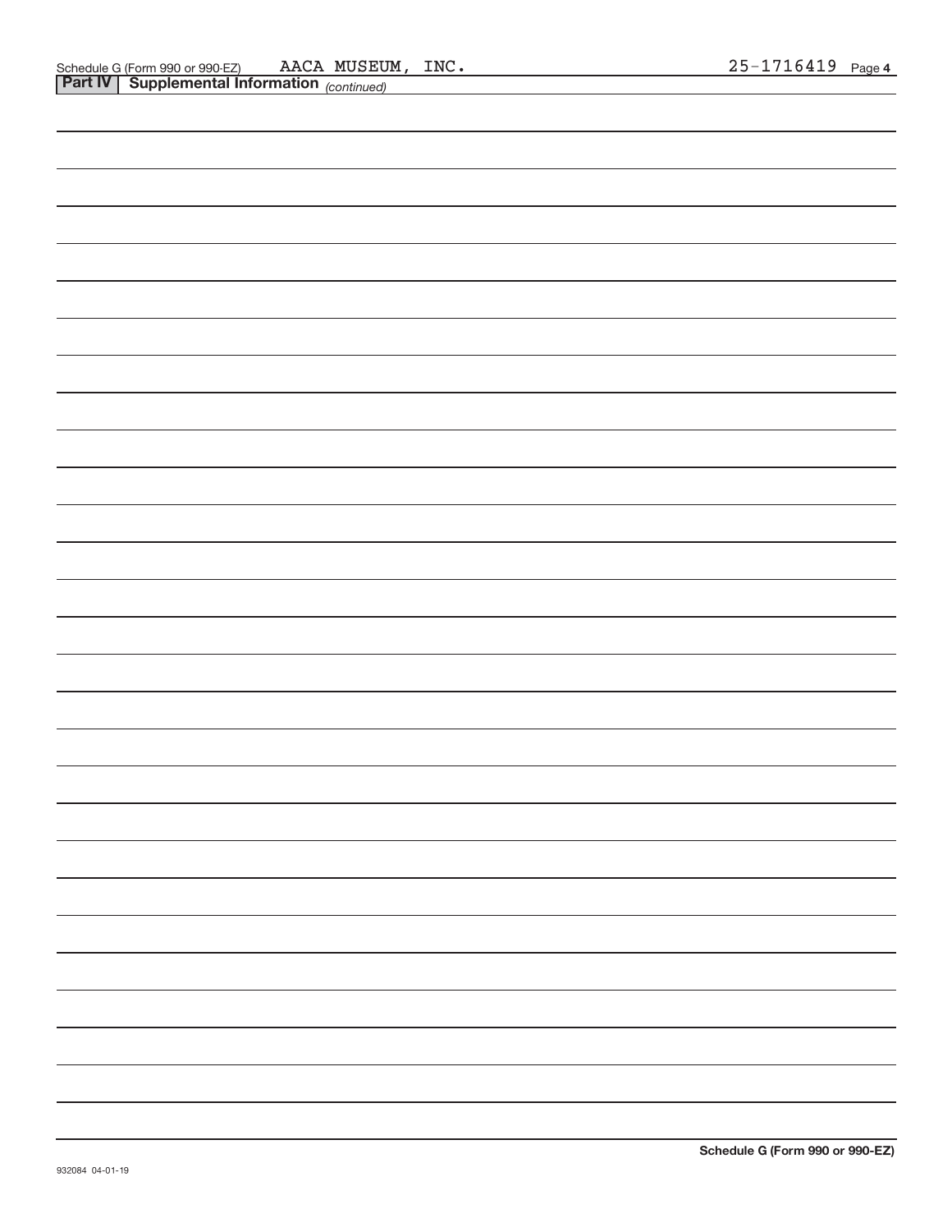Schedule G (Form 990 or 990-EZ) AACA MUSEUM, INC. 25-1716419 Page 4

**Part IV | Supplemental Information** *(continued)*

**Schedule G (Form 990 or 990-EZ)**

932084 04-01-19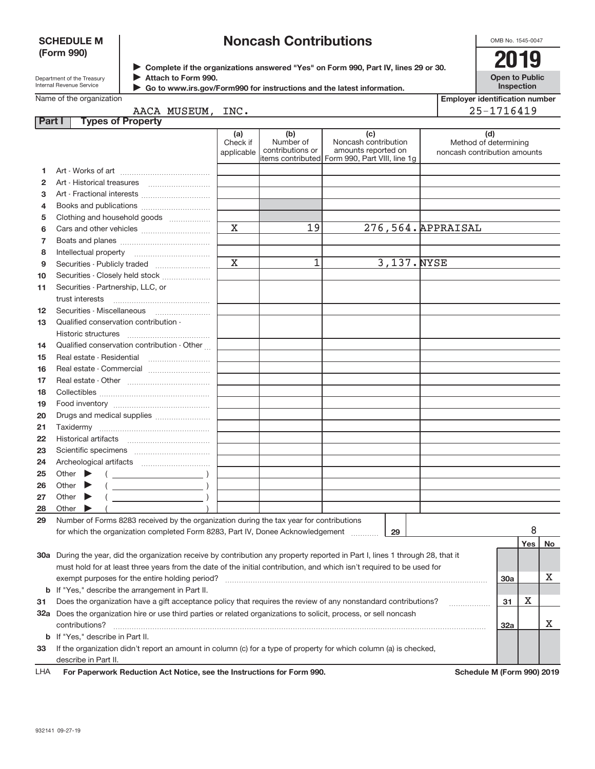**SCHEDULE M (Form 990)**

Department of the Treasury
Internal Revenue Service

# Noncash Contributions

▶ Complete if the organizations answered "Yes" on Form 990, Part IV, lines 29 or 30.
▶ Attach to Form 990.
▶ Go to www.irs.gov/Form990 for instructions and the latest information.

OMB No. 1545-0047

**2019**

**Open to Public Inspection**

Name of the organization: AACA MUSEUM, INC.

Employer identification number: 25-1716419

## Part I Types of Property

| | | (a) Check if applicable | (b) Number of contributions or items contributed | (c) Noncash contribution amounts reported on Form 990, Part VIII, line 1g | (d) Method of determining noncash contribution amounts |
|---|---|---|---|---|---|
| 1 | Art - Works of art | | | | |
| 2 | Art - Historical treasures | | | | |
| 3 | Art - Fractional interests | | | | |
| 4 | Books and publications | | | | |
| 5 | Clothing and household goods | | | | |
| 6 | Cars and other vehicles | X | 19 | 276,564. | APPRAISAL |
| 7 | Boats and planes | | | | |
| 8 | Intellectual property | | | | |
| 9 | Securities - Publicly traded | X | 1 | 3,137. | NYSE |
| 10 | Securities - Closely held stock | | | | |
| 11 | Securities - Partnership, LLC, or trust interests | | | | |
| 12 | Securities - Miscellaneous | | | | |
| 13 | Qualified conservation contribution - Historic structures | | | | |
| 14 | Qualified conservation contribution - Other | | | | |
| 15 | Real estate - Residential | | | | |
| 16 | Real estate - Commercial | | | | |
| 17 | Real estate - Other | | | | |
| 18 | Collectibles | | | | |
| 19 | Food inventory | | | | |
| 20 | Drugs and medical supplies | | | | |
| 21 | Taxidermy | | | | |
| 22 | Historical artifacts | | | | |
| 23 | Scientific specimens | | | | |
| 24 | Archeological artifacts | | | | |
| 25 | Other ▶ ( ) | | | | |
| 26 | Other ▶ ( ) | | | | |
| 27 | Other ▶ ( ) | | | | |
| 28 | Other ▶ ( ) | | | | |

29 Number of Forms 8283 received by the organization during the tax year for contributions for which the organization completed Form 8283, Part IV, Donee Acknowledgement ..... **29** | 8

| | | | Yes | No |
|---|---|---|---|---|
| 30a | During the year, did the organization receive by contribution any property reported in Part I, lines 1 through 28, that it must hold for at least three years from the date of the initial contribution, and which isn't required to be used for exempt purposes for the entire holding period? | 30a | | X |
| b | If "Yes," describe the arrangement in Part II. | | | |
| 31 | Does the organization have a gift acceptance policy that requires the review of any nonstandard contributions? | 31 | X | |
| 32a | Does the organization hire or use third parties or related organizations to solicit, process, or sell noncash contributions? | 32a | | X |
| b | If "Yes," describe in Part II. | | | |
| 33 | If the organization didn't report an amount in column (c) for a type of property for which column (a) is checked, describe in Part II. | | | |

LHA **For Paperwork Reduction Act Notice, see the Instructions for Form 990.** **Schedule M (Form 990) 2019**

932141 09-27-19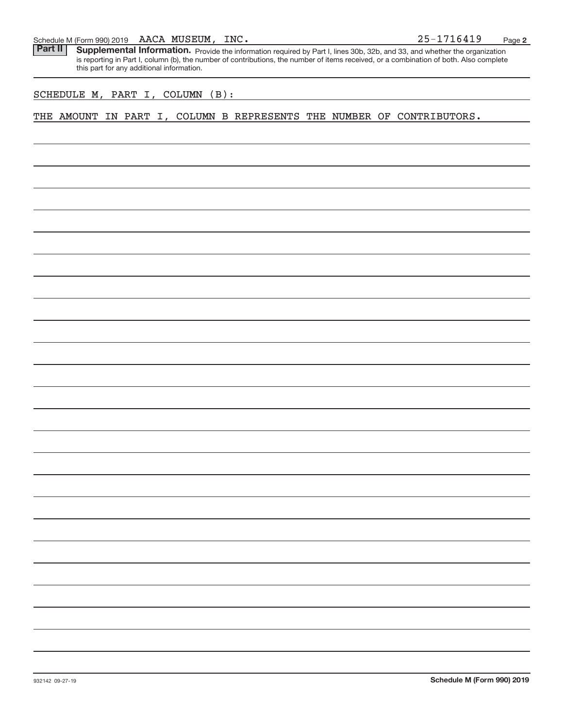Schedule M (Form 990) 2019 AACA MUSEUM, INC. 25-1716419

**Part II** **Supplemental Information.** Provide the information required by Part I, lines 30b, 32b, and 33, and whether the organization is reporting in Part I, column (b), the number of contributions, the number of items received, or a combination of both. Also complete this part for any additional information.

SCHEDULE M, PART I, COLUMN (B):

THE AMOUNT IN PART I, COLUMN B REPRESENTS THE NUMBER OF CONTRIBUTORS.

932142 09-27-19 **Schedule M (Form 990) 2019**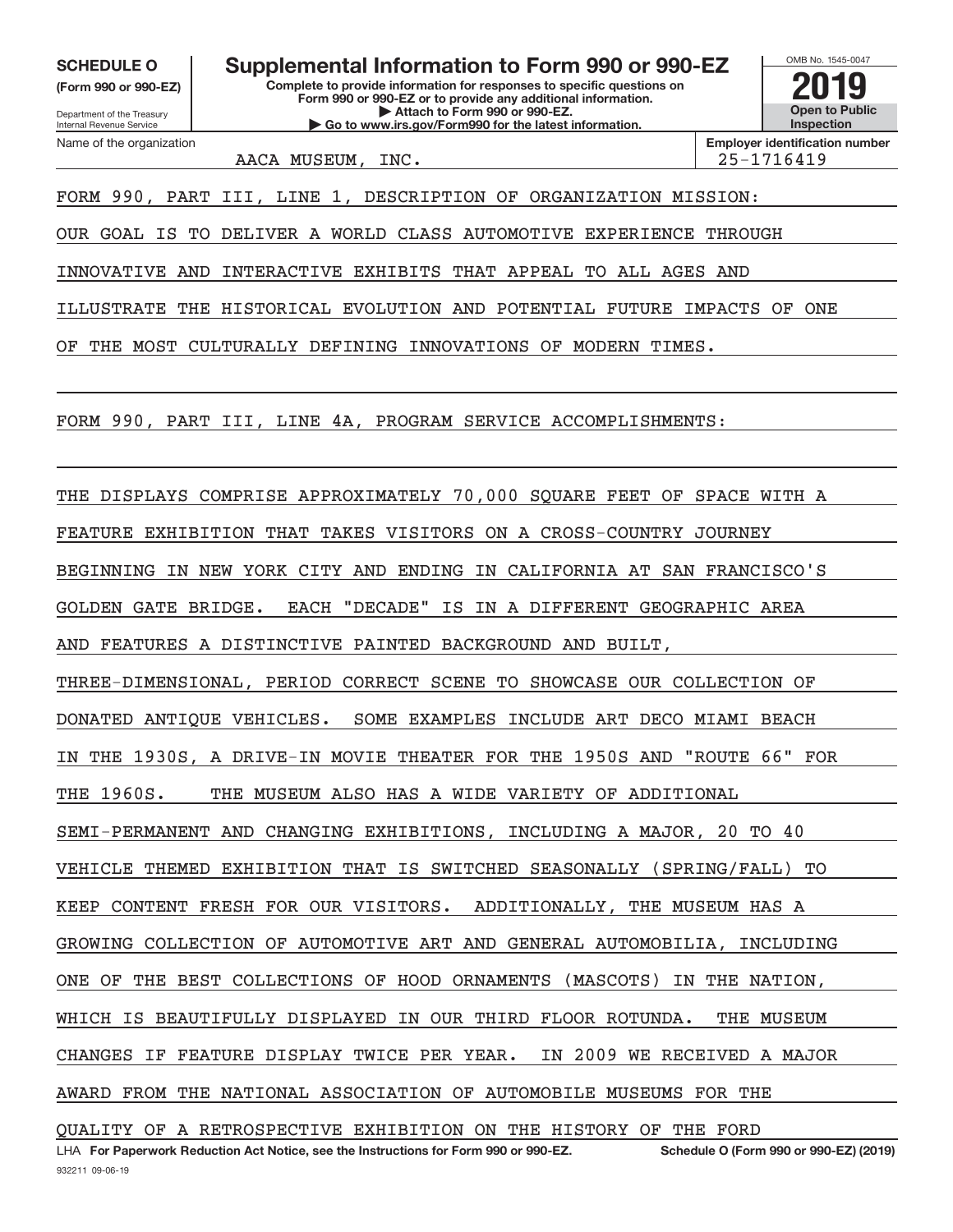**SCHEDULE O** (Form 990 or 990-EZ)

Department of the Treasury
Internal Revenue Service

# Supplemental Information to Form 990 or 990-EZ

**Complete to provide information for responses to specific questions on Form 990 or 990-EZ or to provide any additional information.**
**▶ Attach to Form 990 or 990-EZ.**
**▶ Go to www.irs.gov/Form990 for the latest information.**

OMB No. 1545-0047

**2019**

**Open to Public Inspection**

Name of the organization: AACA MUSEUM, INC.

**Employer identification number:** 25-1716419

FORM 990, PART III, LINE 1, DESCRIPTION OF ORGANIZATION MISSION:

OUR GOAL IS TO DELIVER A WORLD CLASS AUTOMOTIVE EXPERIENCE THROUGH INNOVATIVE AND INTERACTIVE EXHIBITS THAT APPEAL TO ALL AGES AND ILLUSTRATE THE HISTORICAL EVOLUTION AND POTENTIAL FUTURE IMPACTS OF ONE OF THE MOST CULTURALLY DEFINING INNOVATIONS OF MODERN TIMES.

FORM 990, PART III, LINE 4A, PROGRAM SERVICE ACCOMPLISHMENTS:

THE DISPLAYS COMPRISE APPROXIMATELY 70,000 SQUARE FEET OF SPACE WITH A FEATURE EXHIBITION THAT TAKES VISITORS ON A CROSS-COUNTRY JOURNEY BEGINNING IN NEW YORK CITY AND ENDING IN CALIFORNIA AT SAN FRANCISCO'S GOLDEN GATE BRIDGE. EACH "DECADE" IS IN A DIFFERENT GEOGRAPHIC AREA AND FEATURES A DISTINCTIVE PAINTED BACKGROUND AND BUILT, THREE-DIMENSIONAL, PERIOD CORRECT SCENE TO SHOWCASE OUR COLLECTION OF DONATED ANTIQUE VEHICLES. SOME EXAMPLES INCLUDE ART DECO MIAMI BEACH IN THE 1930S, A DRIVE-IN MOVIE THEATER FOR THE 1950S AND "ROUTE 66" FOR THE 1960S. THE MUSEUM ALSO HAS A WIDE VARIETY OF ADDITIONAL SEMI-PERMANENT AND CHANGING EXHIBITIONS, INCLUDING A MAJOR, 20 TO 40 VEHICLE THEMED EXHIBITION THAT IS SWITCHED SEASONALLY (SPRING/FALL) TO KEEP CONTENT FRESH FOR OUR VISITORS. ADDITIONALLY, THE MUSEUM HAS A GROWING COLLECTION OF AUTOMOTIVE ART AND GENERAL AUTOMOBILIA, INCLUDING ONE OF THE BEST COLLECTIONS OF HOOD ORNAMENTS (MASCOTS) IN THE NATION, WHICH IS BEAUTIFULLY DISPLAYED IN OUR THIRD FLOOR ROTUNDA. THE MUSEUM CHANGES IF FEATURE DISPLAY TWICE PER YEAR. IN 2009 WE RECEIVED A MAJOR AWARD FROM THE NATIONAL ASSOCIATION OF AUTOMOBILE MUSEUMS FOR THE QUALITY OF A RETROSPECTIVE EXHIBITION ON THE HISTORY OF THE FORD

LHA **For Paperwork Reduction Act Notice, see the Instructions for Form 990 or 990-EZ.** **Schedule O (Form 990 or 990-EZ) (2019)**

932211 09-06-19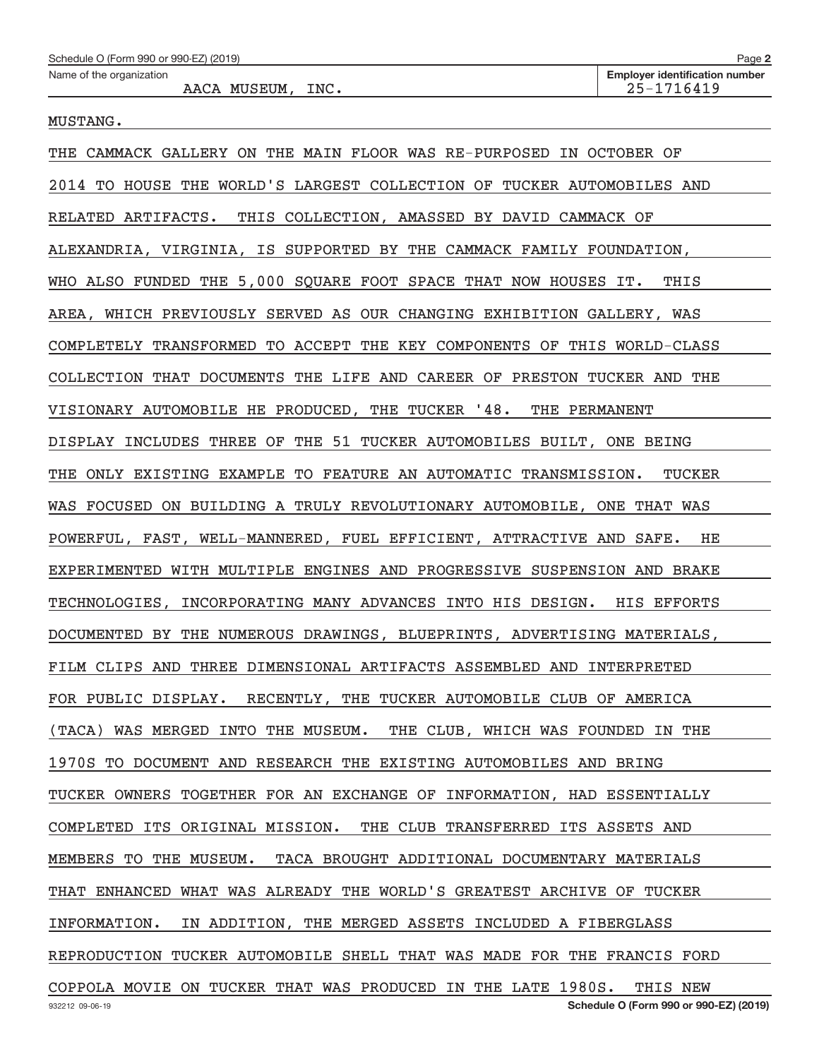MUSTANG.

THE CAMMACK GALLERY ON THE MAIN FLOOR WAS RE-PURPOSED IN OCTOBER OF 2014 TO HOUSE THE WORLD'S LARGEST COLLECTION OF TUCKER AUTOMOBILES AND RELATED ARTIFACTS. THIS COLLECTION, AMASSED BY DAVID CAMMACK OF ALEXANDRIA, VIRGINIA, IS SUPPORTED BY THE CAMMACK FAMILY FOUNDATION, WHO ALSO FUNDED THE 5,000 SQUARE FOOT SPACE THAT NOW HOUSES IT. THIS AREA, WHICH PREVIOUSLY SERVED AS OUR CHANGING EXHIBITION GALLERY, WAS COMPLETELY TRANSFORMED TO ACCEPT THE KEY COMPONENTS OF THIS WORLD-CLASS COLLECTION THAT DOCUMENTS THE LIFE AND CAREER OF PRESTON TUCKER AND THE VISIONARY AUTOMOBILE HE PRODUCED, THE TUCKER '48. THE PERMANENT DISPLAY INCLUDES THREE OF THE 51 TUCKER AUTOMOBILES BUILT, ONE BEING THE ONLY EXISTING EXAMPLE TO FEATURE AN AUTOMATIC TRANSMISSION. TUCKER WAS FOCUSED ON BUILDING A TRULY REVOLUTIONARY AUTOMOBILE, ONE THAT WAS POWERFUL, FAST, WELL-MANNERED, FUEL EFFICIENT, ATTRACTIVE AND SAFE. HE EXPERIMENTED WITH MULTIPLE ENGINES AND PROGRESSIVE SUSPENSION AND BRAKE TECHNOLOGIES, INCORPORATING MANY ADVANCES INTO HIS DESIGN. HIS EFFORTS DOCUMENTED BY THE NUMEROUS DRAWINGS, BLUEPRINTS, ADVERTISING MATERIALS, FILM CLIPS AND THREE DIMENSIONAL ARTIFACTS ASSEMBLED AND INTERPRETED FOR PUBLIC DISPLAY. RECENTLY, THE TUCKER AUTOMOBILE CLUB OF AMERICA (TACA) WAS MERGED INTO THE MUSEUM. THE CLUB, WHICH WAS FOUNDED IN THE 1970S TO DOCUMENT AND RESEARCH THE EXISTING AUTOMOBILES AND BRING TUCKER OWNERS TOGETHER FOR AN EXCHANGE OF INFORMATION, HAD ESSENTIALLY COMPLETED ITS ORIGINAL MISSION. THE CLUB TRANSFERRED ITS ASSETS AND MEMBERS TO THE MUSEUM. TACA BROUGHT ADDITIONAL DOCUMENTARY MATERIALS THAT ENHANCED WHAT WAS ALREADY THE WORLD'S GREATEST ARCHIVE OF TUCKER INFORMATION. IN ADDITION, THE MERGED ASSETS INCLUDED A FIBERGLASS REPRODUCTION TUCKER AUTOMOBILE SHELL THAT WAS MADE FOR THE FRANCIS FORD COPPOLA MOVIE ON TUCKER THAT WAS PRODUCED IN THE LATE 1980S. THIS NEW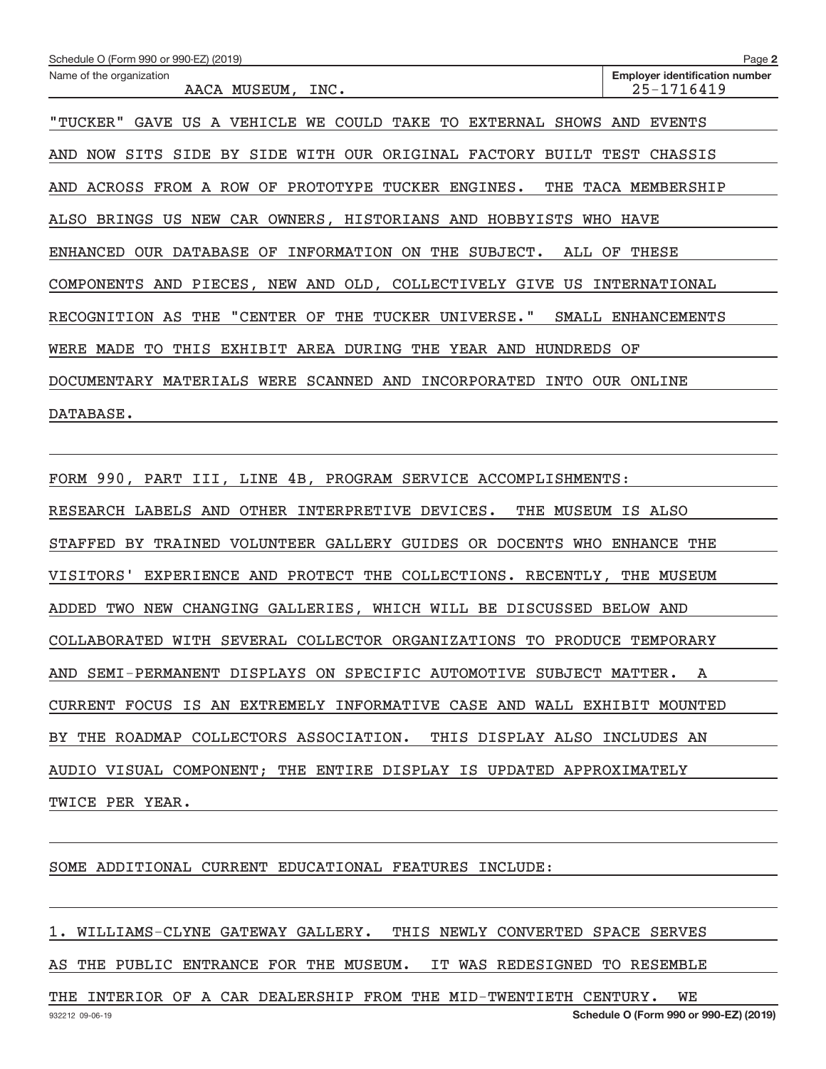Name of the organization: AACA MUSEUM, INC.

Employer identification number: 25-1716419

"TUCKER" GAVE US A VEHICLE WE COULD TAKE TO EXTERNAL SHOWS AND EVENTS AND NOW SITS SIDE BY SIDE WITH OUR ORIGINAL FACTORY BUILT TEST CHASSIS AND ACROSS FROM A ROW OF PROTOTYPE TUCKER ENGINES. THE TACA MEMBERSHIP ALSO BRINGS US NEW CAR OWNERS, HISTORIANS AND HOBBYISTS WHO HAVE ENHANCED OUR DATABASE OF INFORMATION ON THE SUBJECT. ALL OF THESE COMPONENTS AND PIECES, NEW AND OLD, COLLECTIVELY GIVE US INTERNATIONAL RECOGNITION AS THE "CENTER OF THE TUCKER UNIVERSE." SMALL ENHANCEMENTS WERE MADE TO THIS EXHIBIT AREA DURING THE YEAR AND HUNDREDS OF DOCUMENTARY MATERIALS WERE SCANNED AND INCORPORATED INTO OUR ONLINE DATABASE.

FORM 990, PART III, LINE 4B, PROGRAM SERVICE ACCOMPLISHMENTS:

RESEARCH LABELS AND OTHER INTERPRETIVE DEVICES. THE MUSEUM IS ALSO STAFFED BY TRAINED VOLUNTEER GALLERY GUIDES OR DOCENTS WHO ENHANCE THE VISITORS' EXPERIENCE AND PROTECT THE COLLECTIONS. RECENTLY, THE MUSEUM ADDED TWO NEW CHANGING GALLERIES, WHICH WILL BE DISCUSSED BELOW AND COLLABORATED WITH SEVERAL COLLECTOR ORGANIZATIONS TO PRODUCE TEMPORARY AND SEMI-PERMANENT DISPLAYS ON SPECIFIC AUTOMOTIVE SUBJECT MATTER. A CURRENT FOCUS IS AN EXTREMELY INFORMATIVE CASE AND WALL EXHIBIT MOUNTED BY THE ROADMAP COLLECTORS ASSOCIATION. THIS DISPLAY ALSO INCLUDES AN AUDIO VISUAL COMPONENT; THE ENTIRE DISPLAY IS UPDATED APPROXIMATELY TWICE PER YEAR.

SOME ADDITIONAL CURRENT EDUCATIONAL FEATURES INCLUDE:

1. WILLIAMS-CLYNE GATEWAY GALLERY. THIS NEWLY CONVERTED SPACE SERVES AS THE PUBLIC ENTRANCE FOR THE MUSEUM. IT WAS REDESIGNED TO RESEMBLE THE INTERIOR OF A CAR DEALERSHIP FROM THE MID-TWENTIETH CENTURY. WE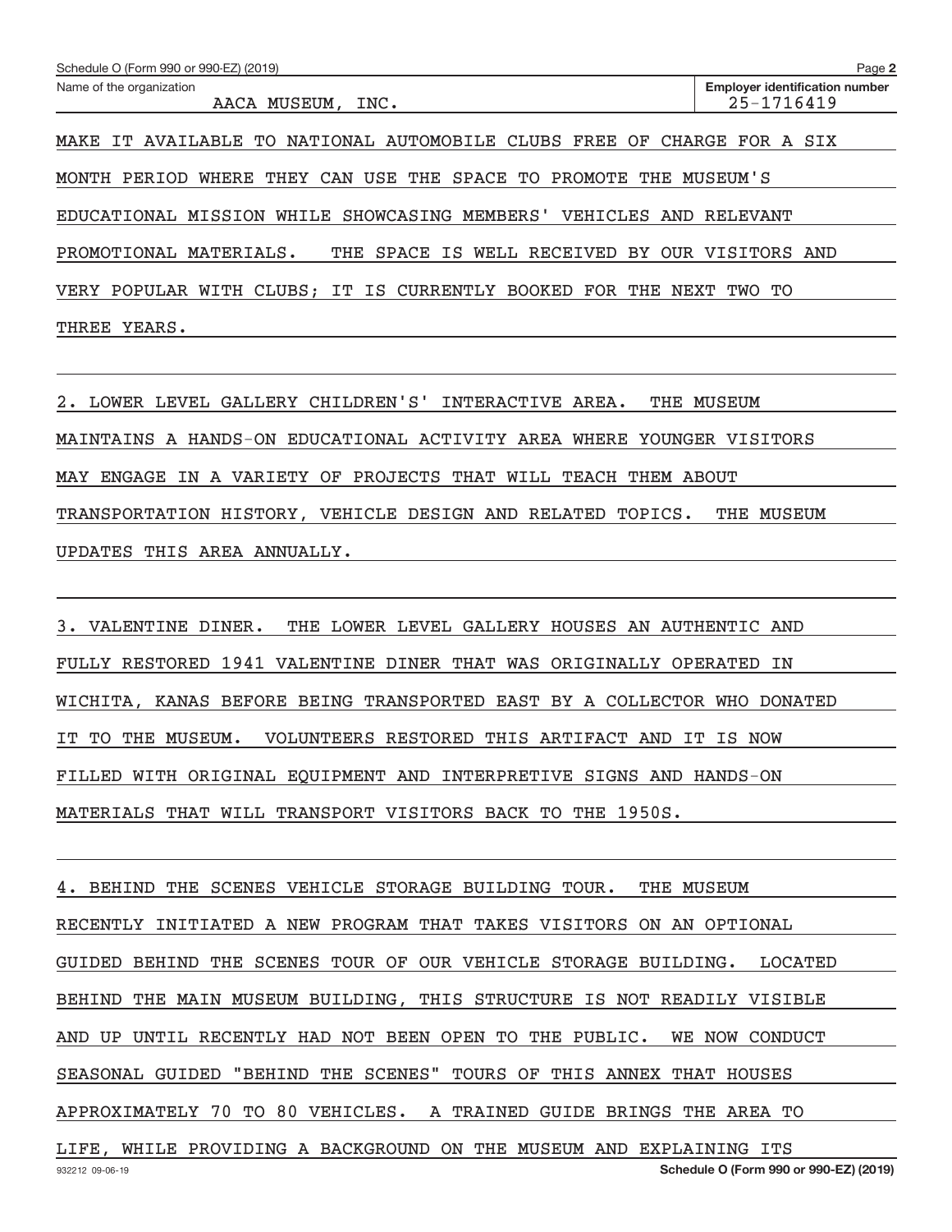Name of the organization: AACA MUSEUM, INC.

Employer identification number: 25-1716419

MAKE IT AVAILABLE TO NATIONAL AUTOMOBILE CLUBS FREE OF CHARGE FOR A SIX MONTH PERIOD WHERE THEY CAN USE THE SPACE TO PROMOTE THE MUSEUM'S EDUCATIONAL MISSION WHILE SHOWCASING MEMBERS' VEHICLES AND RELEVANT PROMOTIONAL MATERIALS. THE SPACE IS WELL RECEIVED BY OUR VISITORS AND VERY POPULAR WITH CLUBS; IT IS CURRENTLY BOOKED FOR THE NEXT TWO TO THREE YEARS.

2. LOWER LEVEL GALLERY CHILDREN'S' INTERACTIVE AREA. THE MUSEUM MAINTAINS A HANDS-ON EDUCATIONAL ACTIVITY AREA WHERE YOUNGER VISITORS MAY ENGAGE IN A VARIETY OF PROJECTS THAT WILL TEACH THEM ABOUT TRANSPORTATION HISTORY, VEHICLE DESIGN AND RELATED TOPICS. THE MUSEUM UPDATES THIS AREA ANNUALLY.

3. VALENTINE DINER. THE LOWER LEVEL GALLERY HOUSES AN AUTHENTIC AND FULLY RESTORED 1941 VALENTINE DINER THAT WAS ORIGINALLY OPERATED IN WICHITA, KANAS BEFORE BEING TRANSPORTED EAST BY A COLLECTOR WHO DONATED IT TO THE MUSEUM. VOLUNTEERS RESTORED THIS ARTIFACT AND IT IS NOW FILLED WITH ORIGINAL EQUIPMENT AND INTERPRETIVE SIGNS AND HANDS-ON MATERIALS THAT WILL TRANSPORT VISITORS BACK TO THE 1950S.

4. BEHIND THE SCENES VEHICLE STORAGE BUILDING TOUR. THE MUSEUM RECENTLY INITIATED A NEW PROGRAM THAT TAKES VISITORS ON AN OPTIONAL GUIDED BEHIND THE SCENES TOUR OF OUR VEHICLE STORAGE BUILDING. LOCATED BEHIND THE MAIN MUSEUM BUILDING, THIS STRUCTURE IS NOT READILY VISIBLE AND UP UNTIL RECENTLY HAD NOT BEEN OPEN TO THE PUBLIC. WE NOW CONDUCT SEASONAL GUIDED "BEHIND THE SCENES" TOURS OF THIS ANNEX THAT HOUSES APPROXIMATELY 70 TO 80 VEHICLES. A TRAINED GUIDE BRINGS THE AREA TO LIFE, WHILE PROVIDING A BACKGROUND ON THE MUSEUM AND EXPLAINING ITS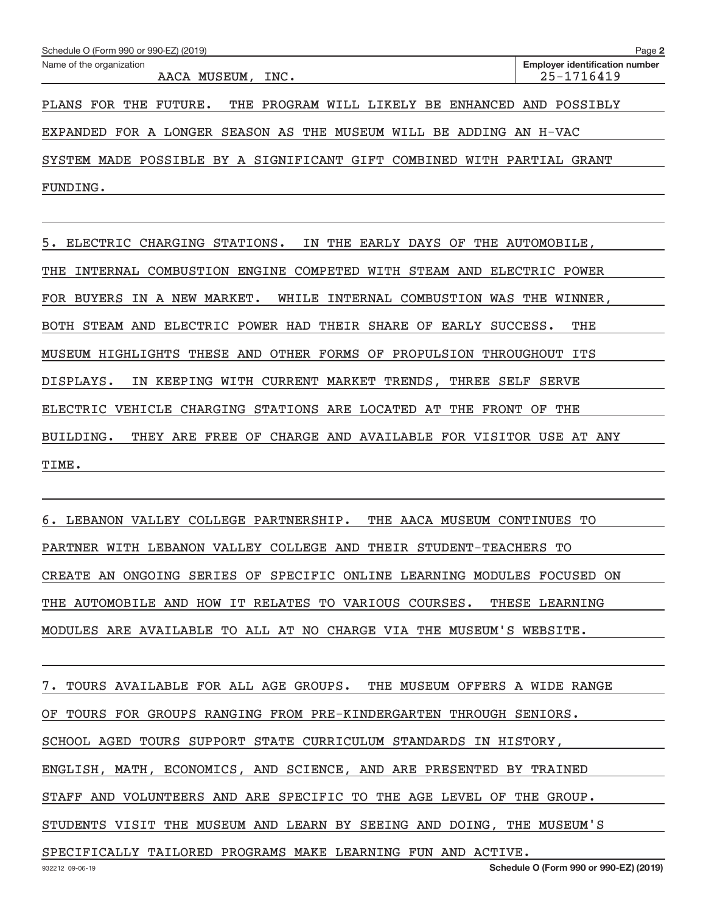Name of the organization: AACA MUSEUM, INC.

Employer identification number: 25-1716419

PLANS FOR THE FUTURE. THE PROGRAM WILL LIKELY BE ENHANCED AND POSSIBLY EXPANDED FOR A LONGER SEASON AS THE MUSEUM WILL BE ADDING AN H-VAC SYSTEM MADE POSSIBLE BY A SIGNIFICANT GIFT COMBINED WITH PARTIAL GRANT FUNDING.

5. ELECTRIC CHARGING STATIONS. IN THE EARLY DAYS OF THE AUTOMOBILE, THE INTERNAL COMBUSTION ENGINE COMPETED WITH STEAM AND ELECTRIC POWER FOR BUYERS IN A NEW MARKET. WHILE INTERNAL COMBUSTION WAS THE WINNER, BOTH STEAM AND ELECTRIC POWER HAD THEIR SHARE OF EARLY SUCCESS. THE MUSEUM HIGHLIGHTS THESE AND OTHER FORMS OF PROPULSION THROUGHOUT ITS DISPLAYS. IN KEEPING WITH CURRENT MARKET TRENDS, THREE SELF SERVE ELECTRIC VEHICLE CHARGING STATIONS ARE LOCATED AT THE FRONT OF THE BUILDING. THEY ARE FREE OF CHARGE AND AVAILABLE FOR VISITOR USE AT ANY TIME.

6. LEBANON VALLEY COLLEGE PARTNERSHIP. THE AACA MUSEUM CONTINUES TO PARTNER WITH LEBANON VALLEY COLLEGE AND THEIR STUDENT-TEACHERS TO CREATE AN ONGOING SERIES OF SPECIFIC ONLINE LEARNING MODULES FOCUSED ON THE AUTOMOBILE AND HOW IT RELATES TO VARIOUS COURSES. THESE LEARNING MODULES ARE AVAILABLE TO ALL AT NO CHARGE VIA THE MUSEUM'S WEBSITE.

7. TOURS AVAILABLE FOR ALL AGE GROUPS. THE MUSEUM OFFERS A WIDE RANGE OF TOURS FOR GROUPS RANGING FROM PRE-KINDERGARTEN THROUGH SENIORS. SCHOOL AGED TOURS SUPPORT STATE CURRICULUM STANDARDS IN HISTORY, ENGLISH, MATH, ECONOMICS, AND SCIENCE, AND ARE PRESENTED BY TRAINED STAFF AND VOLUNTEERS AND ARE SPECIFIC TO THE AGE LEVEL OF THE GROUP. STUDENTS VISIT THE MUSEUM AND LEARN BY SEEING AND DOING, THE MUSEUM'S SPECIFICALLY TAILORED PROGRAMS MAKE LEARNING FUN AND ACTIVE.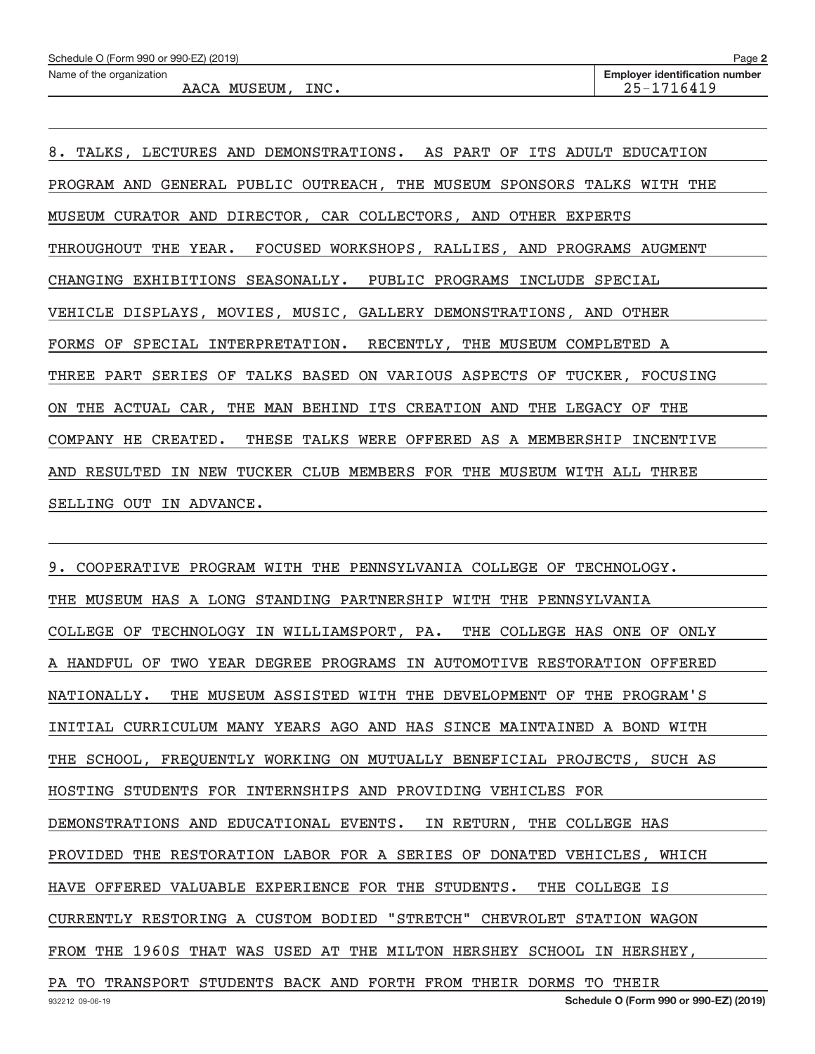Name of the organization: AACA MUSEUM, INC.

Employer identification number: 25-1716419

8. TALKS, LECTURES AND DEMONSTRATIONS. AS PART OF ITS ADULT EDUCATION PROGRAM AND GENERAL PUBLIC OUTREACH, THE MUSEUM SPONSORS TALKS WITH THE MUSEUM CURATOR AND DIRECTOR, CAR COLLECTORS, AND OTHER EXPERTS THROUGHOUT THE YEAR. FOCUSED WORKSHOPS, RALLIES, AND PROGRAMS AUGMENT CHANGING EXHIBITIONS SEASONALLY. PUBLIC PROGRAMS INCLUDE SPECIAL VEHICLE DISPLAYS, MOVIES, MUSIC, GALLERY DEMONSTRATIONS, AND OTHER FORMS OF SPECIAL INTERPRETATION. RECENTLY, THE MUSEUM COMPLETED A THREE PART SERIES OF TALKS BASED ON VARIOUS ASPECTS OF TUCKER, FOCUSING ON THE ACTUAL CAR, THE MAN BEHIND ITS CREATION AND THE LEGACY OF THE COMPANY HE CREATED. THESE TALKS WERE OFFERED AS A MEMBERSHIP INCENTIVE AND RESULTED IN NEW TUCKER CLUB MEMBERS FOR THE MUSEUM WITH ALL THREE SELLING OUT IN ADVANCE.

9. COOPERATIVE PROGRAM WITH THE PENNSYLVANIA COLLEGE OF TECHNOLOGY. THE MUSEUM HAS A LONG STANDING PARTNERSHIP WITH THE PENNSYLVANIA COLLEGE OF TECHNOLOGY IN WILLIAMSPORT, PA. THE COLLEGE HAS ONE OF ONLY A HANDFUL OF TWO YEAR DEGREE PROGRAMS IN AUTOMOTIVE RESTORATION OFFERED NATIONALLY. THE MUSEUM ASSISTED WITH THE DEVELOPMENT OF THE PROGRAM'S INITIAL CURRICULUM MANY YEARS AGO AND HAS SINCE MAINTAINED A BOND WITH THE SCHOOL, FREQUENTLY WORKING ON MUTUALLY BENEFICIAL PROJECTS, SUCH AS HOSTING STUDENTS FOR INTERNSHIPS AND PROVIDING VEHICLES FOR DEMONSTRATIONS AND EDUCATIONAL EVENTS. IN RETURN, THE COLLEGE HAS PROVIDED THE RESTORATION LABOR FOR A SERIES OF DONATED VEHICLES, WHICH HAVE OFFERED VALUABLE EXPERIENCE FOR THE STUDENTS. THE COLLEGE IS CURRENTLY RESTORING A CUSTOM BODIED "STRETCH" CHEVROLET STATION WAGON FROM THE 1960S THAT WAS USED AT THE MILTON HERSHEY SCHOOL IN HERSHEY, PA TO TRANSPORT STUDENTS BACK AND FORTH FROM THEIR DORMS TO THEIR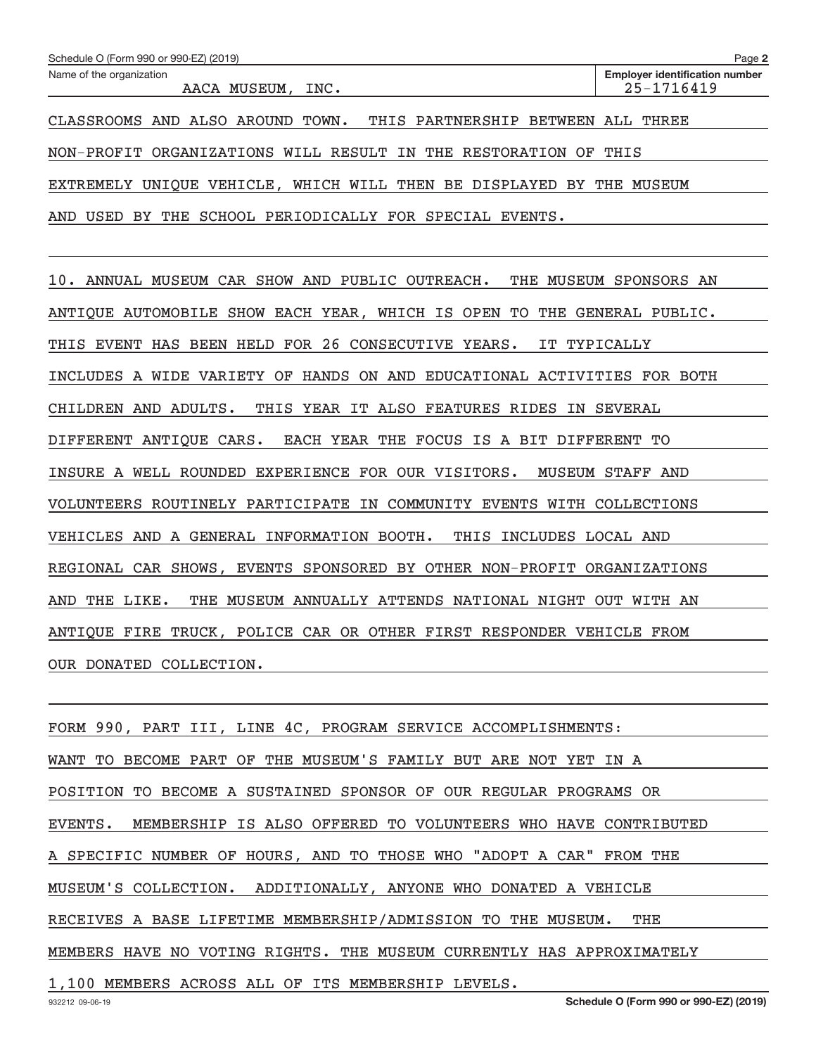Name of the organization: AACA MUSEUM, INC.

Employer identification number: 25-1716419

CLASSROOMS AND ALSO AROUND TOWN. THIS PARTNERSHIP BETWEEN ALL THREE NON-PROFIT ORGANIZATIONS WILL RESULT IN THE RESTORATION OF THIS EXTREMELY UNIQUE VEHICLE, WHICH WILL THEN BE DISPLAYED BY THE MUSEUM AND USED BY THE SCHOOL PERIODICALLY FOR SPECIAL EVENTS.

10. ANNUAL MUSEUM CAR SHOW AND PUBLIC OUTREACH. THE MUSEUM SPONSORS AN ANTIQUE AUTOMOBILE SHOW EACH YEAR, WHICH IS OPEN TO THE GENERAL PUBLIC. THIS EVENT HAS BEEN HELD FOR 26 CONSECUTIVE YEARS. IT TYPICALLY INCLUDES A WIDE VARIETY OF HANDS ON AND EDUCATIONAL ACTIVITIES FOR BOTH CHILDREN AND ADULTS. THIS YEAR IT ALSO FEATURES RIDES IN SEVERAL DIFFERENT ANTIQUE CARS. EACH YEAR THE FOCUS IS A BIT DIFFERENT TO INSURE A WELL ROUNDED EXPERIENCE FOR OUR VISITORS. MUSEUM STAFF AND VOLUNTEERS ROUTINELY PARTICIPATE IN COMMUNITY EVENTS WITH COLLECTIONS VEHICLES AND A GENERAL INFORMATION BOOTH. THIS INCLUDES LOCAL AND REGIONAL CAR SHOWS, EVENTS SPONSORED BY OTHER NON-PROFIT ORGANIZATIONS AND THE LIKE. THE MUSEUM ANNUALLY ATTENDS NATIONAL NIGHT OUT WITH AN ANTIQUE FIRE TRUCK, POLICE CAR OR OTHER FIRST RESPONDER VEHICLE FROM OUR DONATED COLLECTION.

FORM 990, PART III, LINE 4C, PROGRAM SERVICE ACCOMPLISHMENTS:

WANT TO BECOME PART OF THE MUSEUM'S FAMILY BUT ARE NOT YET IN A POSITION TO BECOME A SUSTAINED SPONSOR OF OUR REGULAR PROGRAMS OR EVENTS. MEMBERSHIP IS ALSO OFFERED TO VOLUNTEERS WHO HAVE CONTRIBUTED A SPECIFIC NUMBER OF HOURS, AND TO THOSE WHO "ADOPT A CAR" FROM THE MUSEUM'S COLLECTION. ADDITIONALLY, ANYONE WHO DONATED A VEHICLE RECEIVES A BASE LIFETIME MEMBERSHIP/ADMISSION TO THE MUSEUM. THE MEMBERS HAVE NO VOTING RIGHTS. THE MUSEUM CURRENTLY HAS APPROXIMATELY 1,100 MEMBERS ACROSS ALL OF ITS MEMBERSHIP LEVELS.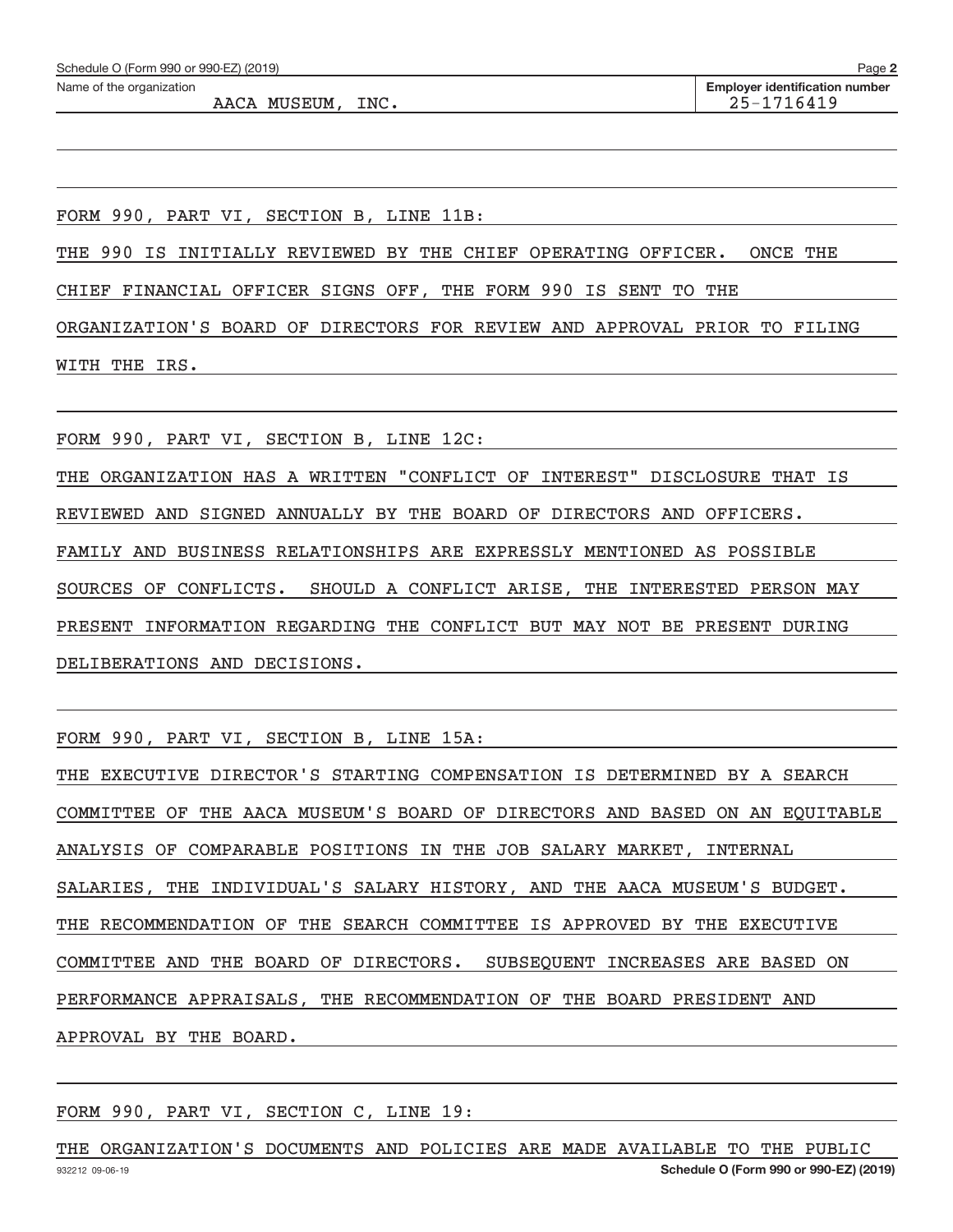Name of the organization: AACA MUSEUM, INC.

Employer identification number: 25-1716419

FORM 990, PART VI, SECTION B, LINE 11B:

THE 990 IS INITIALLY REVIEWED BY THE CHIEF OPERATING OFFICER. ONCE THE CHIEF FINANCIAL OFFICER SIGNS OFF, THE FORM 990 IS SENT TO THE ORGANIZATION'S BOARD OF DIRECTORS FOR REVIEW AND APPROVAL PRIOR TO FILING WITH THE IRS.

FORM 990, PART VI, SECTION B, LINE 12C:

THE ORGANIZATION HAS A WRITTEN "CONFLICT OF INTEREST" DISCLOSURE THAT IS REVIEWED AND SIGNED ANNUALLY BY THE BOARD OF DIRECTORS AND OFFICERS. FAMILY AND BUSINESS RELATIONSHIPS ARE EXPRESSLY MENTIONED AS POSSIBLE SOURCES OF CONFLICTS. SHOULD A CONFLICT ARISE, THE INTERESTED PERSON MAY PRESENT INFORMATION REGARDING THE CONFLICT BUT MAY NOT BE PRESENT DURING DELIBERATIONS AND DECISIONS.

FORM 990, PART VI, SECTION B, LINE 15A:

THE EXECUTIVE DIRECTOR'S STARTING COMPENSATION IS DETERMINED BY A SEARCH COMMITTEE OF THE AACA MUSEUM'S BOARD OF DIRECTORS AND BASED ON AN EQUITABLE ANALYSIS OF COMPARABLE POSITIONS IN THE JOB SALARY MARKET, INTERNAL SALARIES, THE INDIVIDUAL'S SALARY HISTORY, AND THE AACA MUSEUM'S BUDGET. THE RECOMMENDATION OF THE SEARCH COMMITTEE IS APPROVED BY THE EXECUTIVE COMMITTEE AND THE BOARD OF DIRECTORS. SUBSEQUENT INCREASES ARE BASED ON PERFORMANCE APPRAISALS, THE RECOMMENDATION OF THE BOARD PRESIDENT AND APPROVAL BY THE BOARD.

FORM 990, PART VI, SECTION C, LINE 19:

THE ORGANIZATION'S DOCUMENTS AND POLICIES ARE MADE AVAILABLE TO THE PUBLIC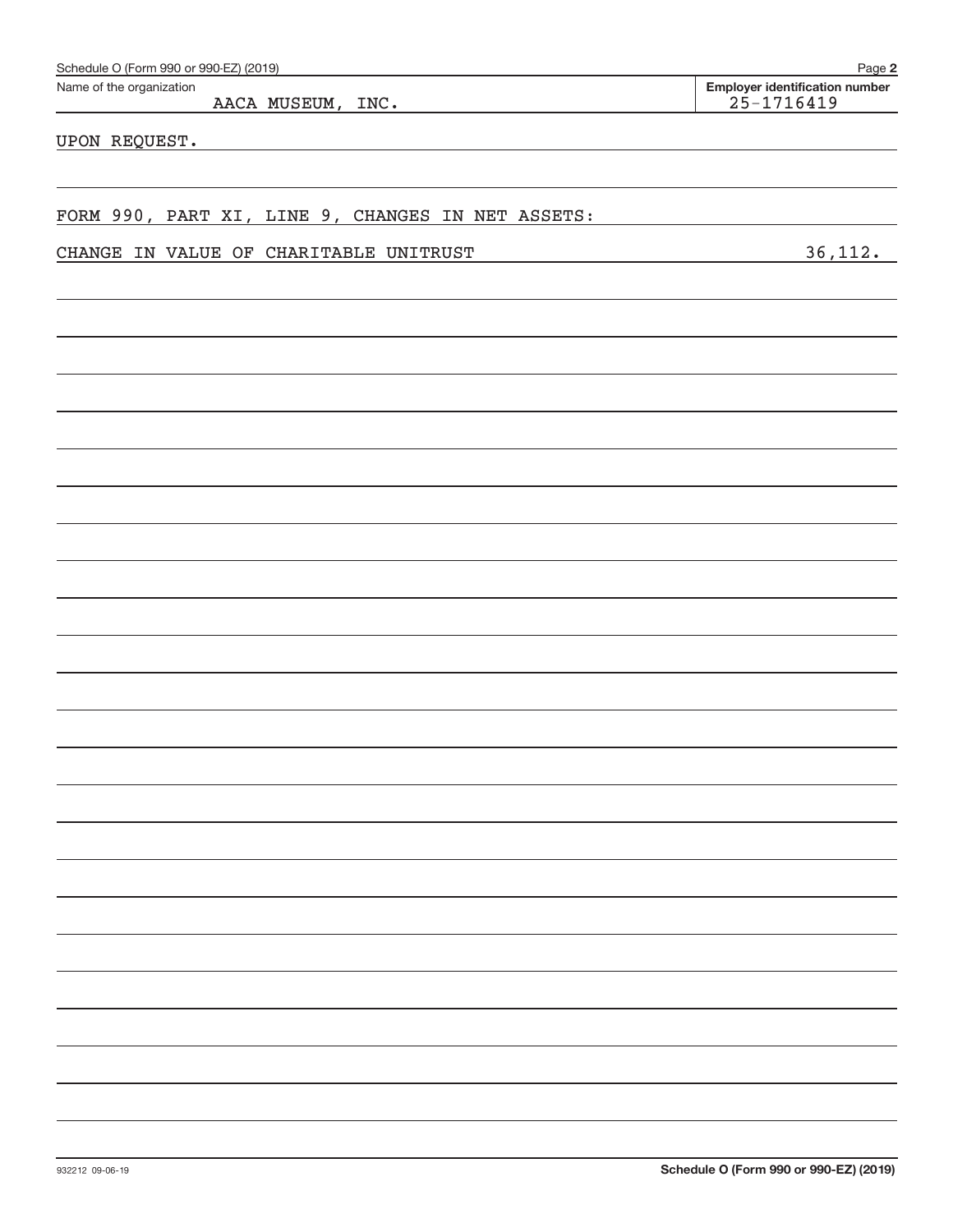Name of the organization: AACA MUSEUM, INC.

Employer identification number: 25-1716419

UPON REQUEST.

FORM 990, PART XI, LINE 9, CHANGES IN NET ASSETS:

| | |
|---|---|
| CHANGE IN VALUE OF CHARITABLE UNITRUST | 36,112. |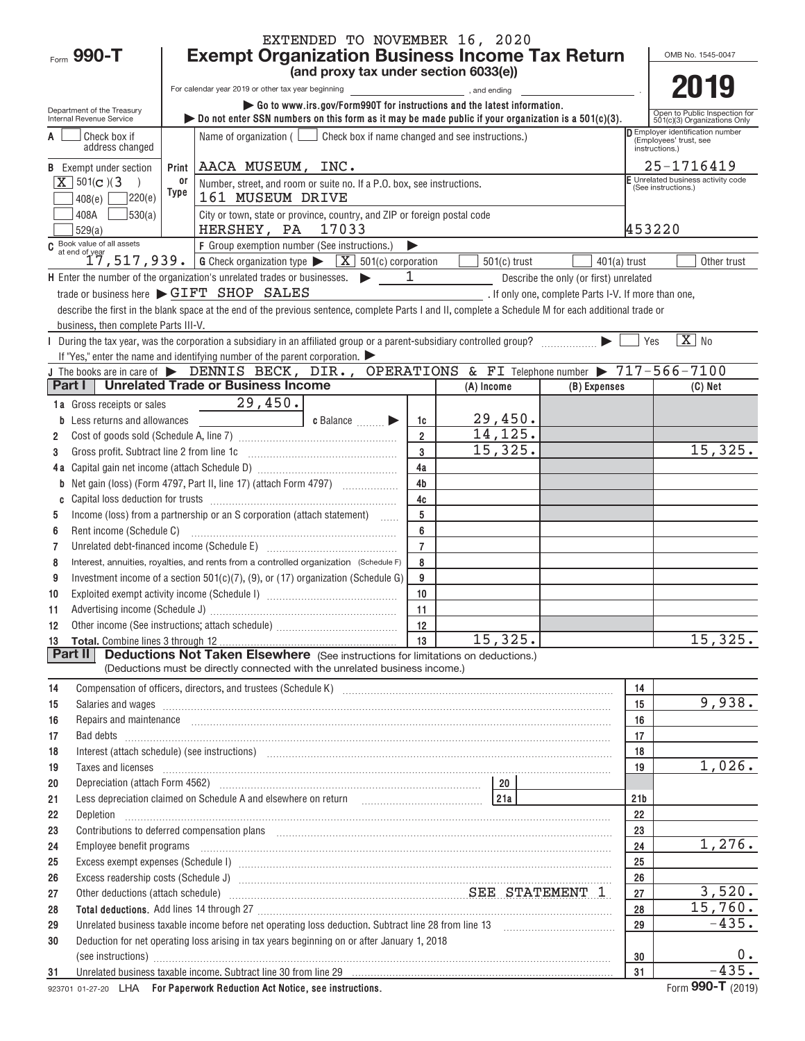EXTENDED TO NOVEMBER 16, 2020

Form **990-T**

# Exempt Organization Business Income Tax Return

**(and proxy tax under section 6033(e))**

For calendar year 2019 or other tax year beginning , and ending .

OMB No. 1545-0047

**2019**

Department of the Treasury
Internal Revenue Service

▶ Go to www.irs.gov/Form990T for instructions and the latest information.
▶ Do not enter SSN numbers on this form as it may be made public if your organization is a 501(c)(3).

Open to Public Inspection for 501(c)(3) Organizations Only

A ☐ Check box if address changed

Name of organization ( ☐ Check box if name changed and see instructions.)

D Employer identification number (Employees' trust, see instructions.)

B Exempt under section
[X] 501(C)(3 )
☐ 408(e) ☐ 220(e)
☐ 408A ☐ 530(a)
☐ 529(a)

Print or Type

AACA MUSEUM, INC.

25-1716419

Number, street, and room or suite no. If a P.O. box, see instructions.
161 MUSEUM DRIVE

E Unrelated business activity code (See instructions.)

City or town, state or province, country, and ZIP or foreign postal code
HERSHEY, PA 17033

453220

C Book value of all assets at end of year 17,517,939.

F Group exemption number (See instructions.) ▶

G Check organization type ▶ [X] 501(c) corporation ☐ 501(c) trust ☐ 401(a) trust ☐ Other trust

H Enter the number of the organization's unrelated trades or businesses. ▶ 1 Describe the only (or first) unrelated trade or business here ▶ GIFT SHOP SALES . If only one, complete Parts I-V. If more than one, describe the first in the blank space at the end of the previous sentence, complete Parts I and II, complete a Schedule M for each additional trade or business, then complete Parts III-V.

I During the tax year, was the corporation a subsidiary in an affiliated group or a parent-subsidiary controlled group? ▶ ☐ Yes [X] No
If "Yes," enter the name and identifying number of the parent corporation. ▶

J The books are in care of ▶ DENNIS BECK, DIR., OPERATIONS & FI Telephone number ▶ 717-566-7100

## Part I Unrelated Trade or Business Income

| | | | (A) Income | (B) Expenses | (C) Net |
|---|---|---|---|---|---|
| 1a | Gross receipts or sales 29,450. | | | | |
| b | Less returns and allowances c Balance ▶ | 1c | 29,450. | | |
| 2 | Cost of goods sold (Schedule A, line 7) | 2 | 14,125. | | |
| 3 | Gross profit. Subtract line 2 from line 1c | 3 | 15,325. | | 15,325. |
| 4a | Capital gain net income (attach Schedule D) | 4a | | | |
| b | Net gain (loss) (Form 4797, Part II, line 17) (attach Form 4797) | 4b | | | |
| c | Capital loss deduction for trusts | 4c | | | |
| 5 | Income (loss) from a partnership or an S corporation (attach statement) | 5 | | | |
| 6 | Rent income (Schedule C) | 6 | | | |
| 7 | Unrelated debt-financed income (Schedule E) | 7 | | | |
| 8 | Interest, annuities, royalties, and rents from a controlled organization (Schedule F) | 8 | | | |
| 9 | Investment income of a section 501(c)(7), (9), or (17) organization (Schedule G) | 9 | | | |
| 10 | Exploited exempt activity income (Schedule I) | 10 | | | |
| 11 | Advertising income (Schedule J) | 11 | | | |
| 12 | Other income (See instructions; attach schedule) | 12 | | | |
| 13 | **Total.** Combine lines 3 through 12 | 13 | 15,325. | | 15,325. |

## Part II Deductions Not Taken Elsewhere (See instructions for limitations on deductions.)

(Deductions must be directly connected with the unrelated business income.)

| | | | |
|---|---|---|---|
| 14 | Compensation of officers, directors, and trustees (Schedule K) | 14 | |
| 15 | Salaries and wages | 15 | 9,938. |
| 16 | Repairs and maintenance | 16 | |
| 17 | Bad debts | 17 | |
| 18 | Interest (attach schedule) (see instructions) | 18 | |
| 19 | Taxes and licenses | 19 | 1,026. |
| 20 | Depreciation (attach Form 4562) — 20 | | |
| 21 | Less depreciation claimed on Schedule A and elsewhere on return — 21a | 21b | |
| 22 | Depletion | 22 | |
| 23 | Contributions to deferred compensation plans | 23 | |
| 24 | Employee benefit programs | 24 | 1,276. |
| 25 | Excess exempt expenses (Schedule I) | 25 | |
| 26 | Excess readership costs (Schedule J) | 26 | |
| 27 | Other deductions (attach schedule) SEE STATEMENT 1 | 27 | 3,520. |
| 28 | **Total deductions.** Add lines 14 through 27 | 28 | 15,760. |
| 29 | Unrelated business taxable income before net operating loss deduction. Subtract line 28 from line 13 | 29 | -435. |
| 30 | Deduction for net operating loss arising in tax years beginning on or after January 1, 2018 (see instructions) | 30 | 0. |
| 31 | Unrelated business taxable income. Subtract line 30 from line 29 | 31 | -435. |

923701 01-27-20 LHA **For Paperwork Reduction Act Notice, see instructions.** Form **990-T** (2019)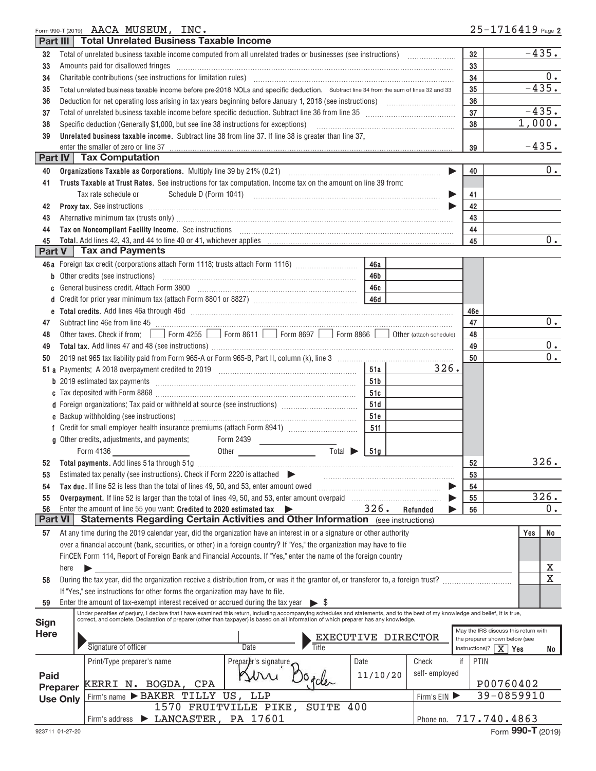Form 990-T (2019) AACA MUSEUM, INC. 25-1716419 Page 2

## Part III Total Unrelated Business Taxable Income

| Line | Description | | Amount |
|---|---|---|---|
| 32 | Total of unrelated business taxable income computed from all unrelated trades or businesses (see instructions) | 32 | -435. |
| 33 | Amounts paid for disallowed fringes | 33 | |
| 34 | Charitable contributions (see instructions for limitation rules) | 34 | 0. |
| 35 | Total unrelated business taxable income before pre-2018 NOLs and specific deduction. Subtract line 34 from the sum of lines 32 and 33 | 35 | -435. |
| 36 | Deduction for net operating loss arising in tax years beginning before January 1, 2018 (see instructions) | 36 | |
| 37 | Total of unrelated business taxable income before specific deduction. Subtract line 36 from line 35 | 37 | -435. |
| 38 | Specific deduction (Generally $1,000, but see line 38 instructions for exceptions) | 38 | 1,000. |
| 39 | **Unrelated business taxable income.** Subtract line 38 from line 37. If line 38 is greater than line 37, enter the smaller of zero or line 37 | 39 | -435. |

## Part IV Tax Computation

| Line | Description | | Amount |
|---|---|---|---|
| 40 | **Organizations Taxable as Corporations.** Multiply line 39 by 21% (0.21) | 40 | 0. |
| 41 | **Trusts Taxable at Trust Rates.** See instructions for tax computation. Income tax on the amount on line 39 from: Tax rate schedule or Schedule D (Form 1041) | 41 | |
| 42 | **Proxy tax.** See instructions | 42 | |
| 43 | Alternative minimum tax (trusts only) | 43 | |
| 44 | **Tax on Noncompliant Facility Income.** See instructions | 44 | |
| 45 | **Total.** Add lines 42, 43, and 44 to line 40 or 41, whichever applies | 45 | 0. |

## Part V Tax and Payments

| Line | Description | | | | Amount |
|---|---|---|---|---|---|
| 46a | Foreign tax credit (corporations attach Form 1118; trusts attach Form 1116) | 46a | | | |
| b | Other credits (see instructions) | 46b | | | |
| c | General business credit. Attach Form 3800 | 46c | | | |
| d | Credit for prior year minimum tax (attach Form 8801 or 8827) | 46d | | | |
| e | **Total credits.** Add lines 46a through 46d | | | 46e | |
| 47 | Subtract line 46e from line 45 | | | 47 | 0. |
| 48 | Other taxes. Check if from: ☐ Form 4255 ☐ Form 8611 ☐ Form 8697 ☐ Form 8866 ☐ Other (attach schedule) | | | 48 | |
| 49 | **Total tax.** Add lines 47 and 48 (see instructions) | | | 49 | 0. |
| 50 | 2019 net 965 tax liability paid from Form 965-A or Form 965-B, Part II, column (k), line 3 | | | 50 | 0. |
| 51a | Payments: A 2018 overpayment credited to 2019 | 51a | 326. | | |
| b | 2019 estimated tax payments | 51b | | | |
| c | Tax deposited with Form 8868 | 51c | | | |
| d | Foreign organizations: Tax paid or withheld at source (see instructions) | 51d | | | |
| e | Backup withholding (see instructions) | 51e | | | |
| f | Credit for small employer health insurance premiums (attach Form 8941) | 51f | | | |
| g | Other credits, adjustments, and payments: Form 2439 ______ Form 4136 ______ Other ______ Total ▶ | 51g | | | |
| 52 | **Total payments.** Add lines 51a through 51g | | | 52 | 326. |
| 53 | Estimated tax penalty (see instructions). Check if Form 2220 is attached ▶ | | | 53 | |
| 54 | **Tax due.** If line 52 is less than the total of lines 49, 50, and 53, enter amount owed | | | 54 | |
| 55 | **Overpayment.** If line 52 is larger than the total of lines 49, 50, and 53, enter amount overpaid | | | 55 | 326. |
| 56 | Enter the amount of line 55 you want: **Credited to 2020 estimated tax** ▶ 326. **Refunded** ▶ | | | 56 | 0. |

## Part VI Statements Regarding Certain Activities and Other Information (see instructions)

| Line | Question | Yes | No |
|---|---|---|---|
| 57 | At any time during the 2019 calendar year, did the organization have an interest in or a signature or other authority over a financial account (bank, securities, or other) in a foreign country? If "Yes," the organization may have to file FinCEN Form 114, Report of Foreign Bank and Financial Accounts. If "Yes," enter the name of the foreign country here ▶ | | X |
| 58 | During the tax year, did the organization receive a distribution from, or was it the grantor of, or transferor to, a foreign trust? If "Yes," see instructions for other forms the organization may have to file. | | X |
| 59 | Enter the amount of tax-exempt interest received or accrued during the tax year ▶ $ | | |

**Sign Here**

Under penalties of perjury, I declare that I have examined this return, including accompanying schedules and statements, and to the best of my knowledge and belief, it is true, correct, and complete. Declaration of preparer (other than taxpayer) is based on all information of which preparer has any knowledge.

Signature of officer ______ Date ______ Title: EXECUTIVE DIRECTOR

May the IRS discuss this return with the preparer shown below (see instructions)? ☒ Yes ☐ No

**Paid Preparer Use Only**

| Print/Type preparer's name | Preparer's signature | Date | Check if self-employed | PTIN |
|---|---|---|---|---|
| KERRI N. BOGDA, CPA | Kerri Bogda | 11/10/20 | ☐ | P00760402 |

Firm's name ▶ BAKER TILLY US, LLP — Firm's EIN ▶ 39-0859910

Firm's address ▶ 1570 FRUITVILLE PIKE, SUITE 400, LANCASTER, PA 17601 — Phone no. 717.740.4863

923711 01-27-20 Form **990-T** (2019)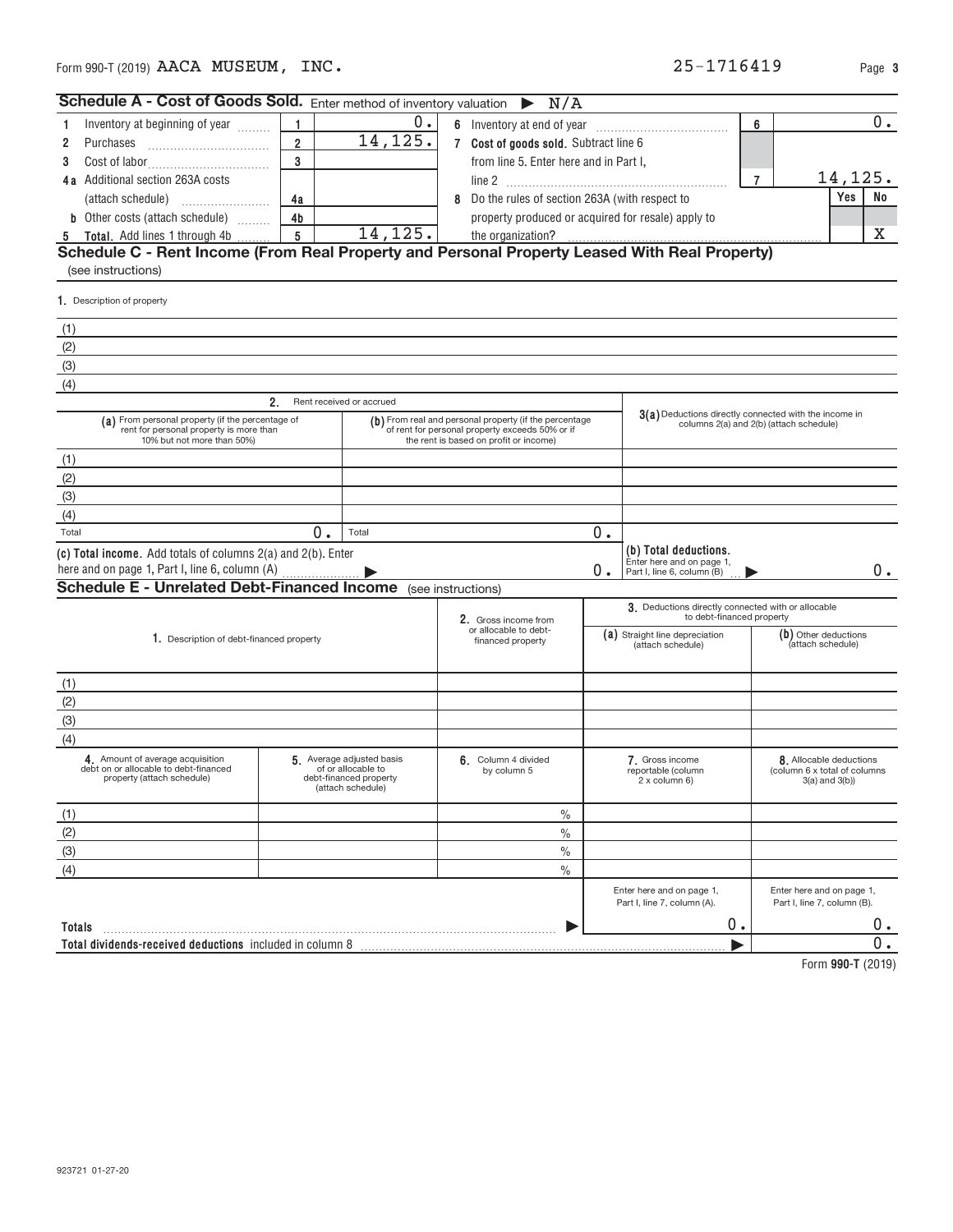Form 990-T (2019) AACA MUSEUM, INC. 25-1716419 Page 3

## Schedule A - Cost of Goods Sold. Enter method of inventory valuation ▶ N/A

| | | | | | | |
|---|---|---|---|---|---|---|
| 1 Inventory at beginning of year | 1 | 0. | 6 Inventory at end of year | 6 | | 0. |
| 2 Purchases | 2 | 14,125. | 7 Cost of goods sold. Subtract line 6 from line 5. Enter here and in Part I, line 2 | 7 | | 14,125. |
| 3 Cost of labor | 3 | | | | Yes | No |
| 4a Additional section 263A costs (attach schedule) | 4a | | 8 Do the rules of section 263A (with respect to property produced or acquired for resale) apply to the organization? | | | X |
| b Other costs (attach schedule) | 4b | | | | | |
| 5 Total. Add lines 1 through 4b | 5 | 14,125. | | | | |

## Schedule C - Rent Income (From Real Property and Personal Property Leased With Real Property)
(see instructions)

1. Description of property

(1)

(2)

(3)

(4)

| | 2. Rent received or accrued | | |
|---|---|---|---|
| | (a) From personal property (if the percentage of rent for personal property is more than 10% but not more than 50%) | (b) From real and personal property (if the percentage of rent for personal property exceeds 50% or if the rent is based on profit or income) | 3(a) Deductions directly connected with the income in columns 2(a) and 2(b) (attach schedule) |
| (1) | | | |
| (2) | | | |
| (3) | | | |
| (4) | | | |
| Total | 0. | Total 0. | |

(c) Total income. Add totals of columns 2(a) and 2(b). Enter here and on page 1, Part I, line 6, column (A) ▶ 0.

(b) Total deductions. Enter here and on page 1, Part I, line 6, column (B) ▶ 0.

## Schedule E - Unrelated Debt-Financed Income (see instructions)

| | 1. Description of debt-financed property | 2. Gross income from or allocable to debt-financed property | 3. Deductions directly connected with or allocable to debt-financed property (a) Straight line depreciation (attach schedule) | (b) Other deductions (attach schedule) |
|---|---|---|---|---|
| (1) | | | | |
| (2) | | | | |
| (3) | | | | |
| (4) | | | | |

| | 4. Amount of average acquisition debt on or allocable to debt-financed property (attach schedule) | 5. Average adjusted basis of or allocable to debt-financed property (attach schedule) | 6. Column 4 divided by column 5 | 7. Gross income reportable (column 2 x column 6) | 8. Allocable deductions (column 6 x total of columns 3(a) and 3(b)) |
|---|---|---|---|---|---|
| (1) | | | % | | |
| (2) | | | % | | |
| (3) | | | % | | |
| (4) | | | % | | |
| | | | | Enter here and on page 1, Part I, line 7, column (A). | Enter here and on page 1, Part I, line 7, column (B). |
| Totals | | | ▶ | 0. | 0. |
| Total dividends-received deductions included in column 8 | | | | ▶ | 0. |

Form 990-T (2019)

923721 01-27-20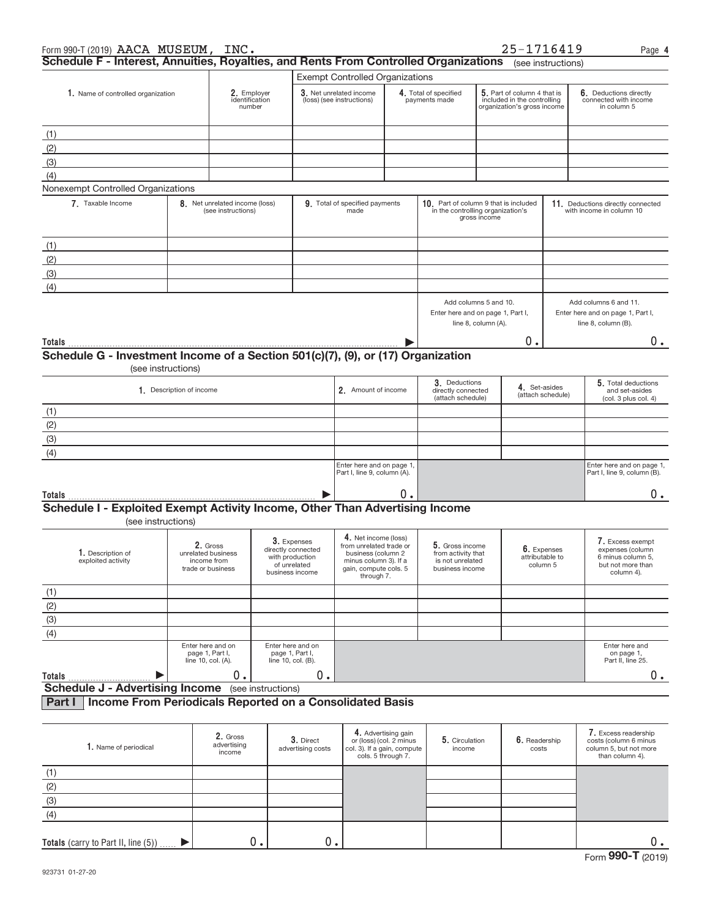Form 990-T (2019) AACA MUSEUM, INC. 25-1716419

## Schedule F - Interest, Annuities, Royalties, and Rents From Controlled Organizations (see instructions)

| 1. Name of controlled organization | 2. Employer identification number | Exempt Controlled Organizations | | | |
|---|---|---|---|---|---|
| | | 3. Net unrelated income (loss) (see instructions) | 4. Total of specified payments made | 5. Part of column 4 that is included in the controlling organization's gross income | 6. Deductions directly connected with income in column 5 |
| (1) | | | | | |
| (2) | | | | | |
| (3) | | | | | |
| (4) | | | | | |

Nonexempt Controlled Organizations

| 7. Taxable Income | 8. Net unrelated income (loss) (see instructions) | 9. Total of specified payments made | 10. Part of column 9 that is included in the controlling organization's gross income | 11. Deductions directly connected with income in column 10 |
|---|---|---|---|---|
| (1) | | | | |
| (2) | | | | |
| (3) | | | | |
| (4) | | | | |
| | | | Add columns 5 and 10. Enter here and on page 1, Part I, line 8, column (A). | Add columns 6 and 11. Enter here and on page 1, Part I, line 8, column (B). |
| **Totals** ▶ | | | 0. | 0. |

## Schedule G - Investment Income of a Section 501(c)(7), (9), or (17) Organization

(see instructions)

| 1. Description of income | 2. Amount of income | 3. Deductions directly connected (attach schedule) | 4. Set-asides (attach schedule) | 5. Total deductions and set-asides (col. 3 plus col. 4) |
|---|---|---|---|---|
| (1) | | | | |
| (2) | | | | |
| (3) | | | | |
| (4) | | | | |
| | Enter here and on page 1, Part I, line 9, column (A). | | | Enter here and on page 1, Part I, line 9, column (B). |
| **Totals** ▶ | 0. | | | 0. |

## Schedule I - Exploited Exempt Activity Income, Other Than Advertising Income

(see instructions)

| 1. Description of exploited activity | 2. Gross unrelated business income from trade or business | 3. Expenses directly connected with production of unrelated business income | 4. Net income (loss) from unrelated trade or business (column 2 minus column 3). If a gain, compute cols. 5 through 7. | 5. Gross income from activity that is not unrelated business income | 6. Expenses attributable to column 5 | 7. Excess exempt expenses (column 6 minus column 5, but not more than column 4). |
|---|---|---|---|---|---|---|
| (1) | | | | | | |
| (2) | | | | | | |
| (3) | | | | | | |
| (4) | | | | | | |
| | Enter here and on page 1, Part I, line 10, col. (A). | Enter here and on page 1, Part I, line 10, col. (B). | | | | Enter here and on page 1, Part II, line 25. |
| **Totals** ▶ | 0. | 0. | | | | 0. |

## Schedule J - Advertising Income (see instructions)

### Part I Income From Periodicals Reported on a Consolidated Basis

| 1. Name of periodical | 2. Gross advertising income | 3. Direct advertising costs | 4. Advertising gain or (loss) (col. 2 minus col. 3). If a gain, compute cols. 5 through 7. | 5. Circulation income | 6. Readership costs | 7. Excess readership costs (column 6 minus column 5, but not more than column 4). |
|---|---|---|---|---|---|---|
| (1) | | | | | | |
| (2) | | | | | | |
| (3) | | | | | | |
| (4) | | | | | | |
| **Totals** (carry to Part II, line (5)) ▶ | 0. | 0. | | | | 0. |

Form **990-T** (2019)

923731 01-27-20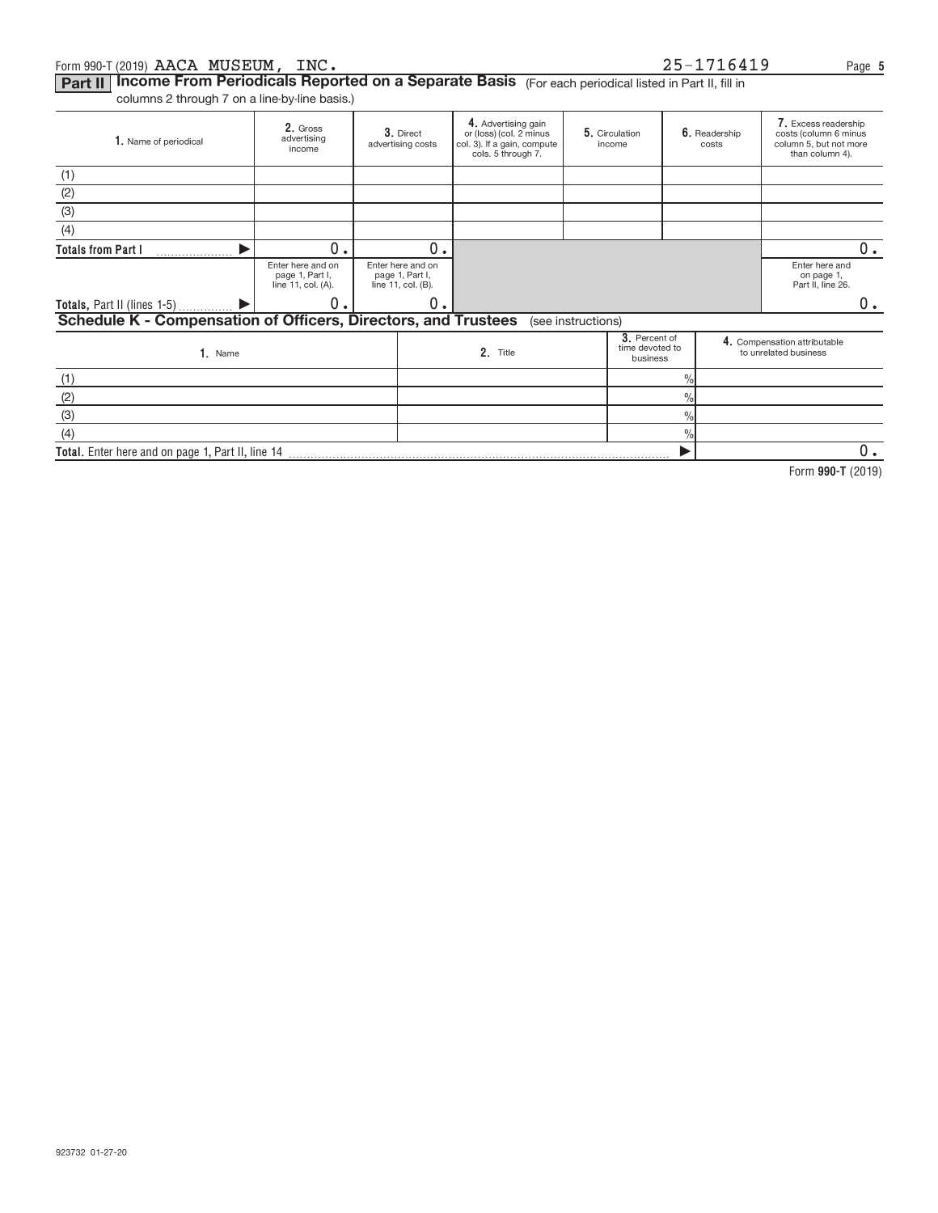Form 990-T (2019) AACA MUSEUM, INC. 25-1716419

## Part II Income From Periodicals Reported on a Separate Basis (For each periodical listed in Part II, fill in columns 2 through 7 on a line-by-line basis.)

| 1. Name of periodical | 2. Gross advertising income | 3. Direct advertising costs | 4. Advertising gain or (loss) (col. 2 minus col. 3). If a gain, compute cols. 5 through 7. | 5. Circulation income | 6. Readership costs | 7. Excess readership costs (column 6 minus column 5, but not more than column 4). |
|---|---|---|---|---|---|---|
| (1) | | | | | | |
| (2) | | | | | | |
| (3) | | | | | | |
| (4) | | | | | | |
| Totals from Part I ▶ | 0. | 0. | | | | 0. |
| | Enter here and on page 1, Part I, line 11, col. (A). | Enter here and on page 1, Part I, line 11, col. (B). | | | | Enter here and on page 1, Part II, line 26. |
| Totals, Part II (lines 1-5) ▶ | 0. | 0. | | | | 0. |

## Schedule K - Compensation of Officers, Directors, and Trustees (see instructions)

| 1. Name | 2. Title | 3. Percent of time devoted to business | 4. Compensation attributable to unrelated business |
|---|---|---|---|
| (1) | | % | |
| (2) | | % | |
| (3) | | % | |
| (4) | | % | |
| Total. Enter here and on page 1, Part II, line 14 | | ▶ | 0. |

Form 990-T (2019)

923732 01-27-20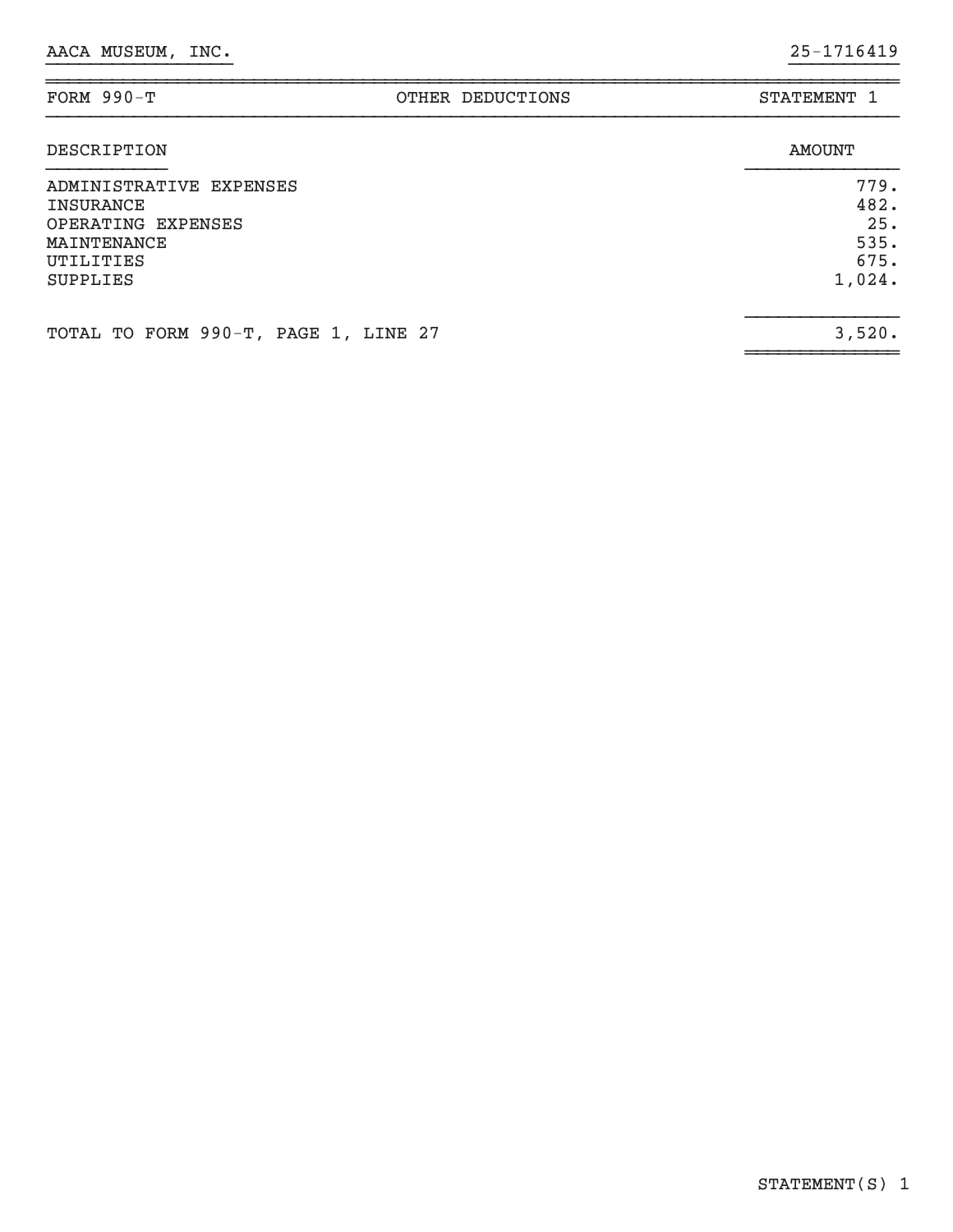AACA MUSEUM, INC. 25-1716419

| FORM 990-T | OTHER DEDUCTIONS | STATEMENT 1 |
|---|---|---|

| DESCRIPTION | AMOUNT |
|---|---|
| ADMINISTRATIVE EXPENSES | 779. |
| INSURANCE | 482. |
| OPERATING EXPENSES | 25. |
| MAINTENANCE | 535. |
| UTILITIES | 675. |
| SUPPLIES | 1,024. |
| TOTAL TO FORM 990-T, PAGE 1, LINE 27 | 3,520. |

STATEMENT(S) 1